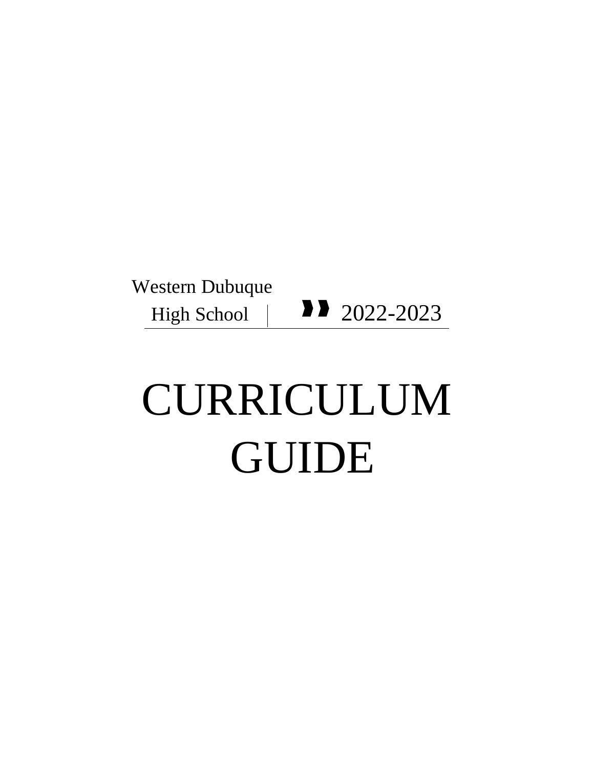Western Dubuque High School | 2022-2023

# CURRICULUM GUIDE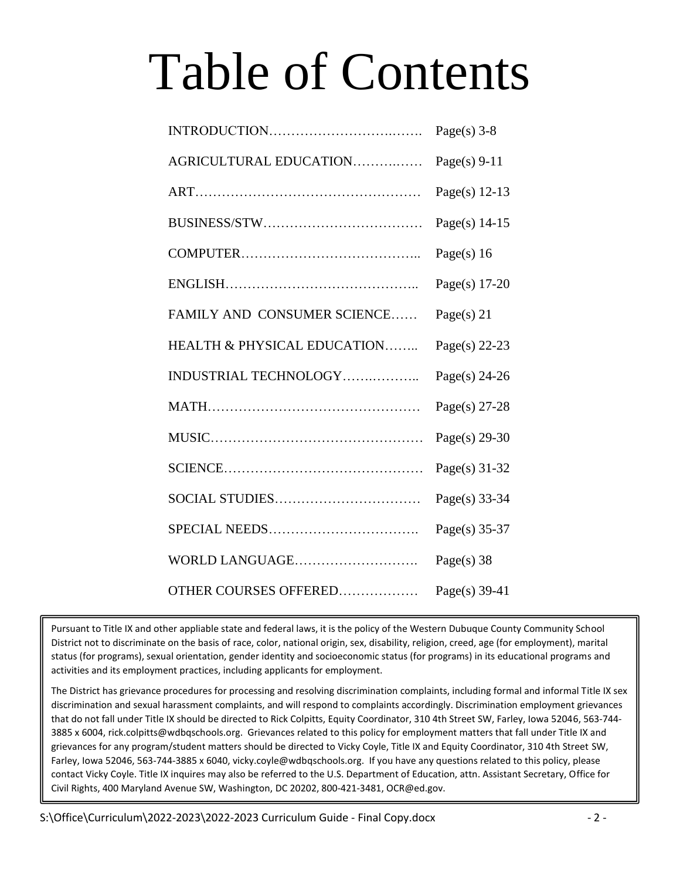# Table of Contents

| | |
|---|---|
| INTRODUCTION | Page(s) 3-8 |
| AGRICULTURAL EDUCATION | Page(s) 9-11 |
| ART | Page(s) 12-13 |
| BUSINESS/STW | Page(s) 14-15 |
| COMPUTER | Page(s) 16 |
| ENGLISH | Page(s) 17-20 |
| FAMILY AND CONSUMER SCIENCE | Page(s) 21 |
| HEALTH & PHYSICAL EDUCATION | Page(s) 22-23 |
| INDUSTRIAL TECHNOLOGY | Page(s) 24-26 |
| MATH | Page(s) 27-28 |
| MUSIC | Page(s) 29-30 |
| SCIENCE | Page(s) 31-32 |
| SOCIAL STUDIES | Page(s) 33-34 |
| SPECIAL NEEDS | Page(s) 35-37 |
| WORLD LANGUAGE | Page(s) 38 |
| OTHER COURSES OFFERED | Page(s) 39-41 |

Pursuant to Title IX and other appliable state and federal laws, it is the policy of the Western Dubuque County Community School District not to discriminate on the basis of race, color, national origin, sex, disability, religion, creed, age (for employment), marital status (for programs), sexual orientation, gender identity and socioeconomic status (for programs) in its educational programs and activities and its employment practices, including applicants for employment.

The District has grievance procedures for processing and resolving discrimination complaints, including formal and informal Title IX sex discrimination and sexual harassment complaints, and will respond to complaints accordingly. Discrimination employment grievances that do not fall under Title IX should be directed to Rick Colpitts, Equity Coordinator, 310 4th Street SW, Farley, Iowa 52046, 563-744-3885 x 6004, rick.colpitts@wdbqschools.org. Grievances related to this policy for employment matters that fall under Title IX and grievances for any program/student matters should be directed to Vicky Coyle, Title IX and Equity Coordinator, 310 4th Street SW, Farley, Iowa 52046, 563-744-3885 x 6040, vicky.coyle@wdbqschools.org. If you have any questions related to this policy, please contact Vicky Coyle. Title IX inquires may also be referred to the U.S. Department of Education, attn. Assistant Secretary, Office for Civil Rights, 400 Maryland Avenue SW, Washington, DC 20202, 800-421-3481, OCR@ed.gov.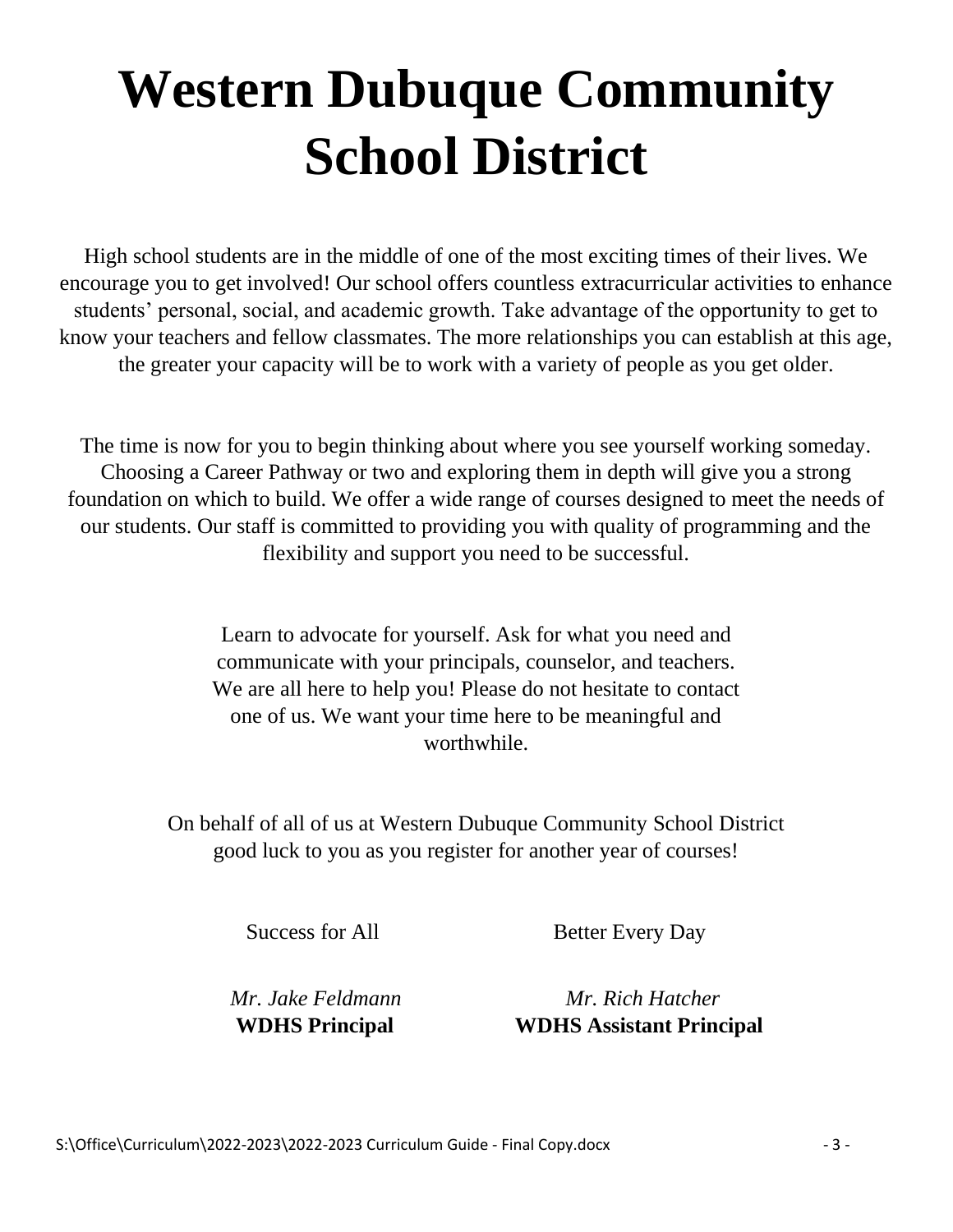# Western Dubuque Community School District

High school students are in the middle of one of the most exciting times of their lives. We encourage you to get involved! Our school offers countless extracurricular activities to enhance students' personal, social, and academic growth. Take advantage of the opportunity to get to know your teachers and fellow classmates. The more relationships you can establish at this age, the greater your capacity will be to work with a variety of people as you get older.

The time is now for you to begin thinking about where you see yourself working someday. Choosing a Career Pathway or two and exploring them in depth will give you a strong foundation on which to build. We offer a wide range of courses designed to meet the needs of our students. Our staff is committed to providing you with quality of programming and the flexibility and support you need to be successful.

Learn to advocate for yourself. Ask for what you need and communicate with your principals, counselor, and teachers. We are all here to help you! Please do not hesitate to contact one of us. We want your time here to be meaningful and worthwhile.

On behalf of all of us at Western Dubuque Community School District good luck to you as you register for another year of courses!

Success for All

Better Every Day

*Mr. Jake Feldmann*
**WDHS Principal**

*Mr. Rich Hatcher*
**WDHS Assistant Principal**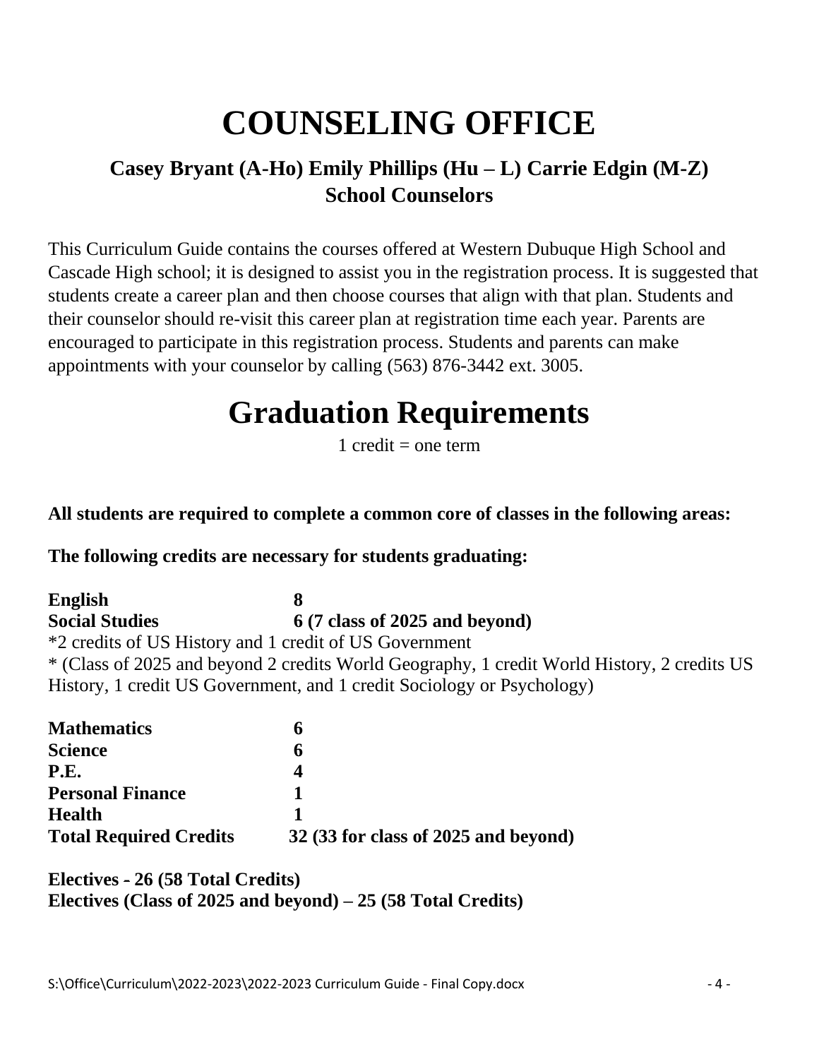# COUNSELING OFFICE

### Casey Bryant (A-Ho) Emily Phillips (Hu – L) Carrie Edgin (M-Z)
### School Counselors

This Curriculum Guide contains the courses offered at Western Dubuque High School and Cascade High school; it is designed to assist you in the registration process. It is suggested that students create a career plan and then choose courses that align with that plan. Students and their counselor should re-visit this career plan at registration time each year. Parents are encouraged to participate in this registration process. Students and parents can make appointments with your counselor by calling (563) 876-3442 ext. 3005.

# Graduation Requirements

1 credit = one term

**All students are required to complete a common core of classes in the following areas:**

**The following credits are necessary for students graduating:**

**English** **8**
**Social Studies** **6 (7 class of 2025 and beyond)**
*2 credits of US History and 1 credit of US Government
* (Class of 2025 and beyond 2 credits World Geography, 1 credit World History, 2 credits US History, 1 credit US Government, and 1 credit Sociology or Psychology)

**Mathematics** **6**
**Science** **6**
**P.E.** **4**
**Personal Finance** **1**
**Health** **1**
**Total Required Credits** **32 (33 for class of 2025 and beyond)**

**Electives - 26 (58 Total Credits)**
**Electives (Class of 2025 and beyond) – 25 (58 Total Credits)**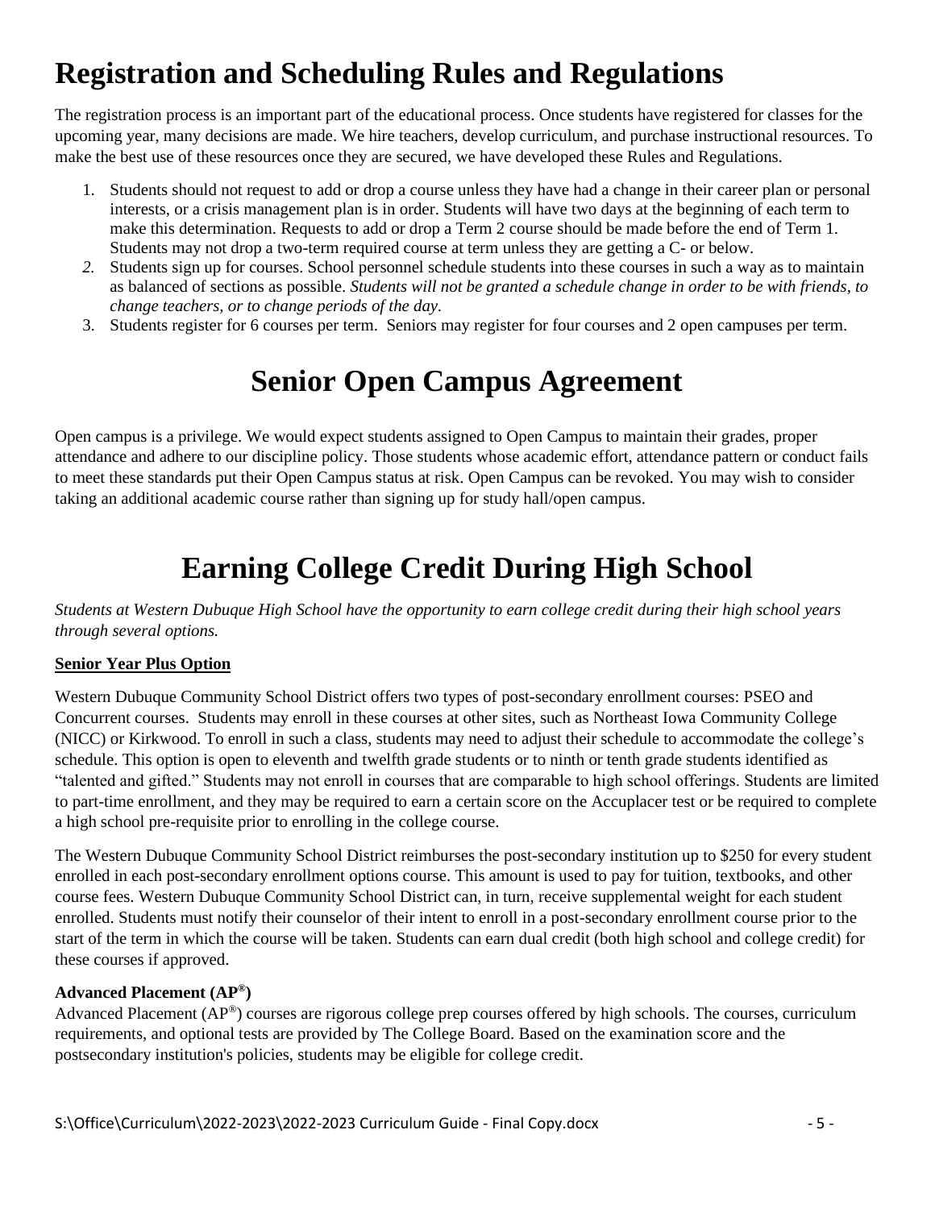# Registration and Scheduling Rules and Regulations

The registration process is an important part of the educational process. Once students have registered for classes for the upcoming year, many decisions are made. We hire teachers, develop curriculum, and purchase instructional resources. To make the best use of these resources once they are secured, we have developed these Rules and Regulations.

1. Students should not request to add or drop a course unless they have had a change in their career plan or personal interests, or a crisis management plan is in order. Students will have two days at the beginning of each term to make this determination. Requests to add or drop a Term 2 course should be made before the end of Term 1. Students may not drop a two-term required course at term unless they are getting a C- or below.
2. Students sign up for courses. School personnel schedule students into these courses in such a way as to maintain as balanced of sections as possible. *Students will not be granted a schedule change in order to be with friends, to change teachers, or to change periods of the day.*
3. Students register for 6 courses per term. Seniors may register for four courses and 2 open campuses per term.

# Senior Open Campus Agreement

Open campus is a privilege. We would expect students assigned to Open Campus to maintain their grades, proper attendance and adhere to our discipline policy. Those students whose academic effort, attendance pattern or conduct fails to meet these standards put their Open Campus status at risk. Open Campus can be revoked. You may wish to consider taking an additional academic course rather than signing up for study hall/open campus.

# Earning College Credit During High School

*Students at Western Dubuque High School have the opportunity to earn college credit during their high school years through several options.*

**Senior Year Plus Option**

Western Dubuque Community School District offers two types of post-secondary enrollment courses: PSEO and Concurrent courses. Students may enroll in these courses at other sites, such as Northeast Iowa Community College (NICC) or Kirkwood. To enroll in such a class, students may need to adjust their schedule to accommodate the college's schedule. This option is open to eleventh and twelfth grade students or to ninth or tenth grade students identified as "talented and gifted." Students may not enroll in courses that are comparable to high school offerings. Students are limited to part-time enrollment, and they may be required to earn a certain score on the Accuplacer test or be required to complete a high school pre-requisite prior to enrolling in the college course.

The Western Dubuque Community School District reimburses the post-secondary institution up to $250 for every student enrolled in each post-secondary enrollment options course. This amount is used to pay for tuition, textbooks, and other course fees. Western Dubuque Community School District can, in turn, receive supplemental weight for each student enrolled. Students must notify their counselor of their intent to enroll in a post-secondary enrollment course prior to the start of the term in which the course will be taken. Students can earn dual credit (both high school and college credit) for these courses if approved.

**Advanced Placement (AP®)**

Advanced Placement (AP®) courses are rigorous college prep courses offered by high schools. The courses, curriculum requirements, and optional tests are provided by The College Board. Based on the examination score and the postsecondary institution's policies, students may be eligible for college credit.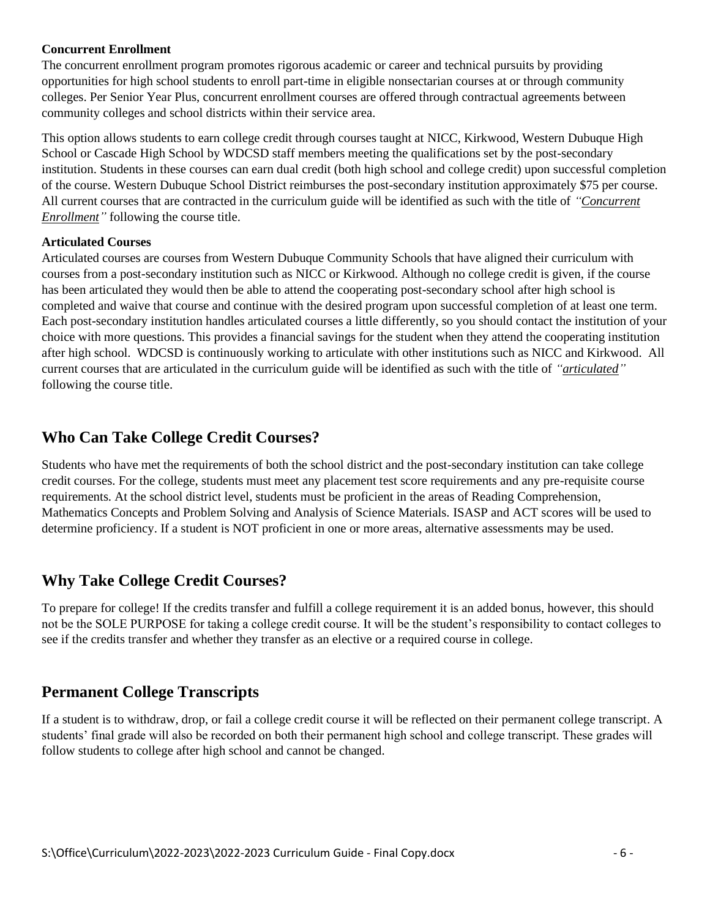**Concurrent Enrollment**

The concurrent enrollment program promotes rigorous academic or career and technical pursuits by providing opportunities for high school students to enroll part-time in eligible nonsectarian courses at or through community colleges. Per Senior Year Plus, concurrent enrollment courses are offered through contractual agreements between community colleges and school districts within their service area.

This option allows students to earn college credit through courses taught at NICC, Kirkwood, Western Dubuque High School or Cascade High School by WDCSD staff members meeting the qualifications set by the post-secondary institution. Students in these courses can earn dual credit (both high school and college credit) upon successful completion of the course. Western Dubuque School District reimburses the post-secondary institution approximately $75 per course. All current courses that are contracted in the curriculum guide will be identified as such with the title of *"Concurrent Enrollment"* following the course title.

**Articulated Courses**

Articulated courses are courses from Western Dubuque Community Schools that have aligned their curriculum with courses from a post-secondary institution such as NICC or Kirkwood. Although no college credit is given, if the course has been articulated they would then be able to attend the cooperating post-secondary school after high school is completed and waive that course and continue with the desired program upon successful completion of at least one term. Each post-secondary institution handles articulated courses a little differently, so you should contact the institution of your choice with more questions. This provides a financial savings for the student when they attend the cooperating institution after high school. WDCSD is continuously working to articulate with other institutions such as NICC and Kirkwood. All current courses that are articulated in the curriculum guide will be identified as such with the title of *"articulated"* following the course title.

## Who Can Take College Credit Courses?

Students who have met the requirements of both the school district and the post-secondary institution can take college credit courses. For the college, students must meet any placement test score requirements and any pre-requisite course requirements. At the school district level, students must be proficient in the areas of Reading Comprehension, Mathematics Concepts and Problem Solving and Analysis of Science Materials. ISASP and ACT scores will be used to determine proficiency. If a student is NOT proficient in one or more areas, alternative assessments may be used.

## Why Take College Credit Courses?

To prepare for college! If the credits transfer and fulfill a college requirement it is an added bonus, however, this should not be the SOLE PURPOSE for taking a college credit course. It will be the student's responsibility to contact colleges to see if the credits transfer and whether they transfer as an elective or a required course in college.

## Permanent College Transcripts

If a student is to withdraw, drop, or fail a college credit course it will be reflected on their permanent college transcript. A students' final grade will also be recorded on both their permanent high school and college transcript. These grades will follow students to college after high school and cannot be changed.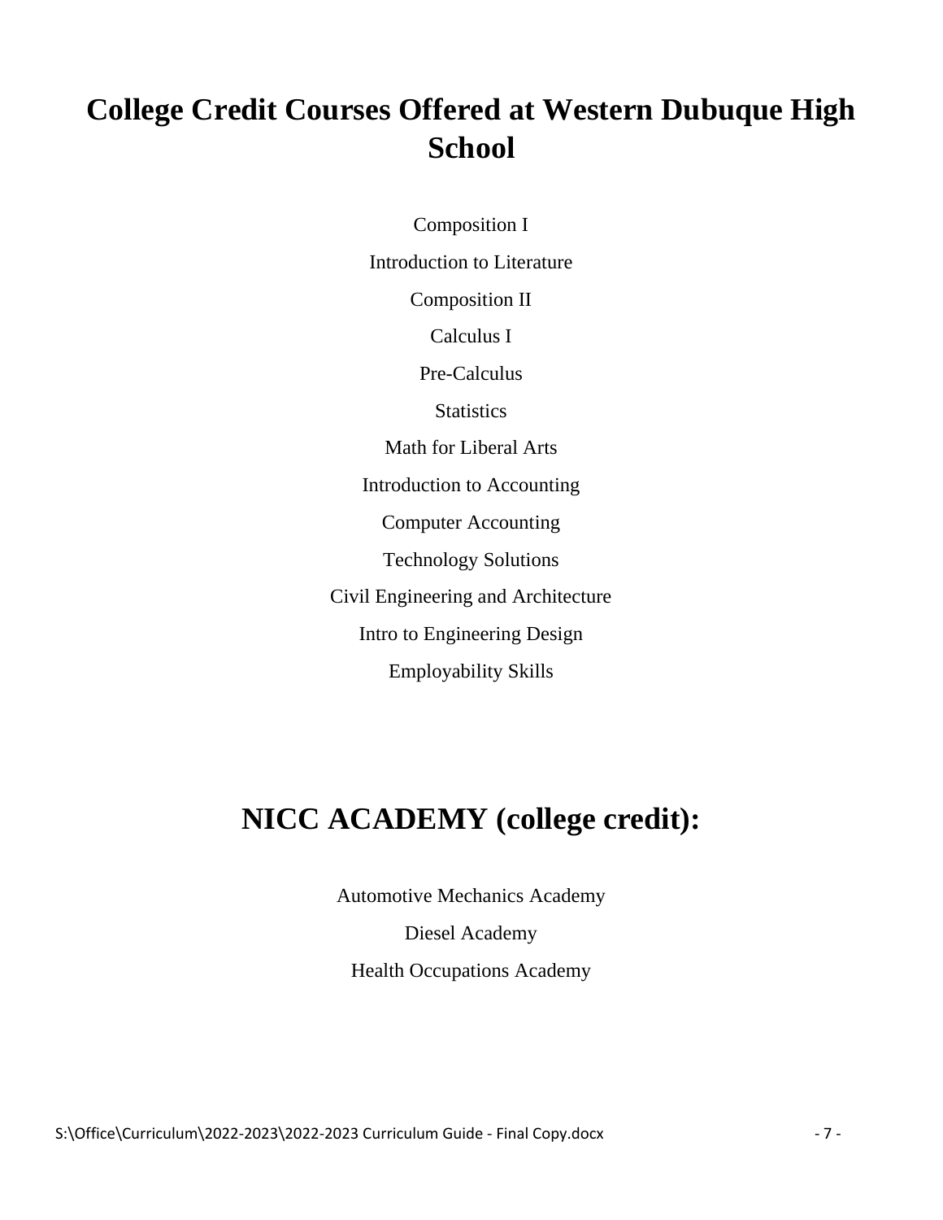# College Credit Courses Offered at Western Dubuque High School

Composition I

Introduction to Literature

Composition II

Calculus I

Pre-Calculus

Statistics

Math for Liberal Arts

Introduction to Accounting

Computer Accounting

Technology Solutions

Civil Engineering and Architecture

Intro to Engineering Design

Employability Skills

# NICC ACADEMY (college credit):

Automotive Mechanics Academy

Diesel Academy

Health Occupations Academy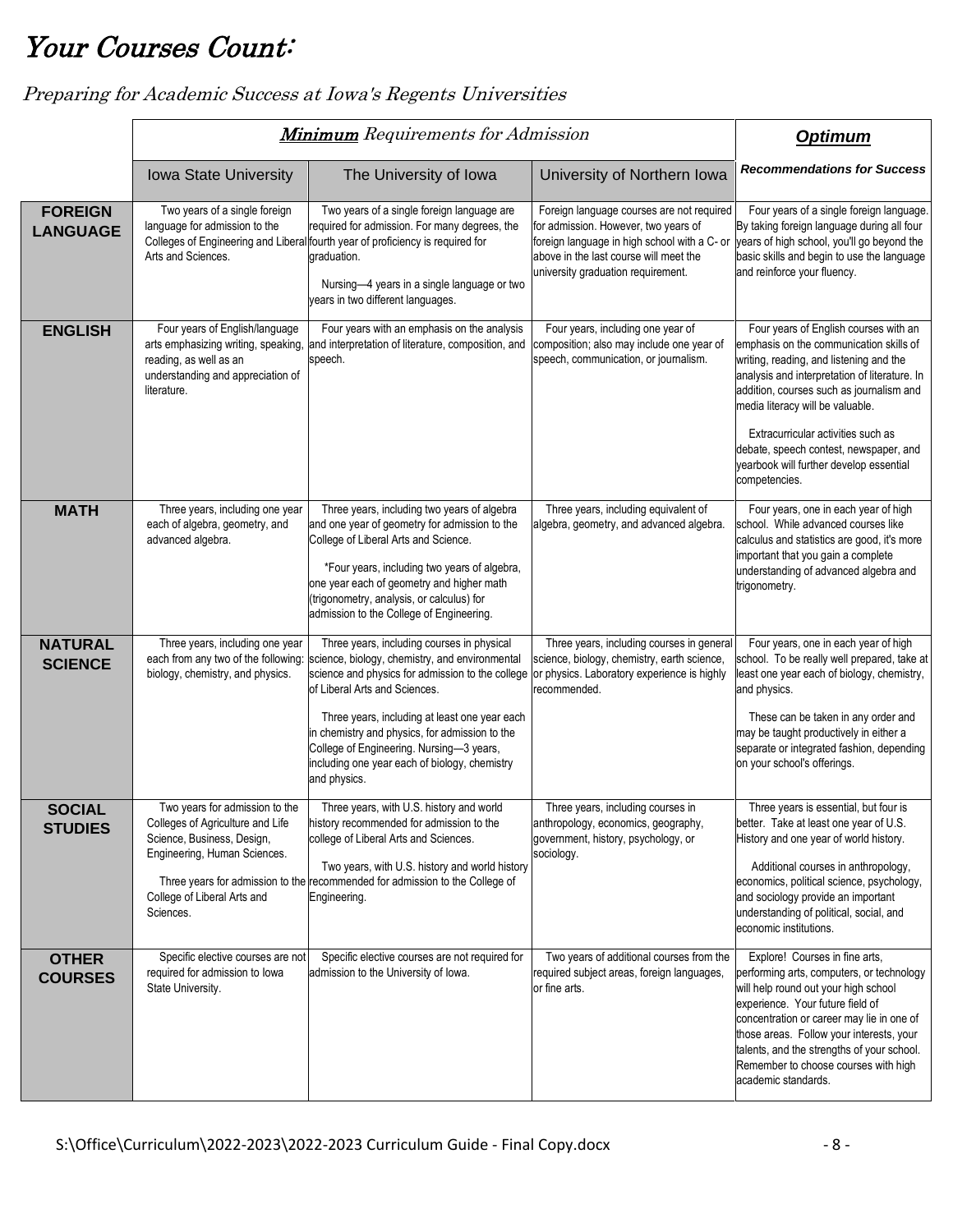# *Your Courses Count:*

*Preparing for Academic Success at Iowa's Regents Universities*

| | ***Minimum** Requirements for Admission* | | | ***Optimum*** |
|---|---|---|---|---|
| | Iowa State University | The University of Iowa | University of Northern Iowa | ***Recommendations for Success*** |
| **FOREIGN LANGUAGE** | Two years of a single foreign language for admission to the Colleges of Engineering and Liberal Arts and Sciences. | Two years of a single foreign language are required for admission. For many degrees, the fourth year of proficiency is required for graduation.<br><br>Nursing—4 years in a single language or two years in two different languages. | Foreign language courses are not required for admission. However, two years of foreign language in high school with a C- or above in the last course will meet the university graduation requirement. | Four years of a single foreign language. By taking foreign language during all four years of high school, you'll go beyond the basic skills and begin to use the language and reinforce your fluency. |
| **ENGLISH** | Four years of English/language arts emphasizing writing, speaking, reading, as well as an understanding and appreciation of literature. | Four years with an emphasis on the analysis and interpretation of literature, composition, and speech. | Four years, including one year of composition; also may include one year of speech, communication, or journalism. | Four years of English courses with an emphasis on the communication skills of writing, reading, and listening and the analysis and interpretation of literature. In addition, courses such as journalism and media literacy will be valuable.<br><br>Extracurricular activities such as debate, speech contest, newspaper, and yearbook will further develop essential competencies. |
| **MATH** | Three years, including one year each of algebra, geometry, and advanced algebra. | Three years, including two years of algebra and one year of geometry for admission to the College of Liberal Arts and Science.<br><br>*Four years, including two years of algebra, one year each of geometry and higher math (trigonometry, analysis, or calculus) for admission to the College of Engineering. | Three years, including equivalent of algebra, geometry, and advanced algebra. | Four years, one in each year of high school. While advanced courses like calculus and statistics are good, it's more important that you gain a complete understanding of advanced algebra and trigonometry. |
| **NATURAL SCIENCE** | Three years, including one year each from any two of the following: biology, chemistry, and physics. | Three years, including courses in physical science, biology, chemistry, and environmental science and physics for admission to the college of Liberal Arts and Sciences.<br><br>Three years, including at least one year each in chemistry and physics, for admission to the College of Engineering. Nursing—3 years, including one year each of biology, chemistry and physics. | Three years, including courses in general science, biology, chemistry, earth science, or physics. Laboratory experience is highly recommended. | Four years, one in each year of high school. To be really well prepared, take at least one year each of biology, chemistry, and physics.<br><br>These can be taken in any order and may be taught productively in either a separate or integrated fashion, depending on your school's offerings. |
| **SOCIAL STUDIES** | Two years for admission to the Colleges of Agriculture and Life Science, Business, Design, Engineering, Human Sciences.<br><br>Three years for admission to the College of Liberal Arts and Sciences. | Three years, with U.S. history and world history recommended for admission to the college of Liberal Arts and Sciences.<br><br>Two years, with U.S. history and world history recommended for admission to the College of Engineering. | Three years, including courses in anthropology, economics, geography, government, history, psychology, or sociology. | Three years is essential, but four is better. Take at least one year of U.S. History and one year of world history.<br><br>Additional courses in anthropology, economics, political science, psychology, and sociology provide an important understanding of political, social, and economic institutions. |
| **OTHER COURSES** | Specific elective courses are not required for admission to Iowa State University. | Specific elective courses are not required for admission to the University of Iowa. | Two years of additional courses from the required subject areas, foreign languages, or fine arts. | Explore! Courses in fine arts, performing arts, computers, or technology will help round out your high school experience. Your future field of concentration or career may lie in one of those areas. Follow your interests, your talents, and the strengths of your school. Remember to choose courses with high academic standards. |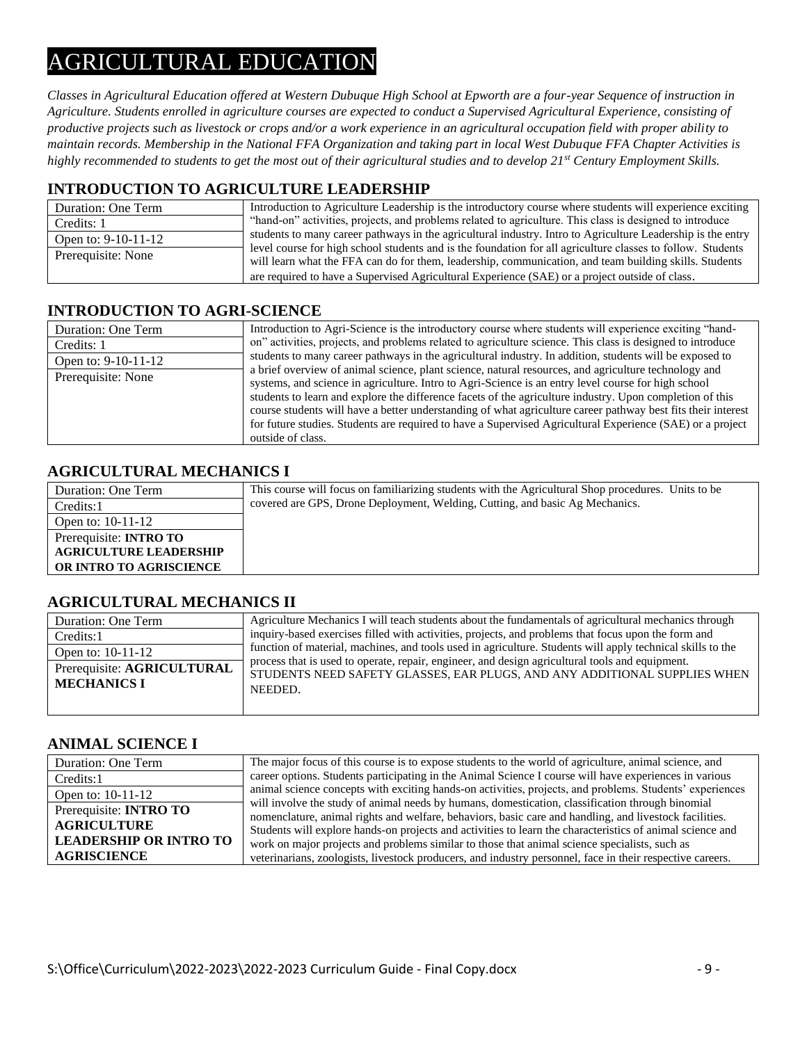# AGRICULTURAL EDUCATION

*Classes in Agricultural Education offered at Western Dubuque High School at Epworth are a four-year Sequence of instruction in Agriculture. Students enrolled in agriculture courses are expected to conduct a Supervised Agricultural Experience, consisting of productive projects such as livestock or crops and/or a work experience in an agricultural occupation field with proper ability to maintain records. Membership in the National FFA Organization and taking part in local West Dubuque FFA Chapter Activities is highly recommended to students to get the most out of their agricultural studies and to develop 21st Century Employment Skills.*

## INTRODUCTION TO AGRICULTURE LEADERSHIP

| | |
|---|---|
| Duration: One Term | Introduction to Agriculture Leadership is the introductory course where students will experience exciting "hand-on" activities, projects, and problems related to agriculture. This class is designed to introduce students to many career pathways in the agricultural industry. Intro to Agriculture Leadership is the entry level course for high school students and is the foundation for all agriculture classes to follow. Students will learn what the FFA can do for them, leadership, communication, and team building skills. Students are required to have a Supervised Agricultural Experience (SAE) or a project outside of class. |
| Credits: 1 | |
| Open to: 9-10-11-12 | |
| Prerequisite: None | |

## INTRODUCTION TO AGRI-SCIENCE

| | |
|---|---|
| Duration: One Term | Introduction to Agri-Science is the introductory course where students will experience exciting "hand-on" activities, projects, and problems related to agriculture science. This class is designed to introduce students to many career pathways in the agricultural industry. In addition, students will be exposed to a brief overview of animal science, plant science, natural resources, and agriculture technology and systems, and science in agriculture. Intro to Agri-Science is an entry level course for high school students to learn and explore the difference facets of the agriculture industry. Upon completion of this course students will have a better understanding of what agriculture career pathway best fits their interest for future studies. Students are required to have a Supervised Agricultural Experience (SAE) or a project outside of class. |
| Credits: 1 | |
| Open to: 9-10-11-12 | |
| Prerequisite: None | |

## AGRICULTURAL MECHANICS I

| | |
|---|---|
| Duration: One Term | This course will focus on familiarizing students with the Agricultural Shop procedures. Units to be covered are GPS, Drone Deployment, Welding, Cutting, and basic Ag Mechanics. |
| Credits:1 | |
| Open to: 10-11-12 | |
| Prerequisite: **INTRO TO AGRICULTURE LEADERSHIP OR INTRO TO AGRISCIENCE** | |

## AGRICULTURAL MECHANICS II

| | |
|---|---|
| Duration: One Term | Agriculture Mechanics I will teach students about the fundamentals of agricultural mechanics through inquiry-based exercises filled with activities, projects, and problems that focus upon the form and function of material, machines, and tools used in agriculture. Students will apply technical skills to the process that is used to operate, repair, engineer, and design agricultural tools and equipment. STUDENTS NEED SAFETY GLASSES, EAR PLUGS, AND ANY ADDITIONAL SUPPLIES WHEN NEEDED. |
| Credits:1 | |
| Open to: 10-11-12 | |
| Prerequisite: **AGRICULTURAL MECHANICS I** | |

## ANIMAL SCIENCE I

| | |
|---|---|
| Duration: One Term | The major focus of this course is to expose students to the world of agriculture, animal science, and career options. Students participating in the Animal Science I course will have experiences in various animal science concepts with exciting hands-on activities, projects, and problems. Students' experiences will involve the study of animal needs by humans, domestication, classification through binomial nomenclature, animal rights and welfare, behaviors, basic care and handling, and livestock facilities. Students will explore hands-on projects and activities to learn the characteristics of animal science and work on major projects and problems similar to those that animal science specialists, such as veterinarians, zoologists, livestock producers, and industry personnel, face in their respective careers. |
| Credits:1 | |
| Open to: 10-11-12 | |
| Prerequisite: **INTRO TO AGRICULTURE LEADERSHIP OR INTRO TO AGRISCIENCE** | |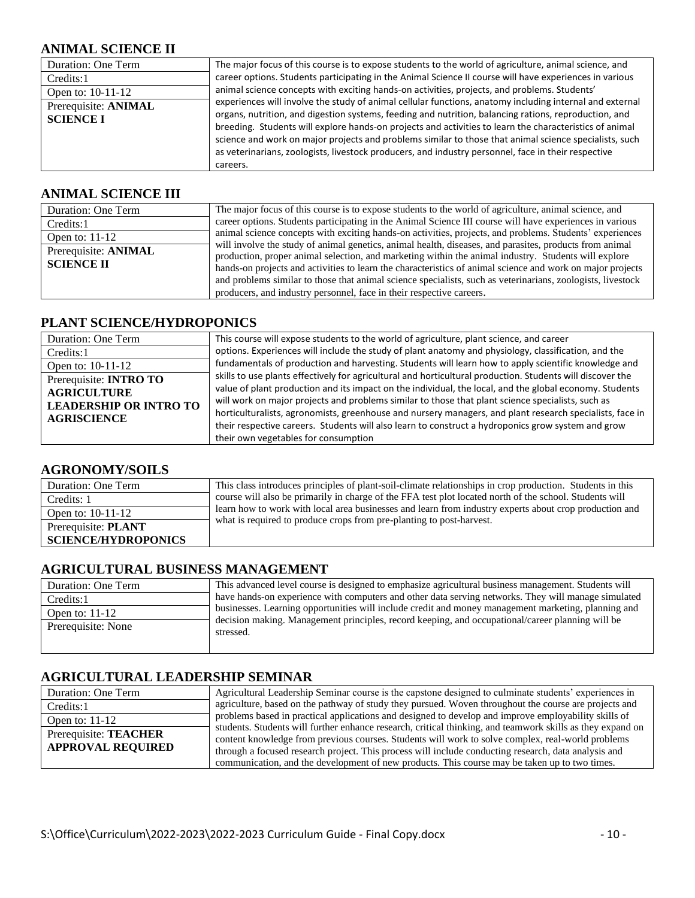## ANIMAL SCIENCE II

| | |
|---|---|
| Duration: One Term | The major focus of this course is to expose students to the world of agriculture, animal science, and career options. Students participating in the Animal Science II course will have experiences in various animal science concepts with exciting hands-on activities, projects, and problems. Students' experiences will involve the study of animal cellular functions, anatomy including internal and external organs, nutrition, and digestion systems, feeding and nutrition, balancing rations, reproduction, and breeding. Students will explore hands-on projects and activities to learn the characteristics of animal science and work on major projects and problems similar to those that animal science specialists, such as veterinarians, zoologists, livestock producers, and industry personnel, face in their respective careers. |
| Credits:1 | |
| Open to: 10-11-12 | |
| Prerequisite: **ANIMAL SCIENCE I** | |

## ANIMAL SCIENCE III

| | |
|---|---|
| Duration: One Term | The major focus of this course is to expose students to the world of agriculture, animal science, and career options. Students participating in the Animal Science III course will have experiences in various animal science concepts with exciting hands-on activities, projects, and problems. Students' experiences will involve the study of animal genetics, animal health, diseases, and parasites, products from animal production, proper animal selection, and marketing within the animal industry. Students will explore hands-on projects and activities to learn the characteristics of animal science and work on major projects and problems similar to those that animal science specialists, such as veterinarians, zoologists, livestock producers, and industry personnel, face in their respective careers. |
| Credits:1 | |
| Open to: 11-12 | |
| Prerequisite: **ANIMAL SCIENCE II** | |

## PLANT SCIENCE/HYDROPONICS

| | |
|---|---|
| Duration: One Term | This course will expose students to the world of agriculture, plant science, and career options. Experiences will include the study of plant anatomy and physiology, classification, and the fundamentals of production and harvesting. Students will learn how to apply scientific knowledge and skills to use plants effectively for agricultural and horticultural production. Students will discover the value of plant production and its impact on the individual, the local, and the global economy. Students will work on major projects and problems similar to those that plant science specialists, such as horticulturalists, agronomists, greenhouse and nursery managers, and plant research specialists, face in their respective careers. Students will also learn to construct a hydroponics grow system and grow their own vegetables for consumption |
| Credits:1 | |
| Open to: 10-11-12 | |
| Prerequisite: **INTRO TO AGRICULTURE LEADERSHIP OR INTRO TO AGRISCIENCE** | |

## AGRONOMY/SOILS

| | |
|---|---|
| Duration: One Term | This class introduces principles of plant-soil-climate relationships in crop production. Students in this course will also be primarily in charge of the FFA test plot located north of the school. Students will learn how to work with local area businesses and learn from industry experts about crop production and what is required to produce crops from pre-planting to post-harvest. |
| Credits: 1 | |
| Open to: 10-11-12 | |
| Prerequisite: **PLANT SCIENCE/HYDROPONICS** | |

## AGRICULTURAL BUSINESS MANAGEMENT

| | |
|---|---|
| Duration: One Term | This advanced level course is designed to emphasize agricultural business management. Students will have hands-on experience with computers and other data serving networks. They will manage simulated businesses. Learning opportunities will include credit and money management marketing, planning and decision making. Management principles, record keeping, and occupational/career planning will be stressed. |
| Credits:1 | |
| Open to: 11-12 | |
| Prerequisite: None | |

## AGRICULTURAL LEADERSHIP SEMINAR

| | |
|---|---|
| Duration: One Term | Agricultural Leadership Seminar course is the capstone designed to culminate students' experiences in agriculture, based on the pathway of study they pursued. Woven throughout the course are projects and problems based in practical applications and designed to develop and improve employability skills of students. Students will further enhance research, critical thinking, and teamwork skills as they expand on content knowledge from previous courses. Students will work to solve complex, real-world problems through a focused research project. This process will include conducting research, data analysis and communication, and the development of new products. This course may be taken up to two times. |
| Credits:1 | |
| Open to: 11-12 | |
| Prerequisite: **TEACHER APPROVAL REQUIRED** | |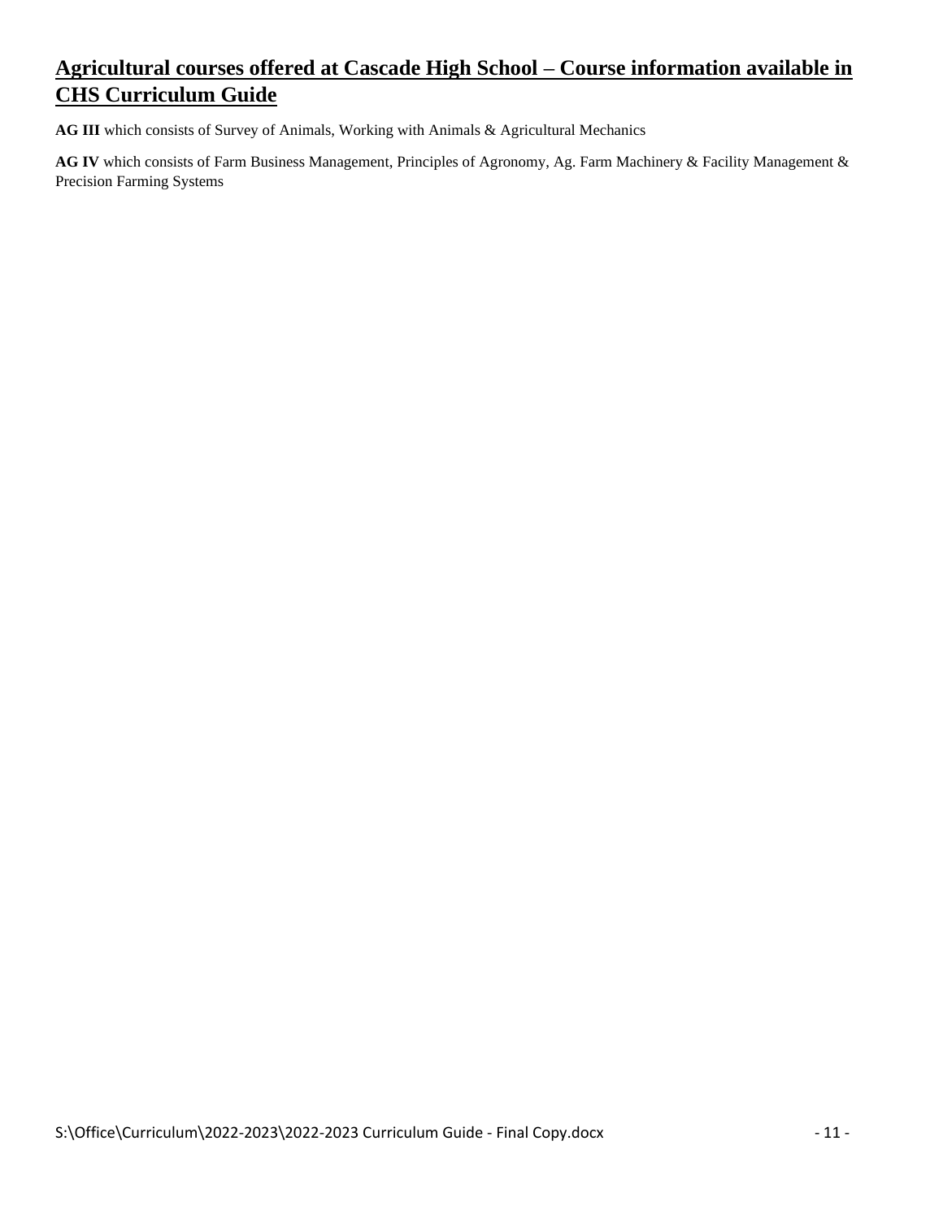## Agricultural courses offered at Cascade High School – Course information available in CHS Curriculum Guide

**AG III** which consists of Survey of Animals, Working with Animals & Agricultural Mechanics

**AG IV** which consists of Farm Business Management, Principles of Agronomy, Ag. Farm Machinery & Facility Management & Precision Farming Systems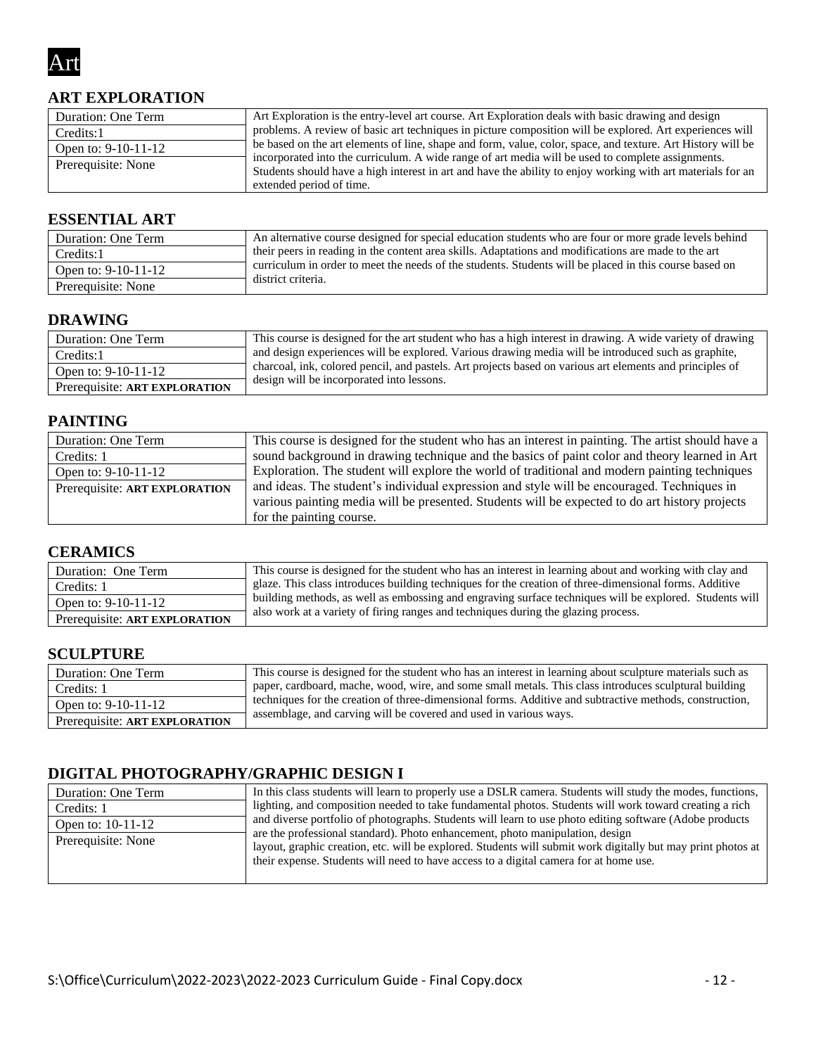# Art

## ART EXPLORATION

| Duration: One Term | Art Exploration is the entry-level art course. Art Exploration deals with basic drawing and design problems. A review of basic art techniques in picture composition will be explored. Art experiences will be based on the art elements of line, shape and form, value, color, space, and texture. Art History will be incorporated into the curriculum. A wide range of art media will be used to complete assignments. Students should have a high interest in art and have the ability to enjoy working with art materials for an extended period of time. |
|---|---|
| Credits:1 | |
| Open to: 9-10-11-12 | |
| Prerequisite: None | |

## ESSENTIAL ART

| Duration: One Term | An alternative course designed for special education students who are four or more grade levels behind their peers in reading in the content area skills. Adaptations and modifications are made to the art curriculum in order to meet the needs of the students. Students will be placed in this course based on district criteria. |
|---|---|
| Credits:1 | |
| Open to: 9-10-11-12 | |
| Prerequisite: None | |

## DRAWING

| Duration: One Term | This course is designed for the art student who has a high interest in drawing. A wide variety of drawing and design experiences will be explored. Various drawing media will be introduced such as graphite, charcoal, ink, colored pencil, and pastels. Art projects based on various art elements and principles of design will be incorporated into lessons. |
|---|---|
| Credits:1 | |
| Open to: 9-10-11-12 | |
| Prerequisite: **ART EXPLORATION** | |

## PAINTING

| Duration: One Term | This course is designed for the student who has an interest in painting. The artist should have a sound background in drawing technique and the basics of paint color and theory learned in Art Exploration. The student will explore the world of traditional and modern painting techniques and ideas. The student's individual expression and style will be encouraged. Techniques in various painting media will be presented. Students will be expected to do art history projects for the painting course. |
|---|---|
| Credits: 1 | |
| Open to: 9-10-11-12 | |
| Prerequisite: **ART EXPLORATION** | |

## CERAMICS

| Duration: One Term | This course is designed for the student who has an interest in learning about and working with clay and glaze. This class introduces building techniques for the creation of three-dimensional forms. Additive building methods, as well as embossing and engraving surface techniques will be explored. Students will also work at a variety of firing ranges and techniques during the glazing process. |
|---|---|
| Credits: 1 | |
| Open to: 9-10-11-12 | |
| Prerequisite: **ART EXPLORATION** | |

## SCULPTURE

| Duration: One Term | This course is designed for the student who has an interest in learning about sculpture materials such as paper, cardboard, mache, wood, wire, and some small metals. This class introduces sculptural building techniques for the creation of three-dimensional forms. Additive and subtractive methods, construction, assemblage, and carving will be covered and used in various ways. |
|---|---|
| Credits: 1 | |
| Open to: 9-10-11-12 | |
| Prerequisite: **ART EXPLORATION** | |

## DIGITAL PHOTOGRAPHY/GRAPHIC DESIGN I

| Duration: One Term | In this class students will learn to properly use a DSLR camera. Students will study the modes, functions, lighting, and composition needed to take fundamental photos. Students will work toward creating a rich and diverse portfolio of photographs. Students will learn to use photo editing software (Adobe products are the professional standard). Photo enhancement, photo manipulation, design layout, graphic creation, etc. will be explored. Students will submit work digitally but may print photos at their expense. Students will need to have access to a digital camera for at home use. |
|---|---|
| Credits: 1 | |
| Open to: 10-11-12 | |
| Prerequisite: None | |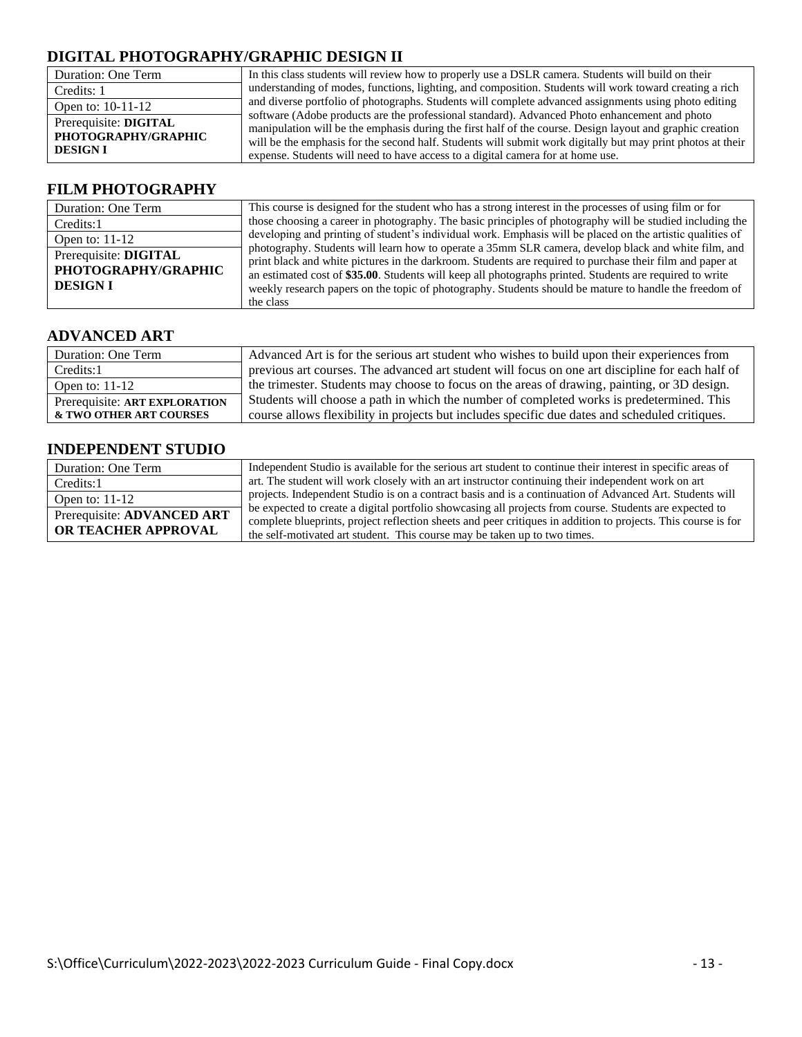## DIGITAL PHOTOGRAPHY/GRAPHIC DESIGN II

| | |
|---|---|
| Duration: One Term | In this class students will review how to properly use a DSLR camera. Students will build on their understanding of modes, functions, lighting, and composition. Students will work toward creating a rich and diverse portfolio of photographs. Students will complete advanced assignments using photo editing software (Adobe products are the professional standard). Advanced Photo enhancement and photo manipulation will be the emphasis during the first half of the course. Design layout and graphic creation will be the emphasis for the second half. Students will submit work digitally but may print photos at their expense. Students will need to have access to a digital camera for at home use. |
| Credits: 1 | |
| Open to: 10-11-12 | |
| Prerequisite: **DIGITAL PHOTOGRAPHY/GRAPHIC DESIGN I** | |

## FILM PHOTOGRAPHY

| | |
|---|---|
| Duration: One Term | This course is designed for the student who has a strong interest in the processes of using film or for those choosing a career in photography. The basic principles of photography will be studied including the developing and printing of student's individual work. Emphasis will be placed on the artistic qualities of photography. Students will learn how to operate a 35mm SLR camera, develop black and white film, and print black and white pictures in the darkroom. Students are required to purchase their film and paper at an estimated cost of **$35.00**. Students will keep all photographs printed. Students are required to write weekly research papers on the topic of photography. Students should be mature to handle the freedom of the class |
| Credits:1 | |
| Open to: 11-12 | |
| Prerequisite: **DIGITAL PHOTOGRAPHY/GRAPHIC DESIGN I** | |

## ADVANCED ART

| | |
|---|---|
| Duration: One Term | Advanced Art is for the serious art student who wishes to build upon their experiences from previous art courses. The advanced art student will focus on one art discipline for each half of the trimester. Students may choose to focus on the areas of drawing, painting, or 3D design. Students will choose a path in which the number of completed works is predetermined. This course allows flexibility in projects but includes specific due dates and scheduled critiques. |
| Credits:1 | |
| Open to: 11-12 | |
| Prerequisite: **ART EXPLORATION & TWO OTHER ART COURSES** | |

## INDEPENDENT STUDIO

| | |
|---|---|
| Duration: One Term | Independent Studio is available for the serious art student to continue their interest in specific areas of art. The student will work closely with an art instructor continuing their independent work on art projects. Independent Studio is on a contract basis and is a continuation of Advanced Art. Students will be expected to create a digital portfolio showcasing all projects from course. Students are expected to complete blueprints, project reflection sheets and peer critiques in addition to projects. This course is for the self-motivated art student. This course may be taken up to two times. |
| Credits:1 | |
| Open to: 11-12 | |
| Prerequisite: **ADVANCED ART OR TEACHER APPROVAL** | |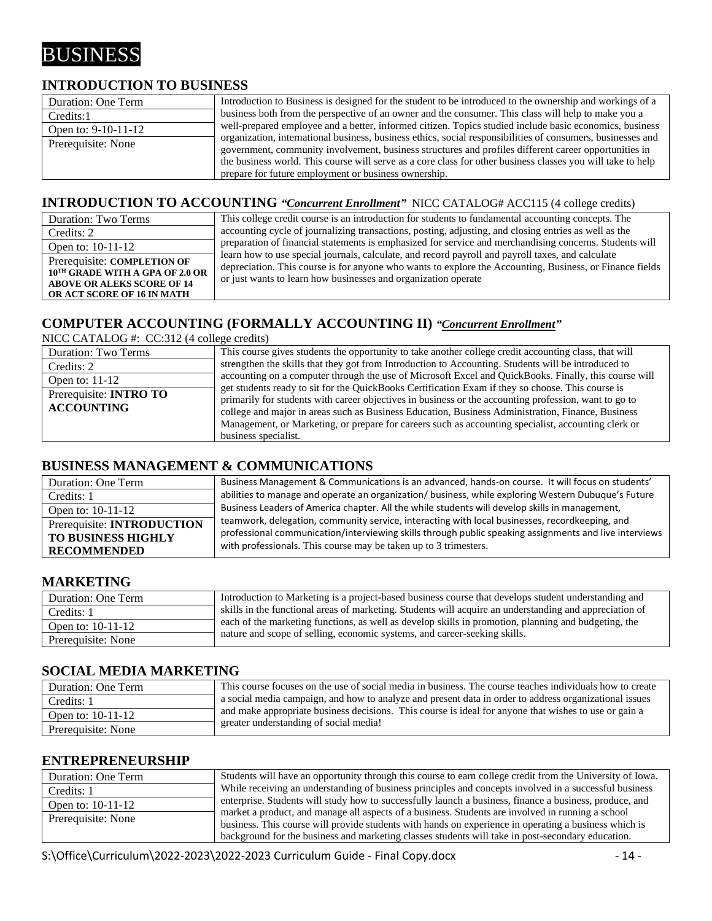# BUSINESS

## INTRODUCTION TO BUSINESS

| | |
|---|---|
| Duration: One Term | Introduction to Business is designed for the student to be introduced to the ownership and workings of a business both from the perspective of an owner and the consumer. This class will help to make you a well-prepared employee and a better, informed citizen. Topics studied include basic economics, business organization, international business, business ethics, social responsibilities of consumers, businesses and government, community involvement, business structures and profiles different career opportunities in the business world. This course will serve as a core class for other business classes you will take to help prepare for future employment or business ownership. |
| Credits:1 | |
| Open to: 9-10-11-12 | |
| Prerequisite: None | |

## INTRODUCTION TO ACCOUNTING *"Concurrent Enrollment"* NICC CATALOG# ACC115 (4 college credits)

| | |
|---|---|
| Duration: Two Terms | This college credit course is an introduction for students to fundamental accounting concepts. The accounting cycle of journalizing transactions, posting, adjusting, and closing entries as well as the preparation of financial statements is emphasized for service and merchandising concerns. Students will learn how to use special journals, calculate, and record payroll and payroll taxes, and calculate depreciation. This course is for anyone who wants to explore the Accounting, Business, or Finance fields or just wants to learn how businesses and organization operate |
| Credits: 2 | |
| Open to: 10-11-12 | |
| Prerequisite: **COMPLETION OF 10TH GRADE WITH A GPA OF 2.0 OR ABOVE OR ALEKS SCORE OF 14 OR ACT SCORE OF 16 IN MATH** | |

## COMPUTER ACCOUNTING (FORMALLY ACCOUNTING II) *"Concurrent Enrollment"*

NICC CATALOG #: CC:312 (4 college credits)

| | |
|---|---|
| Duration: Two Terms | This course gives students the opportunity to take another college credit accounting class, that will strengthen the skills that they got from Introduction to Accounting. Students will be introduced to accounting on a computer through the use of Microsoft Excel and QuickBooks. Finally, this course will get students ready to sit for the QuickBooks Certification Exam if they so choose. This course is primarily for students with career objectives in business or the accounting profession, want to go to college and major in areas such as Business Education, Business Administration, Finance, Business Management, or Marketing, or prepare for careers such as accounting specialist, accounting clerk or business specialist. |
| Credits: 2 | |
| Open to: 11-12 | |
| Prerequisite: **INTRO TO ACCOUNTING** | |

## BUSINESS MANAGEMENT & COMMUNICATIONS

| | |
|---|---|
| Duration: One Term | Business Management & Communications is an advanced, hands-on course. It will focus on students' abilities to manage and operate an organization/ business, while exploring Western Dubuque's Future Business Leaders of America chapter. All the while students will develop skills in management, teamwork, delegation, community service, interacting with local businesses, recordkeeping, and professional communication/interviewing skills through public speaking assignments and live interviews with professionals. This course may be taken up to 3 trimesters. |
| Credits: 1 | |
| Open to: 10-11-12 | |
| Prerequisite: **INTRODUCTION TO BUSINESS HIGHLY RECOMMENDED** | |

## MARKETING

| | |
|---|---|
| Duration: One Term | Introduction to Marketing is a project-based business course that develops student understanding and skills in the functional areas of marketing. Students will acquire an understanding and appreciation of each of the marketing functions, as well as develop skills in promotion, planning and budgeting, the nature and scope of selling, economic systems, and career-seeking skills. |
| Credits: 1 | |
| Open to: 10-11-12 | |
| Prerequisite: None | |

## SOCIAL MEDIA MARKETING

| | |
|---|---|
| Duration: One Term | This course focuses on the use of social media in business. The course teaches individuals how to create a social media campaign, and how to analyze and present data in order to address organizational issues and make appropriate business decisions. This course is ideal for anyone that wishes to use or gain a greater understanding of social media! |
| Credits: 1 | |
| Open to: 10-11-12 | |
| Prerequisite: None | |

## ENTREPRENEURSHIP

| | |
|---|---|
| Duration: One Term | Students will have an opportunity through this course to earn college credit from the University of Iowa. While receiving an understanding of business principles and concepts involved in a successful business enterprise. Students will study how to successfully launch a business, finance a business, produce, and market a product, and manage all aspects of a business. Students are involved in running a school business. This course will provide students with hands on experience in operating a business which is background for the business and marketing classes students will take in post-secondary education. |
| Credits: 1 | |
| Open to: 10-11-12 | |
| Prerequisite: None | |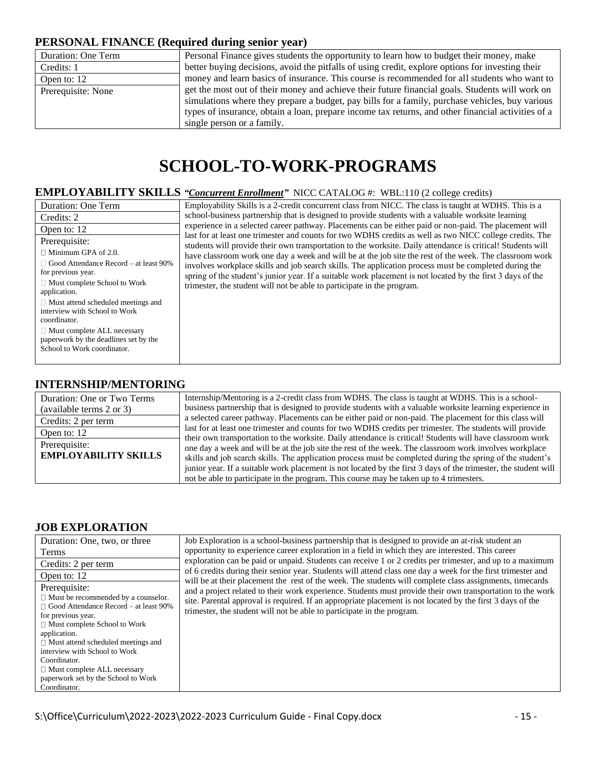### PERSONAL FINANCE (Required during senior year)

| Duration: One Term<br>Credits: 1<br>Open to: 12<br>Prerequisite: None | Personal Finance gives students the opportunity to learn how to budget their money, make better buying decisions, avoid the pitfalls of using credit, explore options for investing their money and learn basics of insurance. This course is recommended for all students who want to get the most out of their money and achieve their future financial goals. Students will work on simulations where they prepare a budget, pay bills for a family, purchase vehicles, buy various types of insurance, obtain a loan, prepare income tax returns, and other financial activities of a single person or a family. |
|---|---|

# SCHOOL-TO-WORK-PROGRAMS

### EMPLOYABILITY SKILLS *"Concurrent Enrollment"* NICC CATALOG #: WBL:110 (2 college credits)

| Duration: One Term<br>Credits: 2<br>Open to: 12<br>Prerequisite:<br>□ Minimum GPA of 2.0.<br>□ Good Attendance Record – at least 90% for previous year.<br>□ Must complete School to Work application.<br>□ Must attend scheduled meetings and interview with School to Work coordinator.<br>□ Must complete ALL necessary paperwork by the deadlines set by the School to Work coordinator. | Employability Skills is a 2-credit concurrent class from NICC. The class is taught at WDHS. This is a school-business partnership that is designed to provide students with a valuable worksite learning experience in a selected career pathway. Placements can be either paid or non-paid. The placement will last for at least one trimester and counts for two WDHS credits as well as two NICC college credits. The students will provide their own transportation to the worksite. Daily attendance is critical! Students will have classroom work one day a week and will be at the job site the rest of the week. The classroom work involves workplace skills and job search skills. The application process must be completed during the spring of the student's junior year. If a suitable work placement is not located by the first 3 days of the trimester, the student will not be able to participate in the program. |
|---|---|

### INTERNSHIP/MENTORING

| Duration: One or Two Terms (available terms 2 or 3)<br>Credits: 2 per term<br>Open to: 12<br>Prerequisite:<br>**EMPLOYABILITY SKILLS** | Internship/Mentoring is a 2-credit class from WDHS. The class is taught at WDHS. This is a school-business partnership that is designed to provide students with a valuable worksite learning experience in a selected career pathway. Placements can be either paid or non-paid. The placement for this class will last for at least one trimester and counts for two WDHS credits per trimester. The students will provide their own transportation to the worksite. Daily attendance is critical! Students will have classroom work one day a week and will be at the job site the rest of the week. The classroom work involves workplace skills and job search skills. The application process must be completed during the spring of the student's junior year. If a suitable work placement is not located by the first 3 days of the trimester, the student will not be able to participate in the program. This course may be taken up to 4 trimesters. |
|---|---|

### JOB EXPLORATION

| Duration: One, two, or three Terms<br>Credits: 2 per term<br>Open to: 12<br>Prerequisite:<br>□ Must be recommended by a counselor.<br>□ Good Attendance Record – at least 90% for previous year.<br>□ Must complete School to Work application.<br>□ Must attend scheduled meetings and interview with School to Work Coordinator.<br>□ Must complete ALL necessary paperwork set by the School to Work Coordinator. | Job Exploration is a school-business partnership that is designed to provide an at-risk student an opportunity to experience career exploration in a field in which they are interested. This career exploration can be paid or unpaid. Students can receive 1 or 2 credits per trimester, and up to a maximum of 6 credits during their senior year. Students will attend class one day a week for the first trimester and will be at their placement the rest of the week. The students will complete class assignments, timecards and a project related to their work experience. Students must provide their own transportation to the work site. Parental approval is required. If an appropriate placement is not located by the first 3 days of the trimester, the student will not be able to participate in the program. |
|---|---|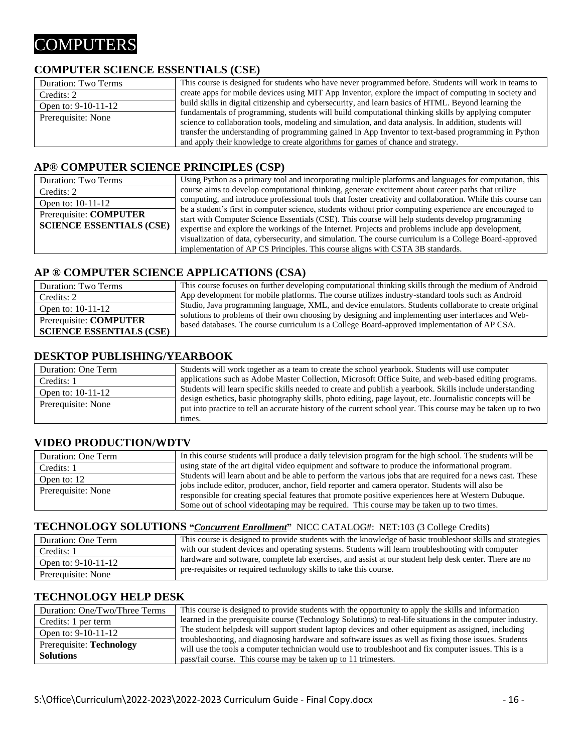# COMPUTERS

## COMPUTER SCIENCE ESSENTIALS (CSE)

| | |
|---|---|
| Duration: Two Terms | This course is designed for students who have never programmed before. Students will work in teams to create apps for mobile devices using MIT App Inventor, explore the impact of computing in society and build skills in digital citizenship and cybersecurity, and learn basics of HTML. Beyond learning the fundamentals of programming, students will build computational thinking skills by applying computer science to collaboration tools, modeling and simulation, and data analysis. In addition, students will transfer the understanding of programming gained in App Inventor to text-based programming in Python and apply their knowledge to create algorithms for games of chance and strategy. |
| Credits: 2 | |
| Open to: 9-10-11-12 | |
| Prerequisite: None | |

## AP® COMPUTER SCIENCE PRINCIPLES (CSP)

| | |
|---|---|
| Duration: Two Terms | Using Python as a primary tool and incorporating multiple platforms and languages for computation, this course aims to develop computational thinking, generate excitement about career paths that utilize computing, and introduce professional tools that foster creativity and collaboration. While this course can be a student's first in computer science, students without prior computing experience are encouraged to start with Computer Science Essentials (CSE). This course will help students develop programming expertise and explore the workings of the Internet. Projects and problems include app development, visualization of data, cybersecurity, and simulation. The course curriculum is a College Board-approved implementation of AP CS Principles. This course aligns with CSTA 3B standards. |
| Credits: 2 | |
| Open to: 10-11-12 | |
| Prerequisite: **COMPUTER SCIENCE ESSENTIALS (CSE)** | |

## AP ® COMPUTER SCIENCE APPLICATIONS (CSA)

| | |
|---|---|
| Duration: Two Terms | This course focuses on further developing computational thinking skills through the medium of Android App development for mobile platforms. The course utilizes industry-standard tools such as Android Studio, Java programming language, XML, and device emulators. Students collaborate to create original solutions to problems of their own choosing by designing and implementing user interfaces and Web-based databases. The course curriculum is a College Board-approved implementation of AP CSA. |
| Credits: 2 | |
| Open to: 10-11-12 | |
| Prerequisite: **COMPUTER SCIENCE ESSENTIALS (CSE)** | |

## DESKTOP PUBLISHING/YEARBOOK

| | |
|---|---|
| Duration: One Term | Students will work together as a team to create the school yearbook. Students will use computer applications such as Adobe Master Collection, Microsoft Office Suite, and web-based editing programs. Students will learn specific skills needed to create and publish a yearbook. Skills include understanding design esthetics, basic photography skills, photo editing, page layout, etc. Journalistic concepts will be put into practice to tell an accurate history of the current school year. This course may be taken up to two times. |
| Credits: 1 | |
| Open to: 10-11-12 | |
| Prerequisite: None | |

## VIDEO PRODUCTION/WDTV

| | |
|---|---|
| Duration: One Term | In this course students will produce a daily television program for the high school. The students will be using state of the art digital video equipment and software to produce the informational program. Students will learn about and be able to perform the various jobs that are required for a news cast. These jobs include editor, producer, anchor, field reporter and camera operator. Students will also be responsible for creating special features that promote positive experiences here at Western Dubuque. Some out of school videotaping may be required. This course may be taken up to two times. |
| Credits: 1 | |
| Open to: 12 | |
| Prerequisite: None | |

## TECHNOLOGY SOLUTIONS "***Concurrent Enrollment***" NICC CATALOG#: NET:103 (3 College Credits)

| | |
|---|---|
| Duration: One Term | This course is designed to provide students with the knowledge of basic troubleshoot skills and strategies with our student devices and operating systems. Students will learn troubleshooting with computer hardware and software, complete lab exercises, and assist at our student help desk center. There are no pre-requisites or required technology skills to take this course. |
| Credits: 1 | |
| Open to: 9-10-11-12 | |
| Prerequisite: None | |

## TECHNOLOGY HELP DESK

| | |
|---|---|
| Duration: One/Two/Three Terms | This course is designed to provide students with the opportunity to apply the skills and information learned in the prerequisite course (Technology Solutions) to real-life situations in the computer industry. The student helpdesk will support student laptop devices and other equipment as assigned, including troubleshooting, and diagnosing hardware and software issues as well as fixing those issues. Students will use the tools a computer technician would use to troubleshoot and fix computer issues. This is a pass/fail course. This course may be taken up to 11 trimesters. |
| Credits: 1 per term | |
| Open to: 9-10-11-12 | |
| Prerequisite: **Technology Solutions** | |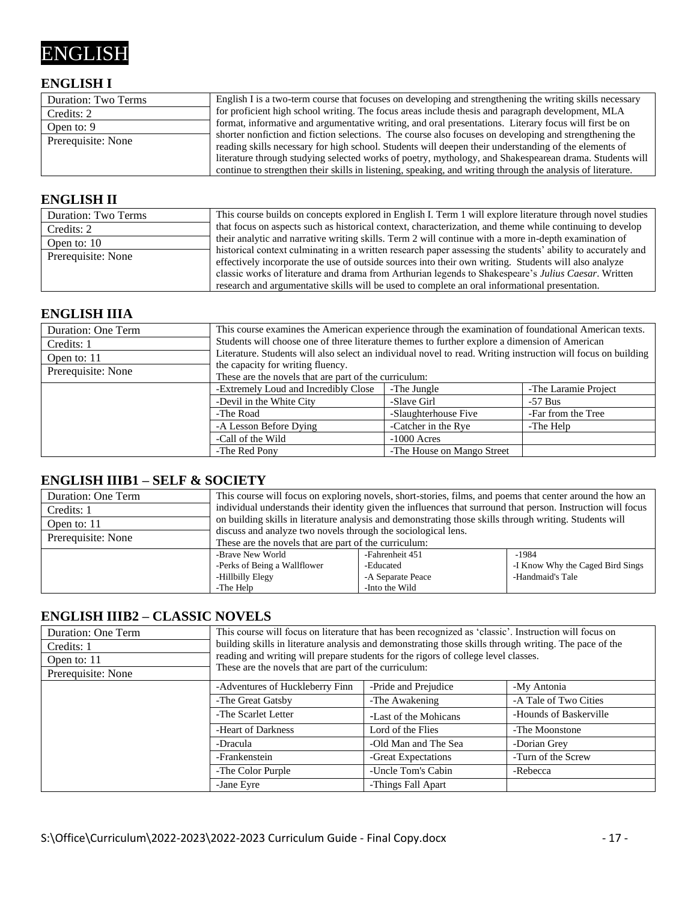# ENGLISH

## ENGLISH I

| Duration: Two Terms | English I is a two-term course that focuses on developing and strengthening the writing skills necessary for proficient high school writing. The focus areas include thesis and paragraph development, MLA format, informative and argumentative writing, and oral presentations. Literary focus will first be on shorter nonfiction and fiction selections. The course also focuses on developing and strengthening the reading skills necessary for high school. Students will deepen their understanding of the elements of literature through studying selected works of poetry, mythology, and Shakespearean drama. Students will continue to strengthen their skills in listening, speaking, and writing through the analysis of literature. |
|---|---|
| Credits: 2 | |
| Open to: 9 | |
| Prerequisite: None | |

## ENGLISH II

| Duration: Two Terms | This course builds on concepts explored in English I. Term 1 will explore literature through novel studies that focus on aspects such as historical context, characterization, and theme while continuing to develop their analytic and narrative writing skills. Term 2 will continue with a more in-depth examination of historical context culminating in a written research paper assessing the students' ability to accurately and effectively incorporate the use of outside sources into their own writing. Students will also analyze classic works of literature and drama from Arthurian legends to Shakespeare's *Julius Caesar*. Written research and argumentative skills will be used to complete an oral informational presentation. |
|---|---|
| Credits: 2 | |
| Open to: 10 | |
| Prerequisite: None | |

## ENGLISH IIIA

| Duration: One Term | This course examines the American experience through the examination of foundational American texts. Students will choose one of three literature themes to further explore a dimension of American Literature. Students will also select an individual novel to read. Writing instruction will focus on building the capacity for writing fluency.<br>These are the novels that are part of the curriculum: | | |
|---|---|---|---|
| Credits: 1 | | | |
| Open to: 11 | | | |
| Prerequisite: None | | | |
| | -Extremely Loud and Incredibly Close | -The Jungle | -The Laramie Project |
| | -Devil in the White City | -Slave Girl | -57 Bus |
| | -The Road | -Slaughterhouse Five | -Far from the Tree |
| | -A Lesson Before Dying | -Catcher in the Rye | -The Help |
| | -Call of the Wild | -1000 Acres | |
| | -The Red Pony | -The House on Mango Street | |

## ENGLISH IIIB1 – SELF & SOCIETY

| Duration: One Term | This course will focus on exploring novels, short-stories, films, and poems that center around the how an individual understands their identity given the influences that surround that person. Instruction will focus on building skills in literature analysis and demonstrating those skills through writing. Students will discuss and analyze two novels through the sociological lens.<br>These are the novels that are part of the curriculum: | | |
|---|---|---|---|
| Credits: 1 | | | |
| Open to: 11 | | | |
| Prerequisite: None | | | |
| | -Brave New World<br>-Perks of Being a Wallflower<br>-Hillbilly Elegy<br>-The Help | -Fahrenheit 451<br>-Educated<br>-A Separate Peace<br>-Into the Wild | -1984<br>-I Know Why the Caged Bird Sings<br>-Handmaid's Tale |

## ENGLISH IIIB2 – CLASSIC NOVELS

| Duration: One Term | This course will focus on literature that has been recognized as 'classic'. Instruction will focus on building skills in literature analysis and demonstrating those skills through writing. The pace of the reading and writing will prepare students for the rigors of college level classes.<br>These are the novels that are part of the curriculum: | | |
|---|---|---|---|
| Credits: 1 | | | |
| Open to: 11 | | | |
| Prerequisite: None | | | |
| | -Adventures of Huckleberry Finn | -Pride and Prejudice | -My Antonia |
| | -The Great Gatsby | -The Awakening | -A Tale of Two Cities |
| | -The Scarlet Letter | -Last of the Mohicans | -Hounds of Baskerville |
| | -Heart of Darkness | Lord of the Flies | -The Moonstone |
| | -Dracula | -Old Man and The Sea | -Dorian Grey |
| | -Frankenstein | -Great Expectations | -Turn of the Screw |
| | -The Color Purple | -Uncle Tom's Cabin | -Rebecca |
| | -Jane Eyre | -Things Fall Apart | |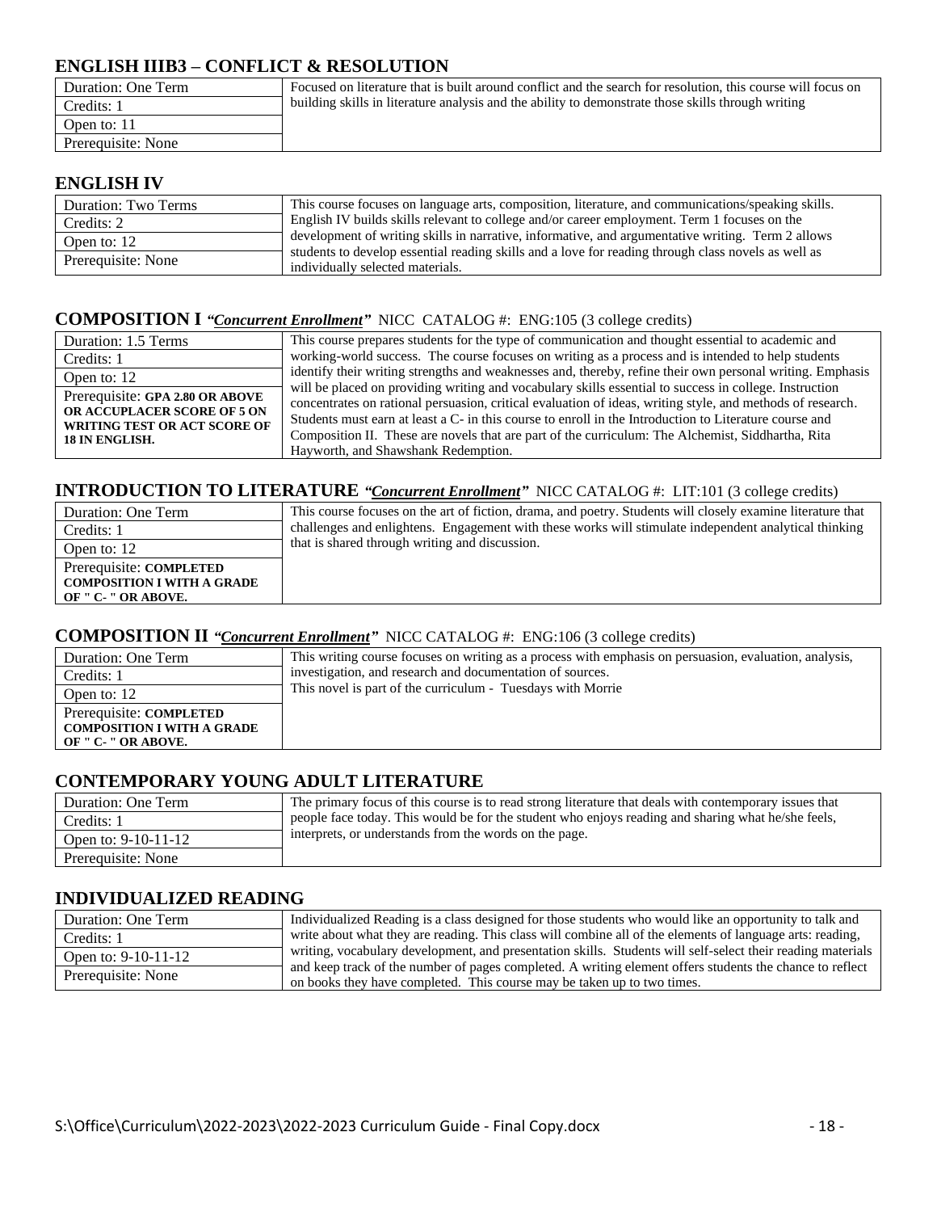## ENGLISH IIIB3 – CONFLICT & RESOLUTION

| | |
|---|---|
| Duration: One Term | Focused on literature that is built around conflict and the search for resolution, this course will focus on building skills in literature analysis and the ability to demonstrate those skills through writing |
| Credits: 1 | |
| Open to: 11 | |
| Prerequisite: None | |

## ENGLISH IV

| | |
|---|---|
| Duration: Two Terms | This course focuses on language arts, composition, literature, and communications/speaking skills. English IV builds skills relevant to college and/or career employment. Term 1 focuses on the development of writing skills in narrative, informative, and argumentative writing. Term 2 allows students to develop essential reading skills and a love for reading through class novels as well as individually selected materials. |
| Credits: 2 | |
| Open to: 12 | |
| Prerequisite: None | |

## COMPOSITION I ***"Concurrent Enrollment"*** NICC CATALOG #: ENG:105 (3 college credits)

| | |
|---|---|
| Duration: 1.5 Terms | This course prepares students for the type of communication and thought essential to academic and working-world success. The course focuses on writing as a process and is intended to help students identify their writing strengths and weaknesses and, thereby, refine their own personal writing. Emphasis will be placed on providing writing and vocabulary skills essential to success in college. Instruction concentrates on rational persuasion, critical evaluation of ideas, writing style, and methods of research. Students must earn at least a C- in this course to enroll in the Introduction to Literature course and Composition II. These are novels that are part of the curriculum: The Alchemist, Siddhartha, Rita Hayworth, and Shawshank Redemption. |
| Credits: 1 | |
| Open to: 12 | |
| Prerequisite: **GPA 2.80 OR ABOVE OR ACCUPLACER SCORE OF 5 ON WRITING TEST OR ACT SCORE OF 18 IN ENGLISH.** | |

## INTRODUCTION TO LITERATURE ***"Concurrent Enrollment"*** NICC CATALOG #: LIT:101 (3 college credits)

| | |
|---|---|
| Duration: One Term | This course focuses on the art of fiction, drama, and poetry. Students will closely examine literature that challenges and enlightens. Engagement with these works will stimulate independent analytical thinking that is shared through writing and discussion. |
| Credits: 1 | |
| Open to: 12 | |
| Prerequisite: **COMPLETED COMPOSITION I WITH A GRADE OF " C- " OR ABOVE.** | |

## COMPOSITION II ***"Concurrent Enrollment"*** NICC CATALOG #: ENG:106 (3 college credits)

| | |
|---|---|
| Duration: One Term | This writing course focuses on writing as a process with emphasis on persuasion, evaluation, analysis, investigation, and research and documentation of sources. This novel is part of the curriculum - Tuesdays with Morrie |
| Credits: 1 | |
| Open to: 12 | |
| Prerequisite: **COMPLETED COMPOSITION I WITH A GRADE OF " C- " OR ABOVE.** | |

## CONTEMPORARY YOUNG ADULT LITERATURE

| | |
|---|---|
| Duration: One Term | The primary focus of this course is to read strong literature that deals with contemporary issues that people face today. This would be for the student who enjoys reading and sharing what he/she feels, interprets, or understands from the words on the page. |
| Credits: 1 | |
| Open to: 9-10-11-12 | |
| Prerequisite: None | |

## INDIVIDUALIZED READING

| | |
|---|---|
| Duration: One Term | Individualized Reading is a class designed for those students who would like an opportunity to talk and write about what they are reading. This class will combine all of the elements of language arts: reading, writing, vocabulary development, and presentation skills. Students will self-select their reading materials and keep track of the number of pages completed. A writing element offers students the chance to reflect on books they have completed. This course may be taken up to two times. |
| Credits: 1 | |
| Open to: 9-10-11-12 | |
| Prerequisite: None | |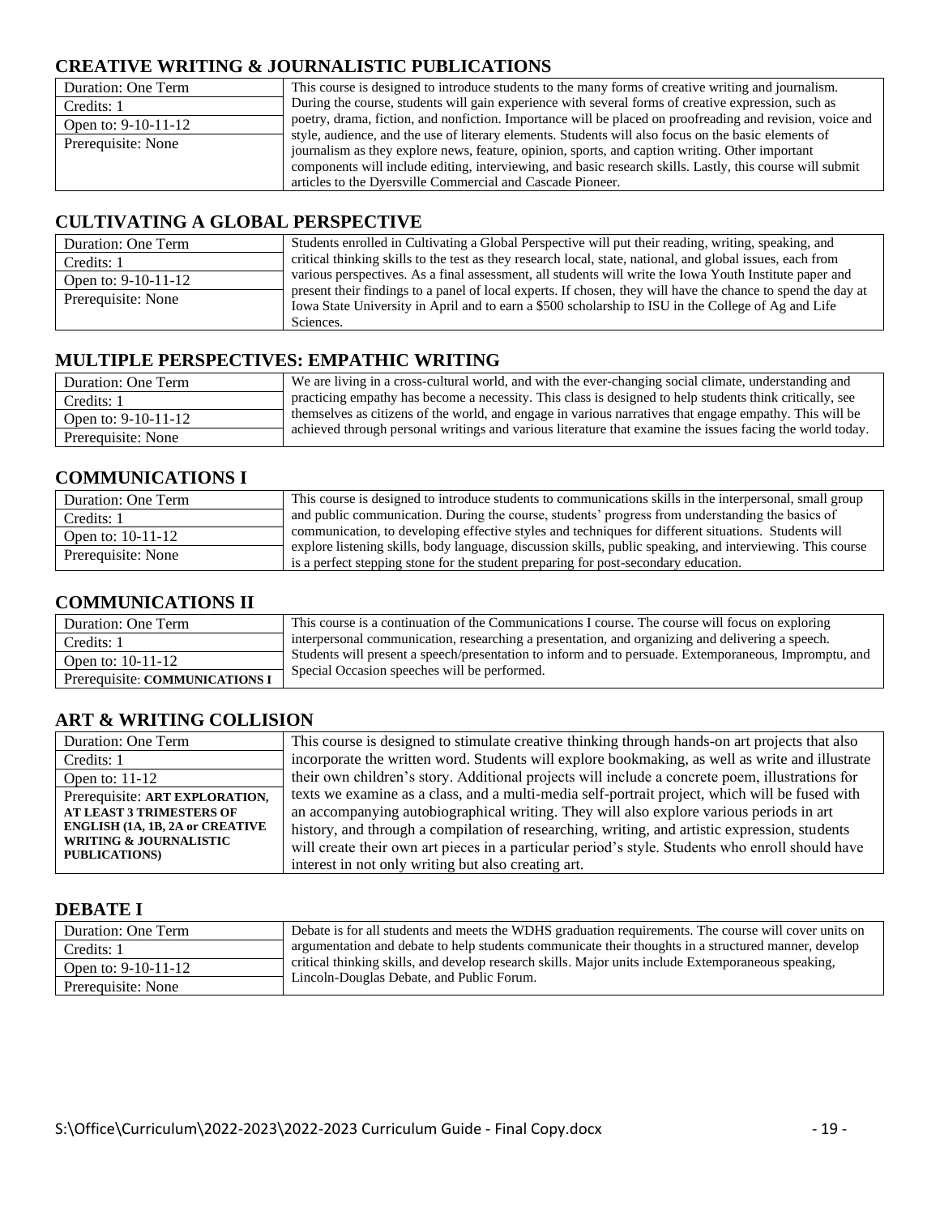## CREATIVE WRITING & JOURNALISTIC PUBLICATIONS

| | |
|---|---|
| Duration: One Term | This course is designed to introduce students to the many forms of creative writing and journalism. During the course, students will gain experience with several forms of creative expression, such as poetry, drama, fiction, and nonfiction. Importance will be placed on proofreading and revision, voice and style, audience, and the use of literary elements. Students will also focus on the basic elements of journalism as they explore news, feature, opinion, sports, and caption writing. Other important components will include editing, interviewing, and basic research skills. Lastly, this course will submit articles to the Dyersville Commercial and Cascade Pioneer. |
| Credits: 1 | |
| Open to: 9-10-11-12 | |
| Prerequisite: None | |

## CULTIVATING A GLOBAL PERSPECTIVE

| | |
|---|---|
| Duration: One Term | Students enrolled in Cultivating a Global Perspective will put their reading, writing, speaking, and critical thinking skills to the test as they research local, state, national, and global issues, each from various perspectives. As a final assessment, all students will write the Iowa Youth Institute paper and present their findings to a panel of local experts. If chosen, they will have the chance to spend the day at Iowa State University in April and to earn a $500 scholarship to ISU in the College of Ag and Life Sciences. |
| Credits: 1 | |
| Open to: 9-10-11-12 | |
| Prerequisite: None | |

## MULTIPLE PERSPECTIVES: EMPATHIC WRITING

| | |
|---|---|
| Duration: One Term | We are living in a cross-cultural world, and with the ever-changing social climate, understanding and practicing empathy has become a necessity. This class is designed to help students think critically, see themselves as citizens of the world, and engage in various narratives that engage empathy. This will be achieved through personal writings and various literature that examine the issues facing the world today. |
| Credits: 1 | |
| Open to: 9-10-11-12 | |
| Prerequisite: None | |

## COMMUNICATIONS I

| | |
|---|---|
| Duration: One Term | This course is designed to introduce students to communications skills in the interpersonal, small group and public communication. During the course, students' progress from understanding the basics of communication, to developing effective styles and techniques for different situations. Students will explore listening skills, body language, discussion skills, public speaking, and interviewing. This course is a perfect stepping stone for the student preparing for post-secondary education. |
| Credits: 1 | |
| Open to: 10-11-12 | |
| Prerequisite: None | |

## COMMUNICATIONS II

| | |
|---|---|
| Duration: One Term | This course is a continuation of the Communications I course. The course will focus on exploring interpersonal communication, researching a presentation, and organizing and delivering a speech. Students will present a speech/presentation to inform and to persuade. Extemporaneous, Impromptu, and Special Occasion speeches will be performed. |
| Credits: 1 | |
| Open to: 10-11-12 | |
| Prerequisite: **COMMUNICATIONS I** | |

## ART & WRITING COLLISION

| | |
|---|---|
| Duration: One Term | This course is designed to stimulate creative thinking through hands-on art projects that also incorporate the written word. Students will explore bookmaking, as well as write and illustrate their own children's story. Additional projects will include a concrete poem, illustrations for texts we examine as a class, and a multi-media self-portrait project, which will be fused with an accompanying autobiographical writing. They will also explore various periods in art history, and through a compilation of researching, writing, and artistic expression, students will create their own art pieces in a particular period's style. Students who enroll should have interest in not only writing but also creating art. |
| Credits: 1 | |
| Open to: 11-12 | |
| Prerequisite: **ART EXPLORATION, AT LEAST 3 TRIMESTERS OF ENGLISH (1A, 1B, 2A or CREATIVE WRITING & JOURNALISTIC PUBLICATIONS)** | |

## DEBATE I

| | |
|---|---|
| Duration: One Term | Debate is for all students and meets the WDHS graduation requirements. The course will cover units on argumentation and debate to help students communicate their thoughts in a structured manner, develop critical thinking skills, and develop research skills. Major units include Extemporaneous speaking, Lincoln-Douglas Debate, and Public Forum. |
| Credits: 1 | |
| Open to: 9-10-11-12 | |
| Prerequisite: None | |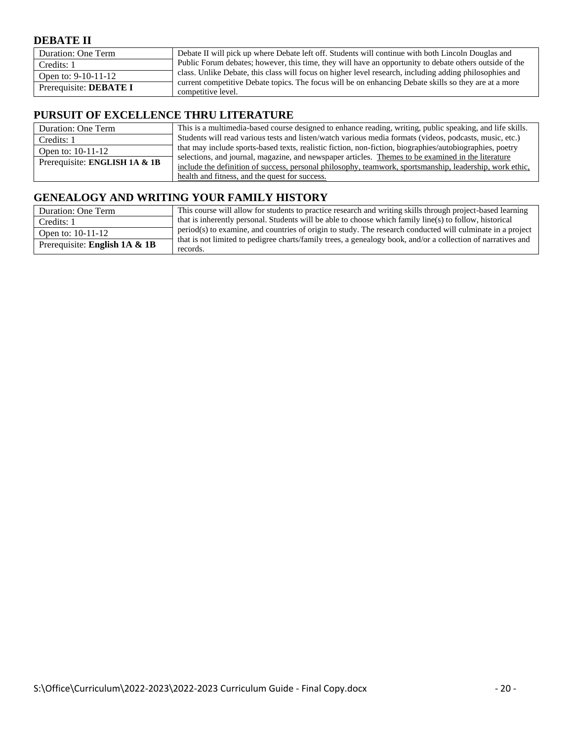## DEBATE II

| | |
|---|---|
| Duration: One Term | Debate II will pick up where Debate left off. Students will continue with both Lincoln Douglas and Public Forum debates; however, this time, they will have an opportunity to debate others outside of the class. Unlike Debate, this class will focus on higher level research, including adding philosophies and current competitive Debate topics. The focus will be on enhancing Debate skills so they are at a more competitive level. |
| Credits: 1 | |
| Open to: 9-10-11-12 | |
| Prerequisite: **DEBATE I** | |

## PURSUIT OF EXCELLENCE THRU LITERATURE

| | |
|---|---|
| Duration: One Term | This is a multimedia-based course designed to enhance reading, writing, public speaking, and life skills. Students will read various tests and listen/watch various media formats (videos, podcasts, music, etc.) that may include sports-based texts, realistic fiction, non-fiction, biographies/autobiographies, poetry selections, and journal, magazine, and newspaper articles. Themes to be examined in the literature include the definition of success, personal philosophy, teamwork, sportsmanship, leadership, work ethic, health and fitness, and the quest for success. |
| Credits: 1 | |
| Open to: 10-11-12 | |
| Prerequisite: **ENGLISH 1A & 1B** | |

## GENEALOGY AND WRITING YOUR FAMILY HISTORY

| | |
|---|---|
| Duration: One Term | This course will allow for students to practice research and writing skills through project-based learning that is inherently personal. Students will be able to choose which family line(s) to follow, historical period(s) to examine, and countries of origin to study. The research conducted will culminate in a project that is not limited to pedigree charts/family trees, a genealogy book, and/or a collection of narratives and records. |
| Credits: 1 | |
| Open to: 10-11-12 | |
| Prerequisite: **English 1A & 1B** | |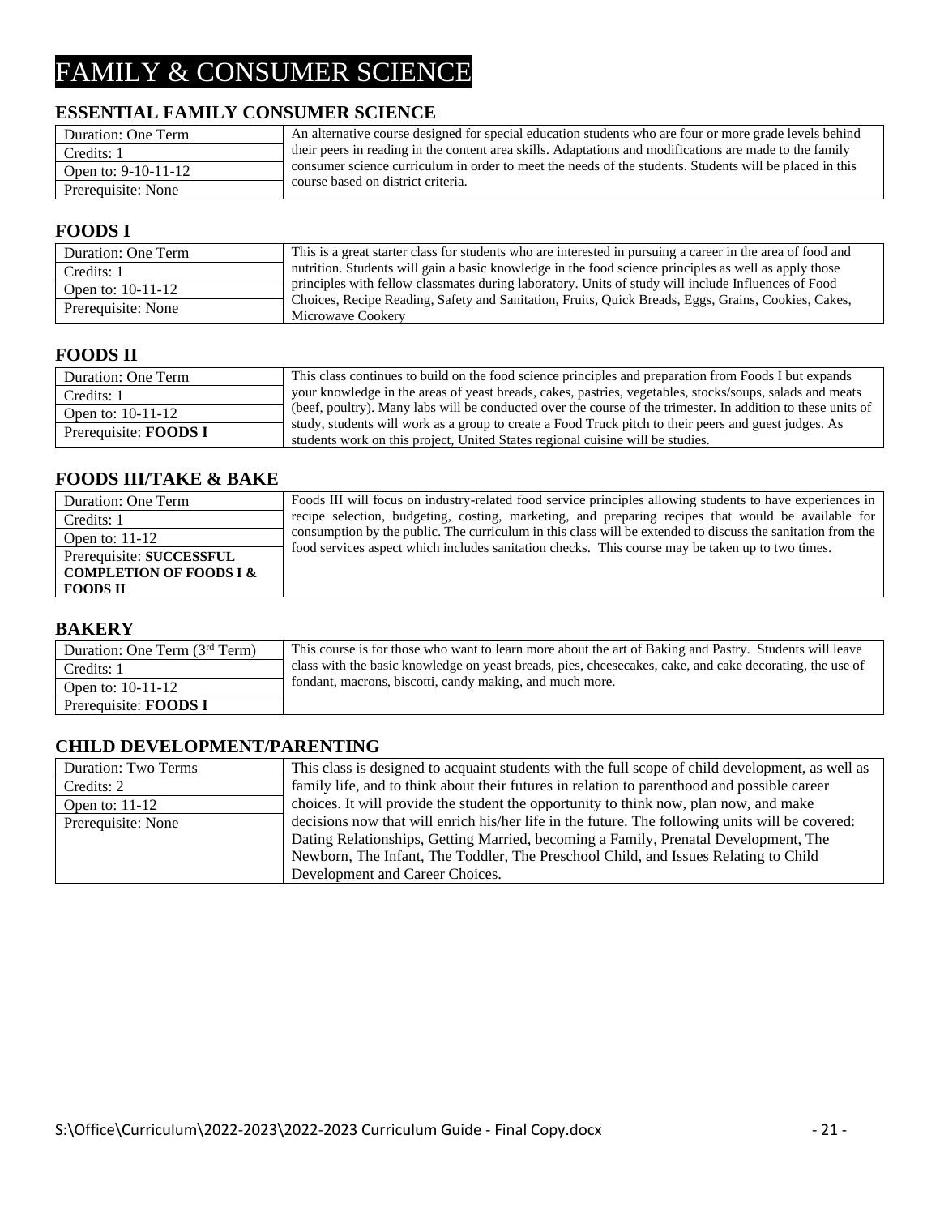# FAMILY & CONSUMER SCIENCE

## ESSENTIAL FAMILY CONSUMER SCIENCE

| | |
|---|---|
| Duration: One Term | An alternative course designed for special education students who are four or more grade levels behind their peers in reading in the content area skills. Adaptations and modifications are made to the family consumer science curriculum in order to meet the needs of the students. Students will be placed in this course based on district criteria. |
| Credits: 1 | |
| Open to: 9-10-11-12 | |
| Prerequisite: None | |

## FOODS I

| | |
|---|---|
| Duration: One Term | This is a great starter class for students who are interested in pursuing a career in the area of food and nutrition. Students will gain a basic knowledge in the food science principles as well as apply those principles with fellow classmates during laboratory. Units of study will include Influences of Food Choices, Recipe Reading, Safety and Sanitation, Fruits, Quick Breads, Eggs, Grains, Cookies, Cakes, Microwave Cookery |
| Credits: 1 | |
| Open to: 10-11-12 | |
| Prerequisite: None | |

## FOODS II

| | |
|---|---|
| Duration: One Term | This class continues to build on the food science principles and preparation from Foods I but expands your knowledge in the areas of yeast breads, cakes, pastries, vegetables, stocks/soups, salads and meats (beef, poultry). Many labs will be conducted over the course of the trimester. In addition to these units of study, students will work as a group to create a Food Truck pitch to their peers and guest judges. As students work on this project, United States regional cuisine will be studies. |
| Credits: 1 | |
| Open to: 10-11-12 | |
| Prerequisite: **FOODS I** | |

## FOODS III/TAKE & BAKE

| | |
|---|---|
| Duration: One Term | Foods III will focus on industry-related food service principles allowing students to have experiences in recipe selection, budgeting, costing, marketing, and preparing recipes that would be available for consumption by the public. The curriculum in this class will be extended to discuss the sanitation from the food services aspect which includes sanitation checks. This course may be taken up to two times. |
| Credits: 1 | |
| Open to: 11-12 | |
| Prerequisite: **SUCCESSFUL COMPLETION OF FOODS I & FOODS II** | |

## BAKERY

| | |
|---|---|
| Duration: One Term (3rd Term) | This course is for those who want to learn more about the art of Baking and Pastry. Students will leave class with the basic knowledge on yeast breads, pies, cheesecakes, cake, and cake decorating, the use of fondant, macrons, biscotti, candy making, and much more. |
| Credits: 1 | |
| Open to: 10-11-12 | |
| Prerequisite: **FOODS I** | |

## CHILD DEVELOPMENT/PARENTING

| | |
|---|---|
| Duration: Two Terms | This class is designed to acquaint students with the full scope of child development, as well as family life, and to think about their futures in relation to parenthood and possible career choices. It will provide the student the opportunity to think now, plan now, and make decisions now that will enrich his/her life in the future. The following units will be covered: Dating Relationships, Getting Married, becoming a Family, Prenatal Development, The Newborn, The Infant, The Toddler, The Preschool Child, and Issues Relating to Child Development and Career Choices. |
| Credits: 2 | |
| Open to: 11-12 | |
| Prerequisite: None | |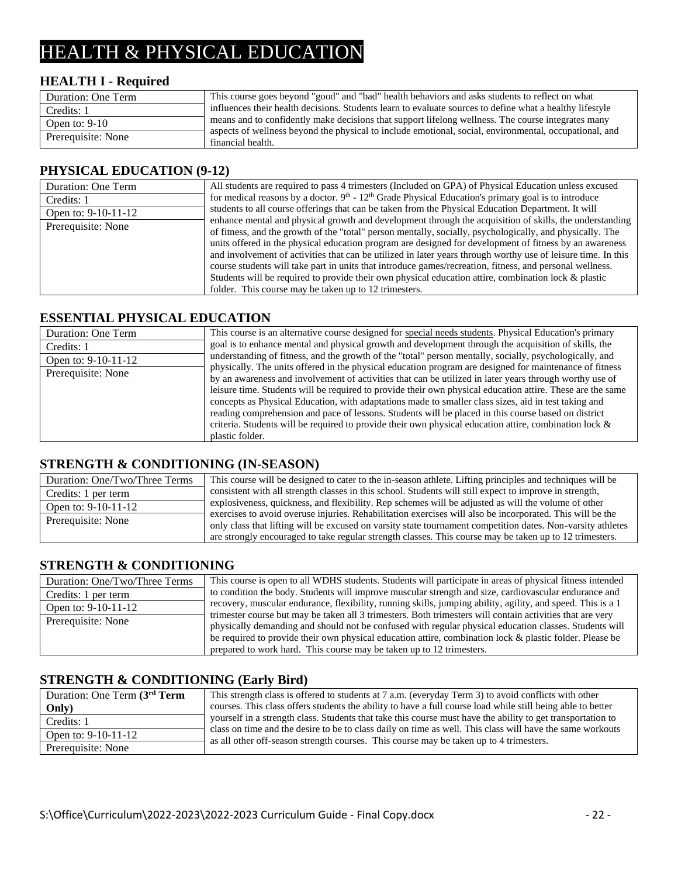# HEALTH & PHYSICAL EDUCATION

## HEALTH I - Required

| Duration: One Term | This course goes beyond "good" and "bad" health behaviors and asks students to reflect on what influences their health decisions. Students learn to evaluate sources to define what a healthy lifestyle means and to confidently make decisions that support lifelong wellness. The course integrates many aspects of wellness beyond the physical to include emotional, social, environmental, occupational, and financial health. |
|---|---|
| Credits: 1 | |
| Open to: 9-10 | |
| Prerequisite: None | |

## PHYSICAL EDUCATION (9-12)

| Duration: One Term | All students are required to pass 4 trimesters (Included on GPA) of Physical Education unless excused for medical reasons by a doctor. 9th - 12th Grade Physical Education's primary goal is to introduce students to all course offerings that can be taken from the Physical Education Department. It will enhance mental and physical growth and development through the acquisition of skills, the understanding of fitness, and the growth of the "total" person mentally, socially, psychologically, and physically. The units offered in the physical education program are designed for development of fitness by an awareness and involvement of activities that can be utilized in later years through worthy use of leisure time. In this course students will take part in units that introduce games/recreation, fitness, and personal wellness. Students will be required to provide their own physical education attire, combination lock & plastic folder. This course may be taken up to 12 trimesters. |
|---|---|
| Credits: 1 | |
| Open to: 9-10-11-12 | |
| Prerequisite: None | |

## ESSENTIAL PHYSICAL EDUCATION

| Duration: One Term | This course is an alternative course designed for special needs students. Physical Education's primary goal is to enhance mental and physical growth and development through the acquisition of skills, the understanding of fitness, and the growth of the "total" person mentally, socially, psychologically, and physically. The units offered in the physical education program are designed for maintenance of fitness by an awareness and involvement of activities that can be utilized in later years through worthy use of leisure time. Students will be required to provide their own physical education attire. These are the same concepts as Physical Education, with adaptations made to smaller class sizes, aid in test taking and reading comprehension and pace of lessons. Students will be placed in this course based on district criteria. Students will be required to provide their own physical education attire, combination lock & plastic folder. |
|---|---|
| Credits: 1 | |
| Open to: 9-10-11-12 | |
| Prerequisite: None | |

## STRENGTH & CONDITIONING (IN-SEASON)

| Duration: One/Two/Three Terms | This course will be designed to cater to the in-season athlete. Lifting principles and techniques will be consistent with all strength classes in this school. Students will still expect to improve in strength, explosiveness, quickness, and flexibility. Rep schemes will be adjusted as will the volume of other exercises to avoid overuse injuries. Rehabilitation exercises will also be incorporated. This will be the only class that lifting will be excused on varsity state tournament competition dates. Non-varsity athletes are strongly encouraged to take regular strength classes. This course may be taken up to 12 trimesters. |
|---|---|
| Credits: 1 per term | |
| Open to: 9-10-11-12 | |
| Prerequisite: None | |

## STRENGTH & CONDITIONING

| Duration: One/Two/Three Terms | This course is open to all WDHS students. Students will participate in areas of physical fitness intended to condition the body. Students will improve muscular strength and size, cardiovascular endurance and recovery, muscular endurance, flexibility, running skills, jumping ability, agility, and speed. This is a 1 trimester course but may be taken all 3 trimesters. Both trimesters will contain activities that are very physically demanding and should not be confused with regular physical education classes. Students will be required to provide their own physical education attire, combination lock & plastic folder. Please be prepared to work hard. This course may be taken up to 12 trimesters. |
|---|---|
| Credits: 1 per term | |
| Open to: 9-10-11-12 | |
| Prerequisite: None | |

## STRENGTH & CONDITIONING (Early Bird)

| Duration: One Term **(3rd Term Only)** | This strength class is offered to students at 7 a.m. (everyday Term 3) to avoid conflicts with other courses. This class offers students the ability to have a full course load while still being able to better yourself in a strength class. Students that take this course must have the ability to get transportation to class on time and the desire to be to class daily on time as well. This class will have the same workouts as all other off-season strength courses. This course may be taken up to 4 trimesters. |
|---|---|
| Credits: 1 | |
| Open to: 9-10-11-12 | |
| Prerequisite: None | |

S:\Office\Curriculum\2022-2023\2022-2023 Curriculum Guide - Final Copy.docx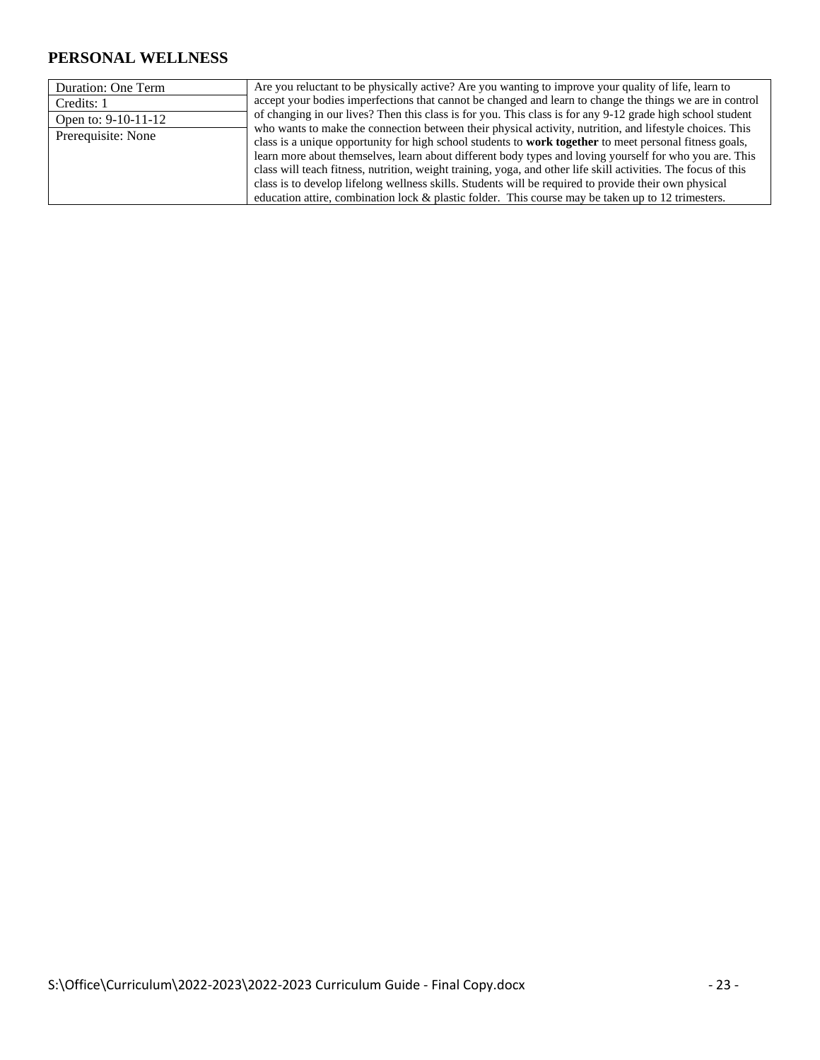## PERSONAL WELLNESS

| Duration: One Term | Are you reluctant to be physically active? Are you wanting to improve your quality of life, learn to accept your bodies imperfections that cannot be changed and learn to change the things we are in control of changing in our lives? Then this class is for you. This class is for any 9-12 grade high school student who wants to make the connection between their physical activity, nutrition, and lifestyle choices. This class is a unique opportunity for high school students to **work together** to meet personal fitness goals, learn more about themselves, learn about different body types and loving yourself for who you are. This class will teach fitness, nutrition, weight training, yoga, and other life skill activities. The focus of this class is to develop lifelong wellness skills. Students will be required to provide their own physical education attire, combination lock & plastic folder. This course may be taken up to 12 trimesters. |
|---|---|
| Credits: 1 | |
| Open to: 9-10-11-12 | |
| Prerequisite: None | |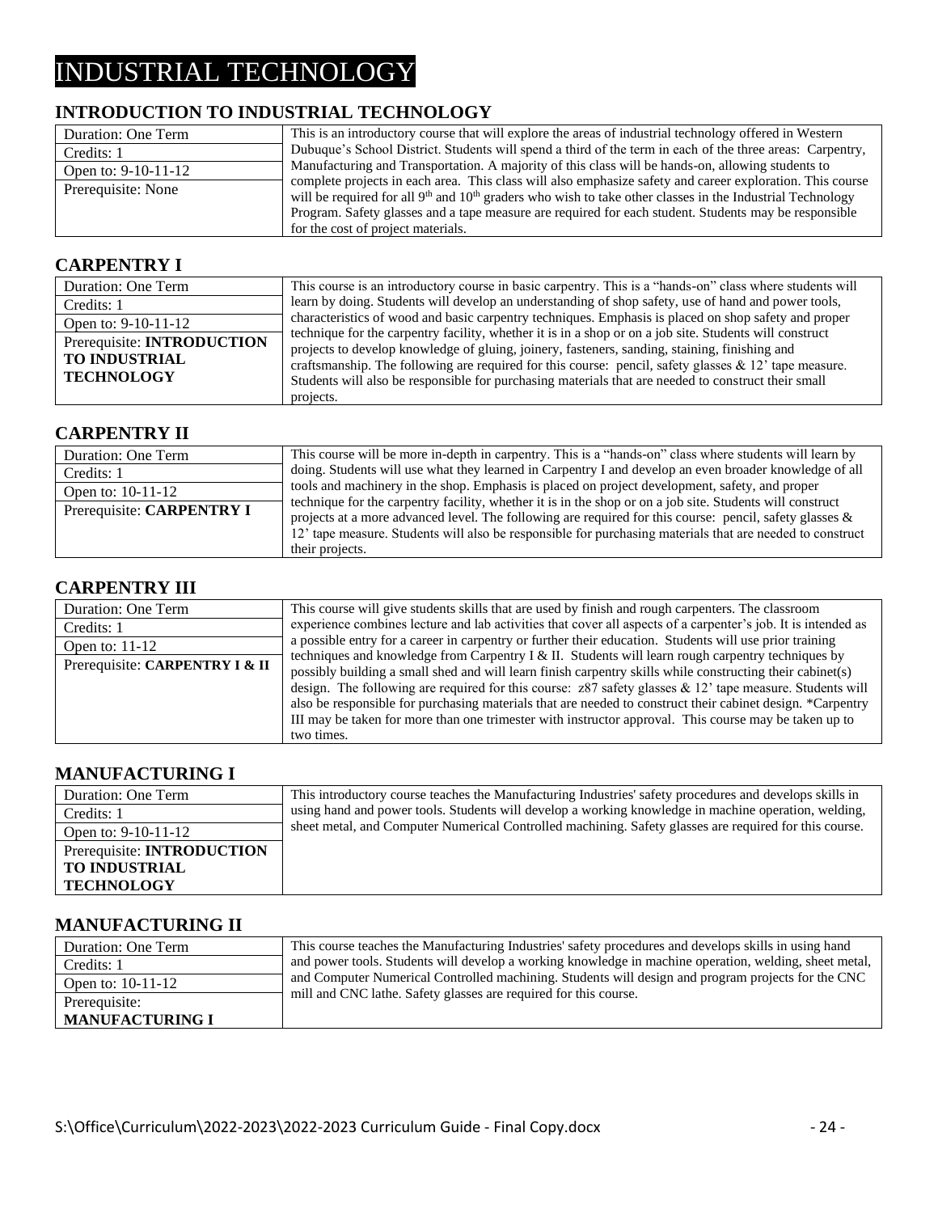# INDUSTRIAL TECHNOLOGY

## INTRODUCTION TO INDUSTRIAL TECHNOLOGY

| | |
|---|---|
| Duration: One Term | This is an introductory course that will explore the areas of industrial technology offered in Western Dubuque's School District. Students will spend a third of the term in each of the three areas: Carpentry, Manufacturing and Transportation. A majority of this class will be hands-on, allowing students to complete projects in each area. This class will also emphasize safety and career exploration. This course will be required for all 9th and 10th graders who wish to take other classes in the Industrial Technology Program. Safety glasses and a tape measure are required for each student. Students may be responsible for the cost of project materials. |
| Credits: 1 | |
| Open to: 9-10-11-12 | |
| Prerequisite: None | |

## CARPENTRY I

| | |
|---|---|
| Duration: One Term | This course is an introductory course in basic carpentry. This is a "hands-on" class where students will learn by doing. Students will develop an understanding of shop safety, use of hand and power tools, characteristics of wood and basic carpentry techniques. Emphasis is placed on shop safety and proper technique for the carpentry facility, whether it is in a shop or on a job site. Students will construct projects to develop knowledge of gluing, joinery, fasteners, sanding, staining, finishing and craftsmanship. The following are required for this course: pencil, safety glasses & 12' tape measure. Students will also be responsible for purchasing materials that are needed to construct their small projects. |
| Credits: 1 | |
| Open to: 9-10-11-12 | |
| Prerequisite: **INTRODUCTION TO INDUSTRIAL TECHNOLOGY** | |

## CARPENTRY II

| | |
|---|---|
| Duration: One Term | This course will be more in-depth in carpentry. This is a "hands-on" class where students will learn by doing. Students will use what they learned in Carpentry I and develop an even broader knowledge of all tools and machinery in the shop. Emphasis is placed on project development, safety, and proper technique for the carpentry facility, whether it is in the shop or on a job site. Students will construct projects at a more advanced level. The following are required for this course: pencil, safety glasses & 12' tape measure. Students will also be responsible for purchasing materials that are needed to construct their projects. |
| Credits: 1 | |
| Open to: 10-11-12 | |
| Prerequisite: **CARPENTRY I** | |

## CARPENTRY III

| | |
|---|---|
| Duration: One Term | This course will give students skills that are used by finish and rough carpenters. The classroom experience combines lecture and lab activities that cover all aspects of a carpenter's job. It is intended as a possible entry for a career in carpentry or further their education. Students will use prior training techniques and knowledge from Carpentry I & II. Students will learn rough carpentry techniques by possibly building a small shed and will learn finish carpentry skills while constructing their cabinet(s) design. The following are required for this course: z87 safety glasses & 12' tape measure. Students will also be responsible for purchasing materials that are needed to construct their cabinet design. *Carpentry III may be taken for more than one trimester with instructor approval. This course may be taken up to two times. |
| Credits: 1 | |
| Open to: 11-12 | |
| Prerequisite: **CARPENTRY I & II** | |

## MANUFACTURING I

| | |
|---|---|
| Duration: One Term | This introductory course teaches the Manufacturing Industries' safety procedures and develops skills in using hand and power tools. Students will develop a working knowledge in machine operation, welding, sheet metal, and Computer Numerical Controlled machining. Safety glasses are required for this course. |
| Credits: 1 | |
| Open to: 9-10-11-12 | |
| Prerequisite: **INTRODUCTION TO INDUSTRIAL TECHNOLOGY** | |

## MANUFACTURING II

| | |
|---|---|
| Duration: One Term | This course teaches the Manufacturing Industries' safety procedures and develops skills in using hand and power tools. Students will develop a working knowledge in machine operation, welding, sheet metal, and Computer Numerical Controlled machining. Students will design and program projects for the CNC mill and CNC lathe. Safety glasses are required for this course. |
| Credits: 1 | |
| Open to: 10-11-12 | |
| Prerequisite: **MANUFACTURING I** | |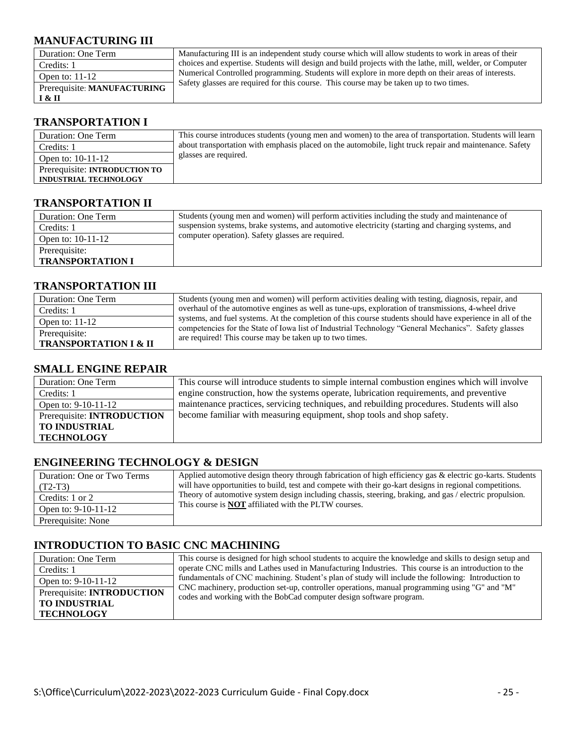## MANUFACTURING III

| | |
|---|---|
| Duration: One Term | Manufacturing III is an independent study course which will allow students to work in areas of their choices and expertise. Students will design and build projects with the lathe, mill, welder, or Computer Numerical Controlled programming. Students will explore in more depth on their areas of interests. Safety glasses are required for this course. This course may be taken up to two times. |
| Credits: 1 | |
| Open to: 11-12 | |
| Prerequisite: **MANUFACTURING I & II** | |

## TRANSPORTATION I

| | |
|---|---|
| Duration: One Term | This course introduces students (young men and women) to the area of transportation. Students will learn about transportation with emphasis placed on the automobile, light truck repair and maintenance. Safety glasses are required. |
| Credits: 1 | |
| Open to: 10-11-12 | |
| Prerequisite: **INTRODUCTION TO INDUSTRIAL TECHNOLOGY** | |

## TRANSPORTATION II

| | |
|---|---|
| Duration: One Term | Students (young men and women) will perform activities including the study and maintenance of suspension systems, brake systems, and automotive electricity (starting and charging systems, and computer operation). Safety glasses are required. |
| Credits: 1 | |
| Open to: 10-11-12 | |
| Prerequisite: **TRANSPORTATION I** | |

## TRANSPORTATION III

| | |
|---|---|
| Duration: One Term | Students (young men and women) will perform activities dealing with testing, diagnosis, repair, and overhaul of the automotive engines as well as tune-ups, exploration of transmissions, 4-wheel drive systems, and fuel systems. At the completion of this course students should have experience in all of the competencies for the State of Iowa list of Industrial Technology "General Mechanics". Safety glasses are required! This course may be taken up to two times. |
| Credits: 1 | |
| Open to: 11-12 | |
| Prerequisite: **TRANSPORTATION I & II** | |

## SMALL ENGINE REPAIR

| | |
|---|---|
| Duration: One Term | This course will introduce students to simple internal combustion engines which will involve engine construction, how the systems operate, lubrication requirements, and preventive maintenance practices, servicing techniques, and rebuilding procedures. Students will also become familiar with measuring equipment, shop tools and shop safety. |
| Credits: 1 | |
| Open to: 9-10-11-12 | |
| Prerequisite: **INTRODUCTION TO INDUSTRIAL TECHNOLOGY** | |

## ENGINEERING TECHNOLOGY & DESIGN

| | |
|---|---|
| Duration: One or Two Terms (T2-T3) | Applied automotive design theory through fabrication of high efficiency gas & electric go-karts. Students will have opportunities to build, test and compete with their go-kart designs in regional competitions. Theory of automotive system design including chassis, steering, braking, and gas / electric propulsion. This course is **NOT** affiliated with the PLTW courses. |
| Credits: 1 or 2 | |
| Open to: 9-10-11-12 | |
| Prerequisite: None | |

## INTRODUCTION TO BASIC CNC MACHINING

| | |
|---|---|
| Duration: One Term | This course is designed for high school students to acquire the knowledge and skills to design setup and operate CNC mills and Lathes used in Manufacturing Industries. This course is an introduction to the fundamentals of CNC machining. Student's plan of study will include the following: Introduction to CNC machinery, production set-up, controller operations, manual programming using "G" and "M" codes and working with the BobCad computer design software program. |
| Credits: 1 | |
| Open to: 9-10-11-12 | |
| Prerequisite: **INTRODUCTION TO INDUSTRIAL TECHNOLOGY** | |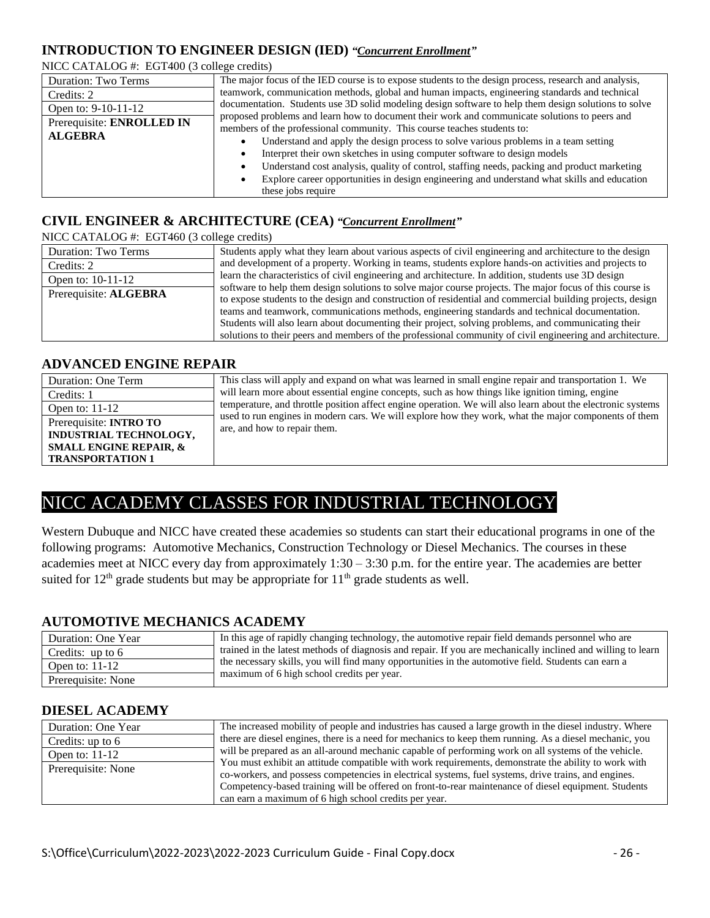## INTRODUCTION TO ENGINEER DESIGN (IED) ***"Concurrent Enrollment"***

NICC CATALOG #: EGT400 (3 college credits)

| | |
|---|---|
| Duration: Two Terms | The major focus of the IED course is to expose students to the design process, research and analysis, teamwork, communication methods, global and human impacts, engineering standards and technical documentation. Students use 3D solid modeling design software to help them design solutions to solve proposed problems and learn how to document their work and communicate solutions to peers and members of the professional community. This course teaches students to: <br>• Understand and apply the design process to solve various problems in a team setting <br>• Interpret their own sketches in using computer software to design models <br>• Understand cost analysis, quality of control, staffing needs, packing and product marketing <br>• Explore career opportunities in design engineering and understand what skills and education these jobs require |
| Credits: 2 | |
| Open to: 9-10-11-12 | |
| Prerequisite: **ENROLLED IN ALGEBRA** | |

## CIVIL ENGINEER & ARCHITECTURE (CEA) ***"Concurrent Enrollment"***

NICC CATALOG #: EGT460 (3 college credits)

| | |
|---|---|
| Duration: Two Terms | Students apply what they learn about various aspects of civil engineering and architecture to the design and development of a property. Working in teams, students explore hands-on activities and projects to learn the characteristics of civil engineering and architecture. In addition, students use 3D design software to help them design solutions to solve major course projects. The major focus of this course is to expose students to the design and construction of residential and commercial building projects, design teams and teamwork, communications methods, engineering standards and technical documentation. Students will also learn about documenting their project, solving problems, and communicating their solutions to their peers and members of the professional community of civil engineering and architecture. |
| Credits: 2 | |
| Open to: 10-11-12 | |
| Prerequisite: **ALGEBRA** | |

## ADVANCED ENGINE REPAIR

| | |
|---|---|
| Duration: One Term | This class will apply and expand on what was learned in small engine repair and transportation 1. We will learn more about essential engine concepts, such as how things like ignition timing, engine temperature, and throttle position affect engine operation. We will also learn about the electronic systems used to run engines in modern cars. We will explore how they work, what the major components of them are, and how to repair them. |
| Credits: 1 | |
| Open to: 11-12 | |
| Prerequisite: **INTRO TO INDUSTRIAL TECHNOLOGY, SMALL ENGINE REPAIR, & TRANSPORTATION 1** | |

# NICC ACADEMY CLASSES FOR INDUSTRIAL TECHNOLOGY

Western Dubuque and NICC have created these academies so students can start their educational programs in one of the following programs: Automotive Mechanics, Construction Technology or Diesel Mechanics. The courses in these academies meet at NICC every day from approximately 1:30 – 3:30 p.m. for the entire year. The academies are better suited for 12th grade students but may be appropriate for 11th grade students as well.

## AUTOMOTIVE MECHANICS ACADEMY

| | |
|---|---|
| Duration: One Year | In this age of rapidly changing technology, the automotive repair field demands personnel who are trained in the latest methods of diagnosis and repair. If you are mechanically inclined and willing to learn the necessary skills, you will find many opportunities in the automotive field. Students can earn a maximum of 6 high school credits per year. |
| Credits: up to 6 | |
| Open to: 11-12 | |
| Prerequisite: None | |

## DIESEL ACADEMY

| | |
|---|---|
| Duration: One Year | The increased mobility of people and industries has caused a large growth in the diesel industry. Where there are diesel engines, there is a need for mechanics to keep them running. As a diesel mechanic, you will be prepared as an all-around mechanic capable of performing work on all systems of the vehicle. You must exhibit an attitude compatible with work requirements, demonstrate the ability to work with co-workers, and possess competencies in electrical systems, fuel systems, drive trains, and engines. Competency-based training will be offered on front-to-rear maintenance of diesel equipment. Students can earn a maximum of 6 high school credits per year. |
| Credits: up to 6 | |
| Open to: 11-12 | |
| Prerequisite: None | |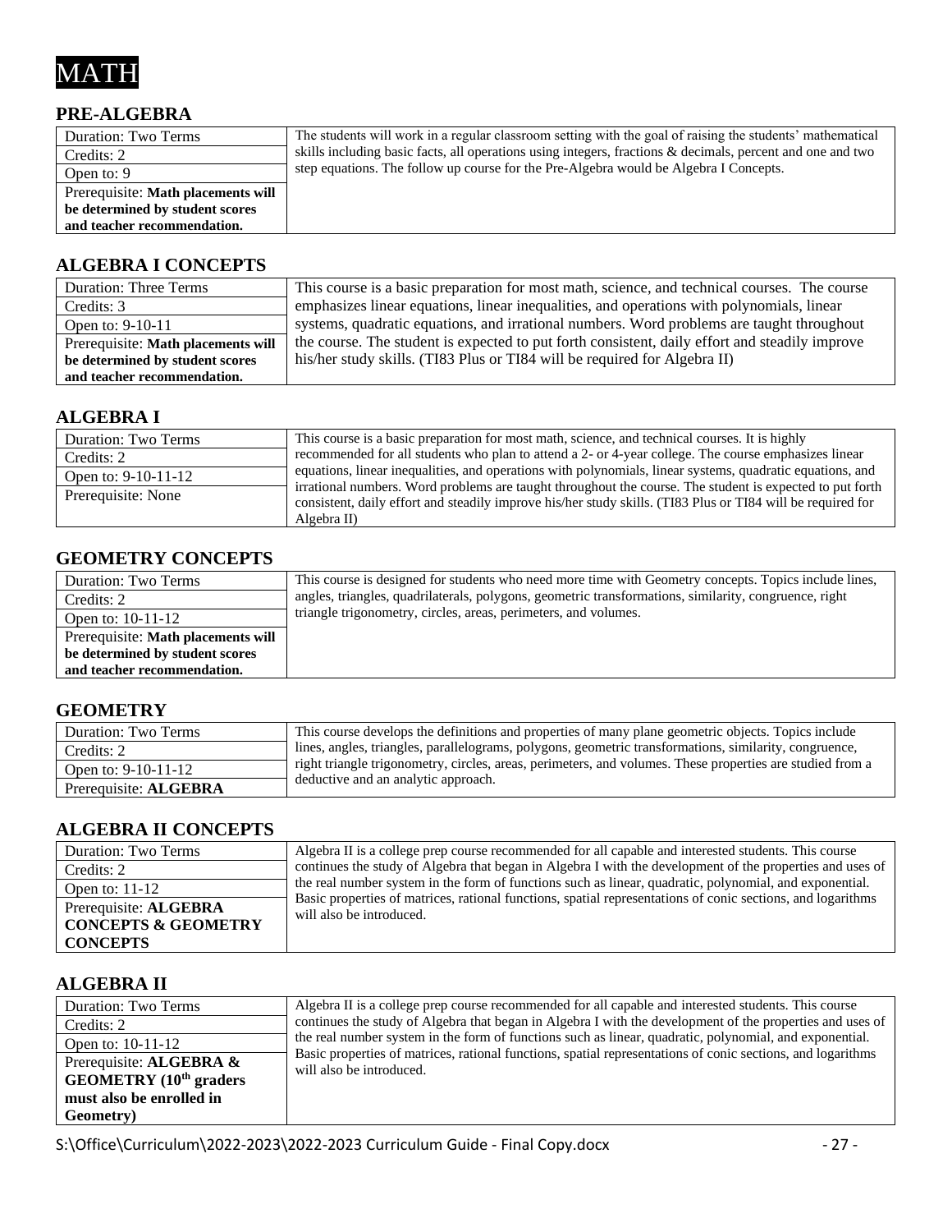# MATH

## PRE-ALGEBRA

| | |
|---|---|
| Duration: Two Terms | The students will work in a regular classroom setting with the goal of raising the students' mathematical skills including basic facts, all operations using integers, fractions & decimals, percent and one and two step equations. The follow up course for the Pre-Algebra would be Algebra I Concepts. |
| Credits: 2 | |
| Open to: 9 | |
| Prerequisite: **Math placements will be determined by student scores and teacher recommendation.** | |

## ALGEBRA I CONCEPTS

| | |
|---|---|
| Duration: Three Terms | This course is a basic preparation for most math, science, and technical courses. The course emphasizes linear equations, linear inequalities, and operations with polynomials, linear systems, quadratic equations, and irrational numbers. Word problems are taught throughout the course. The student is expected to put forth consistent, daily effort and steadily improve his/her study skills. (TI83 Plus or TI84 will be required for Algebra II) |
| Credits: 3 | |
| Open to: 9-10-11 | |
| Prerequisite: **Math placements will be determined by student scores and teacher recommendation.** | |

## ALGEBRA I

| | |
|---|---|
| Duration: Two Terms | This course is a basic preparation for most math, science, and technical courses. It is highly recommended for all students who plan to attend a 2- or 4-year college. The course emphasizes linear equations, linear inequalities, and operations with polynomials, linear systems, quadratic equations, and irrational numbers. Word problems are taught throughout the course. The student is expected to put forth consistent, daily effort and steadily improve his/her study skills. (TI83 Plus or TI84 will be required for Algebra II) |
| Credits: 2 | |
| Open to: 9-10-11-12 | |
| Prerequisite: None | |

## GEOMETRY CONCEPTS

| | |
|---|---|
| Duration: Two Terms | This course is designed for students who need more time with Geometry concepts. Topics include lines, angles, triangles, quadrilaterals, polygons, geometric transformations, similarity, congruence, right triangle trigonometry, circles, areas, perimeters, and volumes. |
| Credits: 2 | |
| Open to: 10-11-12 | |
| Prerequisite: **Math placements will be determined by student scores and teacher recommendation.** | |

## GEOMETRY

| | |
|---|---|
| Duration: Two Terms | This course develops the definitions and properties of many plane geometric objects. Topics include lines, angles, triangles, parallelograms, polygons, geometric transformations, similarity, congruence, right triangle trigonometry, circles, areas, perimeters, and volumes. These properties are studied from a deductive and an analytic approach. |
| Credits: 2 | |
| Open to: 9-10-11-12 | |
| Prerequisite: **ALGEBRA** | |

## ALGEBRA II CONCEPTS

| | |
|---|---|
| Duration: Two Terms | Algebra II is a college prep course recommended for all capable and interested students. This course continues the study of Algebra that began in Algebra I with the development of the properties and uses of the real number system in the form of functions such as linear, quadratic, polynomial, and exponential. Basic properties of matrices, rational functions, spatial representations of conic sections, and logarithms will also be introduced. |
| Credits: 2 | |
| Open to: 11-12 | |
| Prerequisite: **ALGEBRA CONCEPTS & GEOMETRY CONCEPTS** | |

## ALGEBRA II

| | |
|---|---|
| Duration: Two Terms | Algebra II is a college prep course recommended for all capable and interested students. This course continues the study of Algebra that began in Algebra I with the development of the properties and uses of the real number system in the form of functions such as linear, quadratic, polynomial, and exponential. Basic properties of matrices, rational functions, spatial representations of conic sections, and logarithms will also be introduced. |
| Credits: 2 | |
| Open to: 10-11-12 | |
| Prerequisite: **ALGEBRA & GEOMETRY (10th graders must also be enrolled in Geometry)** | |

S:\Office\Curriculum\2022-2023\2022-2023 Curriculum Guide - Final Copy.docx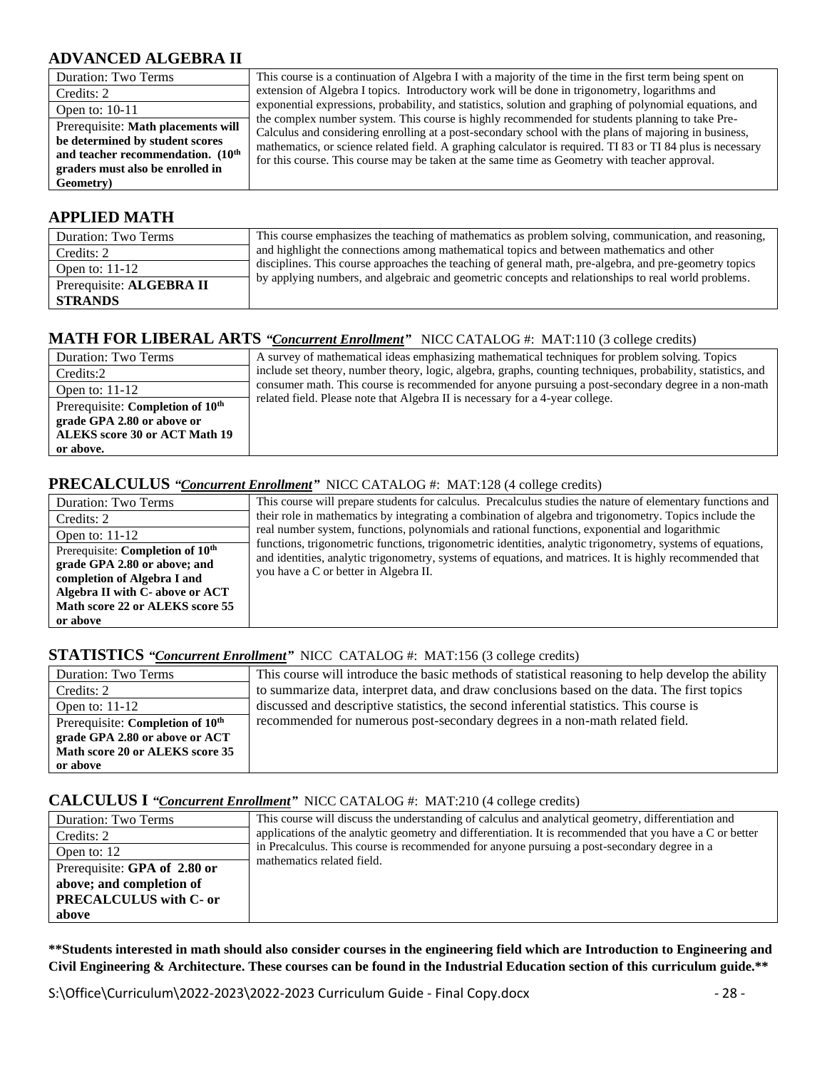## ADVANCED ALGEBRA II

| | |
|---|---|
| Duration: Two Terms | This course is a continuation of Algebra I with a majority of the time in the first term being spent on extension of Algebra I topics. Introductory work will be done in trigonometry, logarithms and exponential expressions, probability, and statistics, solution and graphing of polynomial equations, and the complex number system. This course is highly recommended for students planning to take Pre-Calculus and considering enrolling at a post-secondary school with the plans of majoring in business, mathematics, or science related field. A graphing calculator is required. TI 83 or TI 84 plus is necessary for this course. This course may be taken at the same time as Geometry with teacher approval. |
| Credits: 2 | |
| Open to: 10-11 | |
| Prerequisite: **Math placements will be determined by student scores and teacher recommendation. (10th graders must also be enrolled in Geometry)** | |

## APPLIED MATH

| | |
|---|---|
| Duration: Two Terms | This course emphasizes the teaching of mathematics as problem solving, communication, and reasoning, and highlight the connections among mathematical topics and between mathematics and other disciplines. This course approaches the teaching of general math, pre-algebra, and pre-geometry topics by applying numbers, and algebraic and geometric concepts and relationships to real world problems. |
| Credits: 2 | |
| Open to: 11-12 | |
| Prerequisite: **ALGEBRA II STRANDS** | |

## MATH FOR LIBERAL ARTS *"Concurrent Enrollment"* NICC CATALOG #: MAT:110 (3 college credits)

| | |
|---|---|
| Duration: Two Terms | A survey of mathematical ideas emphasizing mathematical techniques for problem solving. Topics include set theory, number theory, logic, algebra, graphs, counting techniques, probability, statistics, and consumer math. This course is recommended for anyone pursuing a post-secondary degree in a non-math related field. Please note that Algebra II is necessary for a 4-year college. |
| Credits:2 | |
| Open to: 11-12 | |
| Prerequisite: **Completion of 10th grade GPA 2.80 or above or ALEKS score 30 or ACT Math 19 or above.** | |

## PRECALCULUS *"Concurrent Enrollment"* NICC CATALOG #: MAT:128 (4 college credits)

| | |
|---|---|
| Duration: Two Terms | This course will prepare students for calculus. Precalculus studies the nature of elementary functions and their role in mathematics by integrating a combination of algebra and trigonometry. Topics include the real number system, functions, polynomials and rational functions, exponential and logarithmic functions, trigonometric functions, trigonometric identities, analytic trigonometry, systems of equations, and identities, analytic trigonometry, systems of equations, and matrices. It is highly recommended that you have a C or better in Algebra II. |
| Credits: 2 | |
| Open to: 11-12 | |
| Prerequisite: **Completion of 10th grade GPA 2.80 or above; and completion of Algebra I and Algebra II with C- above or ACT Math score 22 or ALEKS score 55 or above** | |

## STATISTICS *"Concurrent Enrollment"* NICC CATALOG #: MAT:156 (3 college credits)

| | |
|---|---|
| Duration: Two Terms | This course will introduce the basic methods of statistical reasoning to help develop the ability to summarize data, interpret data, and draw conclusions based on the data. The first topics discussed and descriptive statistics, the second inferential statistics. This course is recommended for numerous post-secondary degrees in a non-math related field. |
| Credits: 2 | |
| Open to: 11-12 | |
| Prerequisite: **Completion of 10th grade GPA 2.80 or above or ACT Math score 20 or ALEKS score 35 or above** | |

## CALCULUS I *"Concurrent Enrollment"* NICC CATALOG #: MAT:210 (4 college credits)

| | |
|---|---|
| Duration: Two Terms | This course will discuss the understanding of calculus and analytical geometry, differentiation and applications of the analytic geometry and differentiation. It is recommended that you have a C or better in Precalculus. This course is recommended for anyone pursuing a post-secondary degree in a mathematics related field. |
| Credits: 2 | |
| Open to: 12 | |
| Prerequisite: **GPA of 2.80 or above; and completion of PRECALCULUS with C- or above** | |

**\*\*Students interested in math should also consider courses in the engineering field which are Introduction to Engineering and Civil Engineering & Architecture. These courses can be found in the Industrial Education section of this curriculum guide.\*\***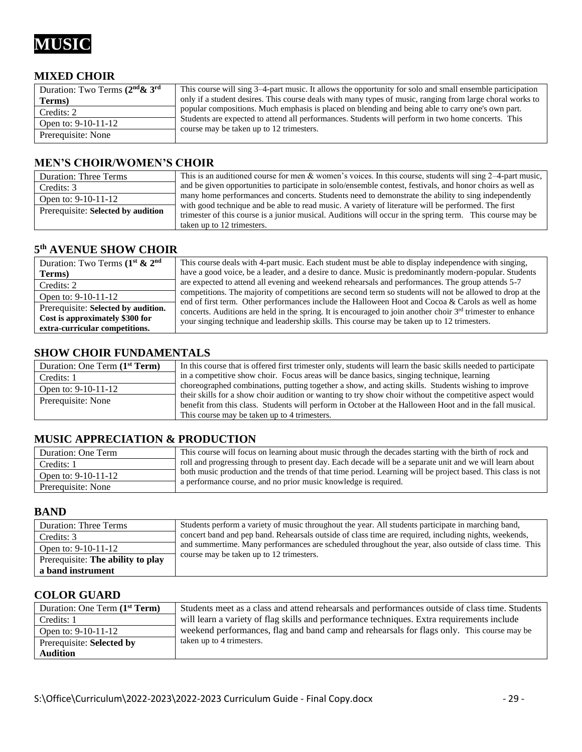# MUSIC

## MIXED CHOIR

| | |
|---|---|
| Duration: Two Terms **(2nd& 3rd Terms)** | This course will sing 3–4-part music. It allows the opportunity for solo and small ensemble participation only if a student desires. This course deals with many types of music, ranging from large choral works to popular compositions. Much emphasis is placed on blending and being able to carry one's own part. Students are expected to attend all performances. Students will perform in two home concerts. This course may be taken up to 12 trimesters. |
| Credits: 2 | |
| Open to: 9-10-11-12 | |
| Prerequisite: None | |

## MEN'S CHOIR/WOMEN'S CHOIR

| | |
|---|---|
| Duration: Three Terms | This is an auditioned course for men & women's voices. In this course, students will sing 2–4-part music, and be given opportunities to participate in solo/ensemble contest, festivals, and honor choirs as well as many home performances and concerts. Students need to demonstrate the ability to sing independently with good technique and be able to read music. A variety of literature will be performed. The first trimester of this course is a junior musical. Auditions will occur in the spring term. This course may be taken up to 12 trimesters. |
| Credits: 3 | |
| Open to: 9-10-11-12 | |
| Prerequisite: **Selected by audition** | |

## 5th AVENUE SHOW CHOIR

| | |
|---|---|
| Duration: Two Terms **(1st & 2nd Terms)** | This course deals with 4-part music. Each student must be able to display independence with singing, have a good voice, be a leader, and a desire to dance. Music is predominantly modern-popular. Students are expected to attend all evening and weekend rehearsals and performances. The group attends 5-7 competitions. The majority of competitions are second term so students will not be allowed to drop at the end of first term. Other performances include the Halloween Hoot and Cocoa & Carols as well as home concerts. Auditions are held in the spring. It is encouraged to join another choir 3rd trimester to enhance your singing technique and leadership skills. This course may be taken up to 12 trimesters. |
| Credits: 2 | |
| Open to: 9-10-11-12 | |
| Prerequisite: **Selected by audition. Cost is approximately $300 for extra-curricular competitions.** | |

## SHOW CHOIR FUNDAMENTALS

| | |
|---|---|
| Duration: One Term **(1st Term)** | In this course that is offered first trimester only, students will learn the basic skills needed to participate in a competitive show choir. Focus areas will be dance basics, singing technique, learning choreographed combinations, putting together a show, and acting skills. Students wishing to improve their skills for a show choir audition or wanting to try show choir without the competitive aspect would benefit from this class. Students will perform in October at the Halloween Hoot and in the fall musical. This course may be taken up to 4 trimesters. |
| Credits: 1 | |
| Open to: 9-10-11-12 | |
| Prerequisite: None | |

## MUSIC APPRECIATION & PRODUCTION

| | |
|---|---|
| Duration: One Term | This course will focus on learning about music through the decades starting with the birth of rock and roll and progressing through to present day. Each decade will be a separate unit and we will learn about both music production and the trends of that time period. Learning will be project based. This class is not a performance course, and no prior music knowledge is required. |
| Credits: 1 | |
| Open to: 9-10-11-12 | |
| Prerequisite: None | |

## BAND

| | |
|---|---|
| Duration: Three Terms | Students perform a variety of music throughout the year. All students participate in marching band, concert band and pep band. Rehearsals outside of class time are required, including nights, weekends, and summertime. Many performances are scheduled throughout the year, also outside of class time. This course may be taken up to 12 trimesters. |
| Credits: 3 | |
| Open to: 9-10-11-12 | |
| Prerequisite: **The ability to play a band instrument** | |

## COLOR GUARD

| | |
|---|---|
| Duration: One Term **(1st Term)** | Students meet as a class and attend rehearsals and performances outside of class time. Students will learn a variety of flag skills and performance techniques. Extra requirements include weekend performances, flag and band camp and rehearsals for flags only. This course may be taken up to 4 trimesters. |
| Credits: 1 | |
| Open to: 9-10-11-12 | |
| Prerequisite: **Selected by Audition** | |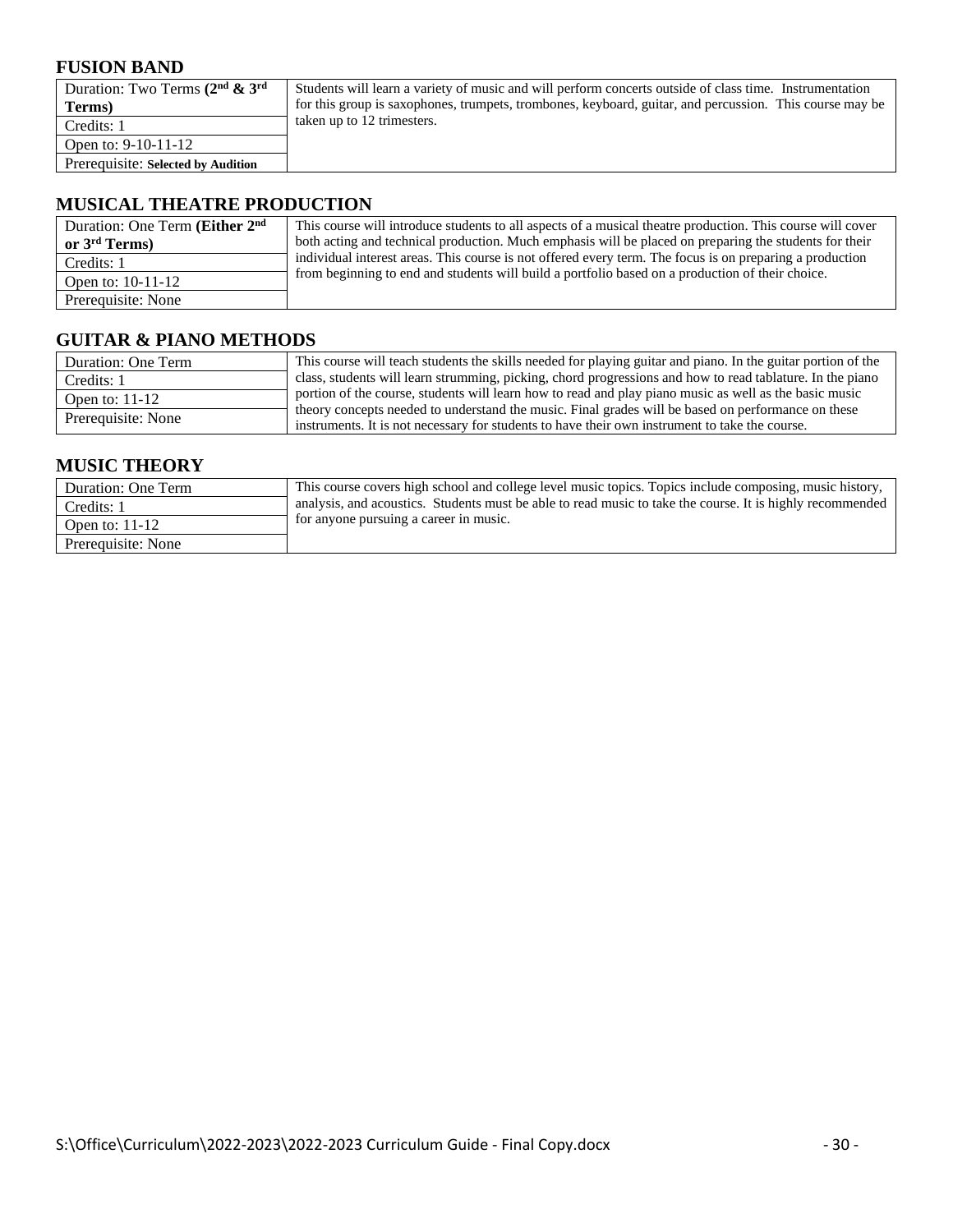## FUSION BAND

| | |
|---|---|
| Duration: Two Terms **(2nd & 3rd Terms)** | Students will learn a variety of music and will perform concerts outside of class time. Instrumentation for this group is saxophones, trumpets, trombones, keyboard, guitar, and percussion. This course may be taken up to 12 trimesters. |
| Credits: 1 | |
| Open to: 9-10-11-12 | |
| Prerequisite: **Selected by Audition** | |

## MUSICAL THEATRE PRODUCTION

| | |
|---|---|
| Duration: One Term **(Either 2nd or 3rd Terms)** | This course will introduce students to all aspects of a musical theatre production. This course will cover both acting and technical production. Much emphasis will be placed on preparing the students for their individual interest areas. This course is not offered every term. The focus is on preparing a production from beginning to end and students will build a portfolio based on a production of their choice. |
| Credits: 1 | |
| Open to: 10-11-12 | |
| Prerequisite: None | |

## GUITAR & PIANO METHODS

| | |
|---|---|
| Duration: One Term | This course will teach students the skills needed for playing guitar and piano. In the guitar portion of the class, students will learn strumming, picking, chord progressions and how to read tablature. In the piano portion of the course, students will learn how to read and play piano music as well as the basic music theory concepts needed to understand the music. Final grades will be based on performance on these instruments. It is not necessary for students to have their own instrument to take the course. |
| Credits: 1 | |
| Open to: 11-12 | |
| Prerequisite: None | |

## MUSIC THEORY

| | |
|---|---|
| Duration: One Term | This course covers high school and college level music topics. Topics include composing, music history, analysis, and acoustics. Students must be able to read music to take the course. It is highly recommended for anyone pursuing a career in music. |
| Credits: 1 | |
| Open to: 11-12 | |
| Prerequisite: None | |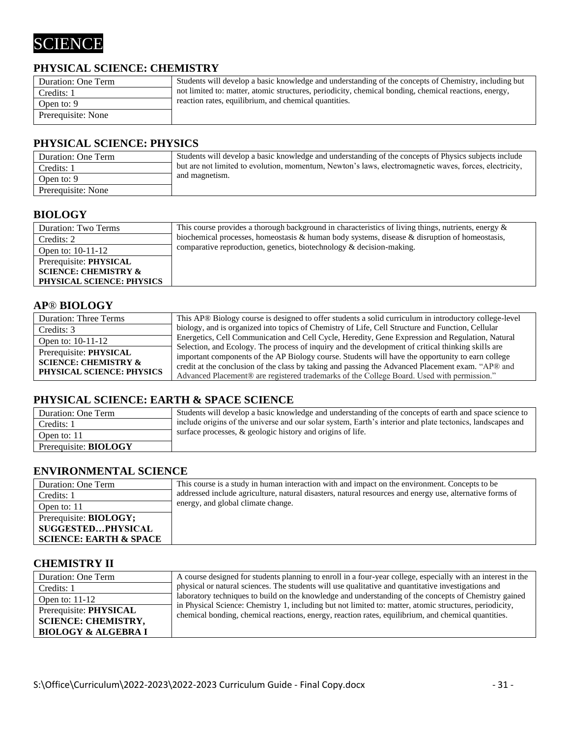# SCIENCE

## PHYSICAL SCIENCE: CHEMISTRY

| | |
|---|---|
| Duration: One Term | Students will develop a basic knowledge and understanding of the concepts of Chemistry, including but not limited to: matter, atomic structures, periodicity, chemical bonding, chemical reactions, energy, reaction rates, equilibrium, and chemical quantities. |
| Credits: 1 | |
| Open to: 9 | |
| Prerequisite: None | |

## PHYSICAL SCIENCE: PHYSICS

| | |
|---|---|
| Duration: One Term | Students will develop a basic knowledge and understanding of the concepts of Physics subjects include but are not limited to evolution, momentum, Newton's laws, electromagnetic waves, forces, electricity, and magnetism. |
| Credits: 1 | |
| Open to: 9 | |
| Prerequisite: None | |

## BIOLOGY

| | |
|---|---|
| Duration: Two Terms | This course provides a thorough background in characteristics of living things, nutrients, energy & biochemical processes, homeostasis & human body systems, disease & disruption of homeostasis, comparative reproduction, genetics, biotechnology & decision-making. |
| Credits: 2 | |
| Open to: 10-11-12 | |
| Prerequisite: **PHYSICAL SCIENCE: CHEMISTRY & PHYSICAL SCIENCE: PHYSICS** | |

## AP® BIOLOGY

| | |
|---|---|
| Duration: Three Terms | This AP® Biology course is designed to offer students a solid curriculum in introductory college-level biology, and is organized into topics of Chemistry of Life, Cell Structure and Function, Cellular Energetics, Cell Communication and Cell Cycle, Heredity, Gene Expression and Regulation, Natural Selection, and Ecology. The process of inquiry and the development of critical thinking skills are important components of the AP Biology course. Students will have the opportunity to earn college credit at the conclusion of the class by taking and passing the Advanced Placement exam. "AP® and Advanced Placement® are registered trademarks of the College Board. Used with permission." |
| Credits: 3 | |
| Open to: 10-11-12 | |
| Prerequisite: **PHYSICAL SCIENCE: CHEMISTRY & PHYSICAL SCIENCE: PHYSICS** | |

## PHYSICAL SCIENCE: EARTH & SPACE SCIENCE

| | |
|---|---|
| Duration: One Term | Students will develop a basic knowledge and understanding of the concepts of earth and space science to include origins of the universe and our solar system, Earth's interior and plate tectonics, landscapes and surface processes, & geologic history and origins of life. |
| Credits: 1 | |
| Open to: 11 | |
| Prerequisite: **BIOLOGY** | |

## ENVIRONMENTAL SCIENCE

| | |
|---|---|
| Duration: One Term | This course is a study in human interaction with and impact on the environment. Concepts to be addressed include agriculture, natural disasters, natural resources and energy use, alternative forms of energy, and global climate change. |
| Credits: 1 | |
| Open to: 11 | |
| Prerequisite: **BIOLOGY; SUGGESTED…PHYSICAL SCIENCE: EARTH & SPACE** | |

## CHEMISTRY II

| | |
|---|---|
| Duration: One Term | A course designed for students planning to enroll in a four-year college, especially with an interest in the physical or natural sciences. The students will use qualitative and quantitative investigations and laboratory techniques to build on the knowledge and understanding of the concepts of Chemistry gained in Physical Science: Chemistry 1, including but not limited to: matter, atomic structures, periodicity, chemical bonding, chemical reactions, energy, reaction rates, equilibrium, and chemical quantities. |
| Credits: 1 | |
| Open to: 11-12 | |
| Prerequisite: **PHYSICAL SCIENCE: CHEMISTRY, BIOLOGY & ALGEBRA I** | |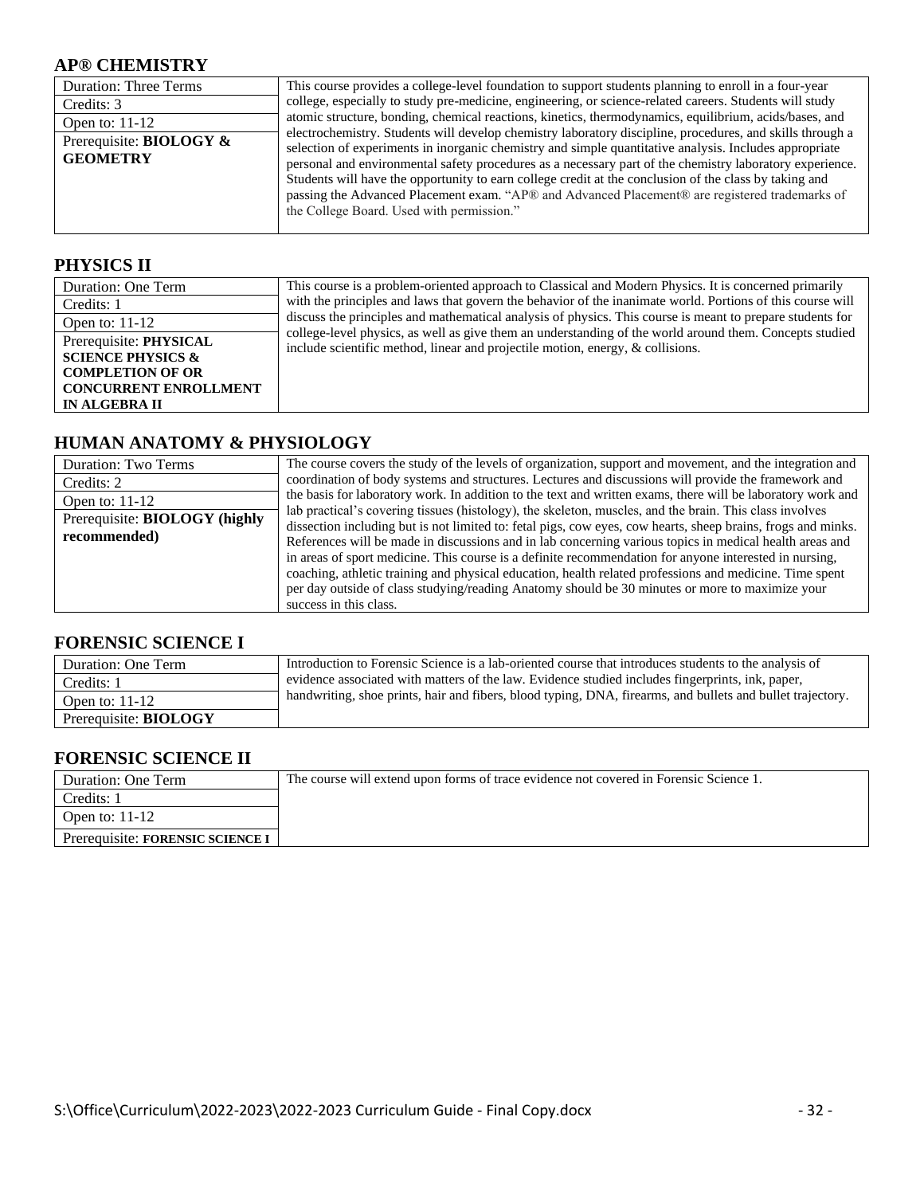## AP® CHEMISTRY

| Duration: Three Terms | This course provides a college-level foundation to support students planning to enroll in a four-year college, especially to study pre-medicine, engineering, or science-related careers. Students will study atomic structure, bonding, chemical reactions, kinetics, thermodynamics, equilibrium, acids/bases, and electrochemistry. Students will develop chemistry laboratory discipline, procedures, and skills through a selection of experiments in inorganic chemistry and simple quantitative analysis. Includes appropriate personal and environmental safety procedures as a necessary part of the chemistry laboratory experience. Students will have the opportunity to earn college credit at the conclusion of the class by taking and passing the Advanced Placement exam. "AP® and Advanced Placement® are registered trademarks of the College Board. Used with permission." |
|---|---|
| Credits: 3 | |
| Open to: 11-12 | |
| Prerequisite: **BIOLOGY & GEOMETRY** | |

## PHYSICS II

| Duration: One Term | This course is a problem-oriented approach to Classical and Modern Physics. It is concerned primarily with the principles and laws that govern the behavior of the inanimate world. Portions of this course will discuss the principles and mathematical analysis of physics. This course is meant to prepare students for college-level physics, as well as give them an understanding of the world around them. Concepts studied include scientific method, linear and projectile motion, energy, & collisions. |
|---|---|
| Credits: 1 | |
| Open to: 11-12 | |
| Prerequisite: **PHYSICAL SCIENCE PHYSICS & COMPLETION OF OR CONCURRENT ENROLLMENT IN ALGEBRA II** | |

## HUMAN ANATOMY & PHYSIOLOGY

| Duration: Two Terms | The course covers the study of the levels of organization, support and movement, and the integration and coordination of body systems and structures. Lectures and discussions will provide the framework and the basis for laboratory work. In addition to the text and written exams, there will be laboratory work and lab practical's covering tissues (histology), the skeleton, muscles, and the brain. This class involves dissection including but is not limited to: fetal pigs, cow eyes, cow hearts, sheep brains, frogs and minks. References will be made in discussions and in lab concerning various topics in medical health areas and in areas of sport medicine. This course is a definite recommendation for anyone interested in nursing, coaching, athletic training and physical education, health related professions and medicine. Time spent per day outside of class studying/reading Anatomy should be 30 minutes or more to maximize your success in this class. |
|---|---|
| Credits: 2 | |
| Open to: 11-12 | |
| Prerequisite: **BIOLOGY (highly recommended)** | |

## FORENSIC SCIENCE I

| Duration: One Term | Introduction to Forensic Science is a lab-oriented course that introduces students to the analysis of evidence associated with matters of the law. Evidence studied includes fingerprints, ink, paper, handwriting, shoe prints, hair and fibers, blood typing, DNA, firearms, and bullets and bullet trajectory. |
|---|---|
| Credits: 1 | |
| Open to: 11-12 | |
| Prerequisite: **BIOLOGY** | |

## FORENSIC SCIENCE II

| Duration: One Term | The course will extend upon forms of trace evidence not covered in Forensic Science 1. |
|---|---|
| Credits: 1 | |
| Open to: 11-12 | |
| Prerequisite: **FORENSIC SCIENCE I** | |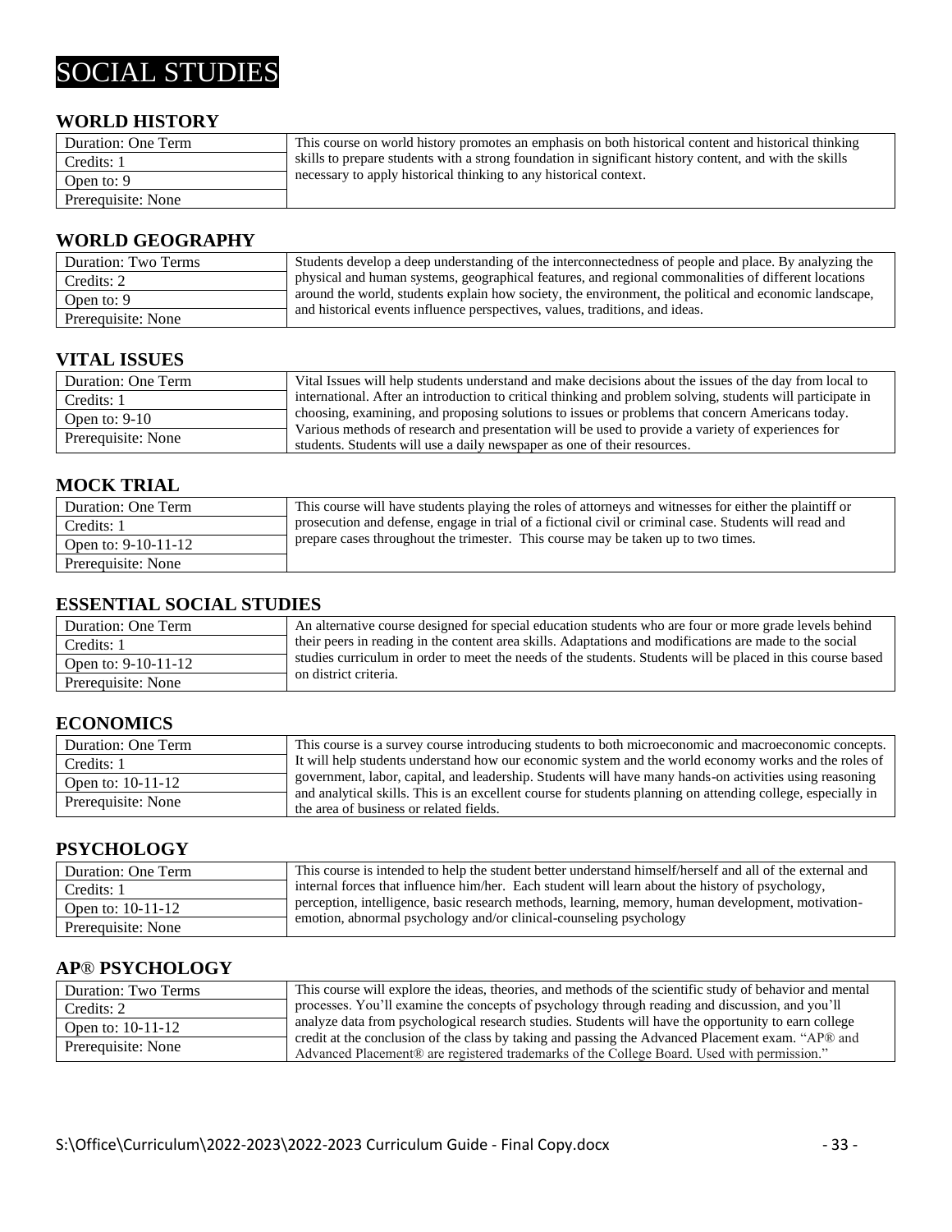# SOCIAL STUDIES

## WORLD HISTORY

| | |
|---|---|
| Duration: One Term | This course on world history promotes an emphasis on both historical content and historical thinking skills to prepare students with a strong foundation in significant history content, and with the skills necessary to apply historical thinking to any historical context. |
| Credits: 1 | |
| Open to: 9 | |
| Prerequisite: None | |

## WORLD GEOGRAPHY

| | |
|---|---|
| Duration: Two Terms | Students develop a deep understanding of the interconnectedness of people and place. By analyzing the physical and human systems, geographical features, and regional commonalities of different locations around the world, students explain how society, the environment, the political and economic landscape, and historical events influence perspectives, values, traditions, and ideas. |
| Credits: 2 | |
| Open to: 9 | |
| Prerequisite: None | |

## VITAL ISSUES

| | |
|---|---|
| Duration: One Term | Vital Issues will help students understand and make decisions about the issues of the day from local to international. After an introduction to critical thinking and problem solving, students will participate in choosing, examining, and proposing solutions to issues or problems that concern Americans today. Various methods of research and presentation will be used to provide a variety of experiences for students. Students will use a daily newspaper as one of their resources. |
| Credits: 1 | |
| Open to: 9-10 | |
| Prerequisite: None | |

## MOCK TRIAL

| | |
|---|---|
| Duration: One Term | This course will have students playing the roles of attorneys and witnesses for either the plaintiff or prosecution and defense, engage in trial of a fictional civil or criminal case. Students will read and prepare cases throughout the trimester. This course may be taken up to two times. |
| Credits: 1 | |
| Open to: 9-10-11-12 | |
| Prerequisite: None | |

## ESSENTIAL SOCIAL STUDIES

| | |
|---|---|
| Duration: One Term | An alternative course designed for special education students who are four or more grade levels behind their peers in reading in the content area skills. Adaptations and modifications are made to the social studies curriculum in order to meet the needs of the students. Students will be placed in this course based on district criteria. |
| Credits: 1 | |
| Open to: 9-10-11-12 | |
| Prerequisite: None | |

## ECONOMICS

| | |
|---|---|
| Duration: One Term | This course is a survey course introducing students to both microeconomic and macroeconomic concepts. It will help students understand how our economic system and the world economy works and the roles of government, labor, capital, and leadership. Students will have many hands-on activities using reasoning and analytical skills. This is an excellent course for students planning on attending college, especially in the area of business or related fields. |
| Credits: 1 | |
| Open to: 10-11-12 | |
| Prerequisite: None | |

## PSYCHOLOGY

| | |
|---|---|
| Duration: One Term | This course is intended to help the student better understand himself/herself and all of the external and internal forces that influence him/her. Each student will learn about the history of psychology, perception, intelligence, basic research methods, learning, memory, human development, motivation-emotion, abnormal psychology and/or clinical-counseling psychology |
| Credits: 1 | |
| Open to: 10-11-12 | |
| Prerequisite: None | |

## AP® PSYCHOLOGY

| | |
|---|---|
| Duration: Two Terms | This course will explore the ideas, theories, and methods of the scientific study of behavior and mental processes. You'll examine the concepts of psychology through reading and discussion, and you'll analyze data from psychological research studies. Students will have the opportunity to earn college credit at the conclusion of the class by taking and passing the Advanced Placement exam. "AP® and Advanced Placement® are registered trademarks of the College Board. Used with permission." |
| Credits: 2 | |
| Open to: 10-11-12 | |
| Prerequisite: None | |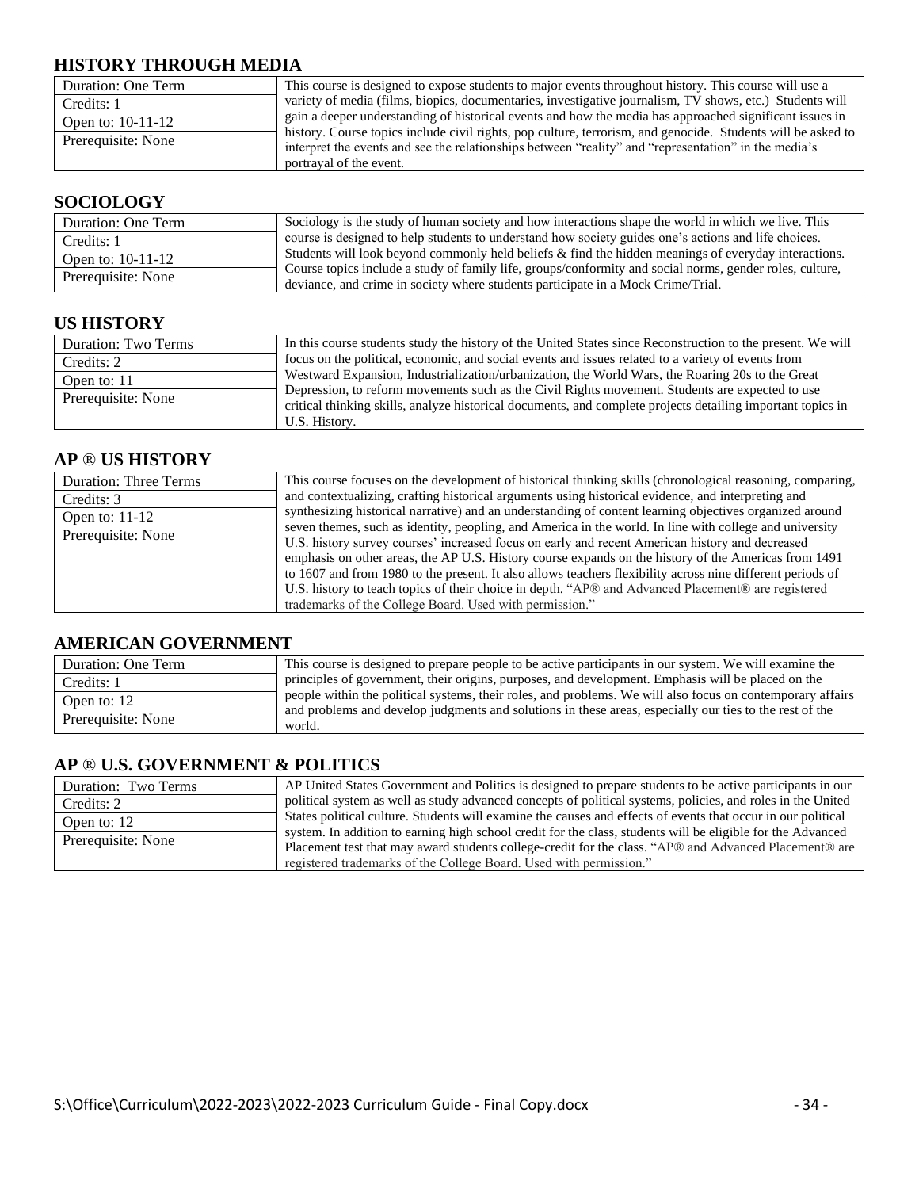## HISTORY THROUGH MEDIA

| | |
|---|---|
| Duration: One Term | This course is designed to expose students to major events throughout history. This course will use a variety of media (films, biopics, documentaries, investigative journalism, TV shows, etc.) Students will gain a deeper understanding of historical events and how the media has approached significant issues in history. Course topics include civil rights, pop culture, terrorism, and genocide. Students will be asked to interpret the events and see the relationships between "reality" and "representation" in the media's portrayal of the event. |
| Credits: 1 | |
| Open to: 10-11-12 | |
| Prerequisite: None | |

## SOCIOLOGY

| | |
|---|---|
| Duration: One Term | Sociology is the study of human society and how interactions shape the world in which we live. This course is designed to help students to understand how society guides one's actions and life choices. Students will look beyond commonly held beliefs & find the hidden meanings of everyday interactions. Course topics include a study of family life, groups/conformity and social norms, gender roles, culture, deviance, and crime in society where students participate in a Mock Crime/Trial. |
| Credits: 1 | |
| Open to: 10-11-12 | |
| Prerequisite: None | |

## US HISTORY

| | |
|---|---|
| Duration: Two Terms | In this course students study the history of the United States since Reconstruction to the present. We will focus on the political, economic, and social events and issues related to a variety of events from Westward Expansion, Industrialization/urbanization, the World Wars, the Roaring 20s to the Great Depression, to reform movements such as the Civil Rights movement. Students are expected to use critical thinking skills, analyze historical documents, and complete projects detailing important topics in U.S. History. |
| Credits: 2 | |
| Open to: 11 | |
| Prerequisite: None | |

## AP ® US HISTORY

| | |
|---|---|
| Duration: Three Terms | This course focuses on the development of historical thinking skills (chronological reasoning, comparing, and contextualizing, crafting historical arguments using historical evidence, and interpreting and synthesizing historical narrative) and an understanding of content learning objectives organized around seven themes, such as identity, peopling, and America in the world. In line with college and university U.S. history survey courses' increased focus on early and recent American history and decreased emphasis on other areas, the AP U.S. History course expands on the history of the Americas from 1491 to 1607 and from 1980 to the present. It also allows teachers flexibility across nine different periods of U.S. history to teach topics of their choice in depth. "AP® and Advanced Placement® are registered trademarks of the College Board. Used with permission." |
| Credits: 3 | |
| Open to: 11-12 | |
| Prerequisite: None | |

## AMERICAN GOVERNMENT

| | |
|---|---|
| Duration: One Term | This course is designed to prepare people to be active participants in our system. We will examine the principles of government, their origins, purposes, and development. Emphasis will be placed on the people within the political systems, their roles, and problems. We will also focus on contemporary affairs and problems and develop judgments and solutions in these areas, especially our ties to the rest of the world. |
| Credits: 1 | |
| Open to: 12 | |
| Prerequisite: None | |

## AP ® U.S. GOVERNMENT & POLITICS

| | |
|---|---|
| Duration: Two Terms | AP United States Government and Politics is designed to prepare students to be active participants in our political system as well as study advanced concepts of political systems, policies, and roles in the United States political culture. Students will examine the causes and effects of events that occur in our political system. In addition to earning high school credit for the class, students will be eligible for the Advanced Placement test that may award students college-credit for the class. "AP® and Advanced Placement® are registered trademarks of the College Board. Used with permission." |
| Credits: 2 | |
| Open to: 12 | |
| Prerequisite: None | |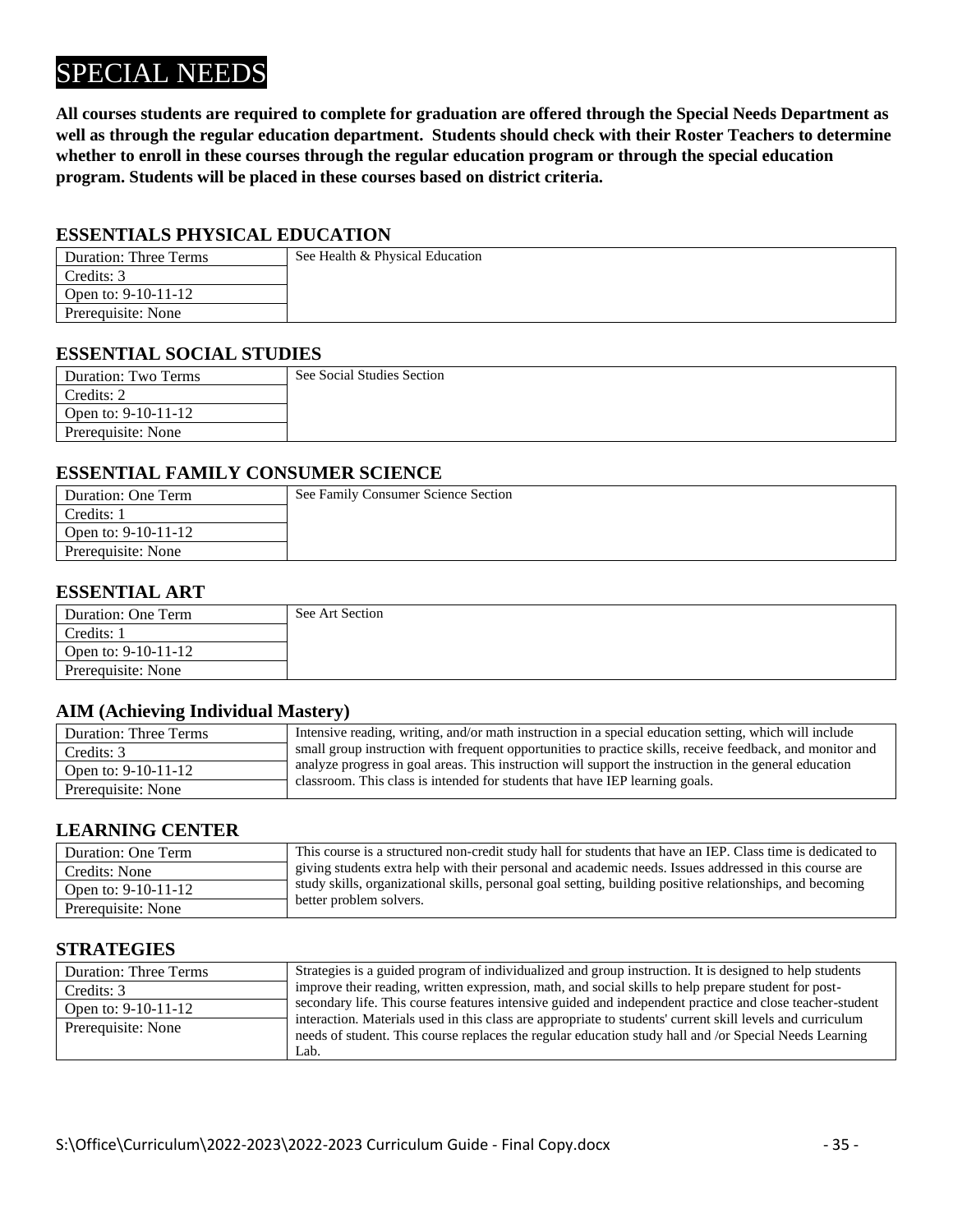# SPECIAL NEEDS

**All courses students are required to complete for graduation are offered through the Special Needs Department as well as through the regular education department. Students should check with their Roster Teachers to determine whether to enroll in these courses through the regular education program or through the special education program. Students will be placed in these courses based on district criteria.**

### ESSENTIALS PHYSICAL EDUCATION

| | |
|---|---|
| Duration: Three Terms | See Health & Physical Education |
| Credits: 3 | |
| Open to: 9-10-11-12 | |
| Prerequisite: None | |

### ESSENTIAL SOCIAL STUDIES

| | |
|---|---|
| Duration: Two Terms | See Social Studies Section |
| Credits: 2 | |
| Open to: 9-10-11-12 | |
| Prerequisite: None | |

### ESSENTIAL FAMILY CONSUMER SCIENCE

| | |
|---|---|
| Duration: One Term | See Family Consumer Science Section |
| Credits: 1 | |
| Open to: 9-10-11-12 | |
| Prerequisite: None | |

### ESSENTIAL ART

| | |
|---|---|
| Duration: One Term | See Art Section |
| Credits: 1 | |
| Open to: 9-10-11-12 | |
| Prerequisite: None | |

### AIM (Achieving Individual Mastery)

| | |
|---|---|
| Duration: Three Terms | Intensive reading, writing, and/or math instruction in a special education setting, which will include small group instruction with frequent opportunities to practice skills, receive feedback, and monitor and analyze progress in goal areas. This instruction will support the instruction in the general education classroom. This class is intended for students that have IEP learning goals. |
| Credits: 3 | |
| Open to: 9-10-11-12 | |
| Prerequisite: None | |

### LEARNING CENTER

| | |
|---|---|
| Duration: One Term | This course is a structured non-credit study hall for students that have an IEP. Class time is dedicated to giving students extra help with their personal and academic needs. Issues addressed in this course are study skills, organizational skills, personal goal setting, building positive relationships, and becoming better problem solvers. |
| Credits: None | |
| Open to: 9-10-11-12 | |
| Prerequisite: None | |

### STRATEGIES

| | |
|---|---|
| Duration: Three Terms | Strategies is a guided program of individualized and group instruction. It is designed to help students improve their reading, written expression, math, and social skills to help prepare student for post-secondary life. This course features intensive guided and independent practice and close teacher-student interaction. Materials used in this class are appropriate to students' current skill levels and curriculum needs of student. This course replaces the regular education study hall and /or Special Needs Learning Lab. |
| Credits: 3 | |
| Open to: 9-10-11-12 | |
| Prerequisite: None | |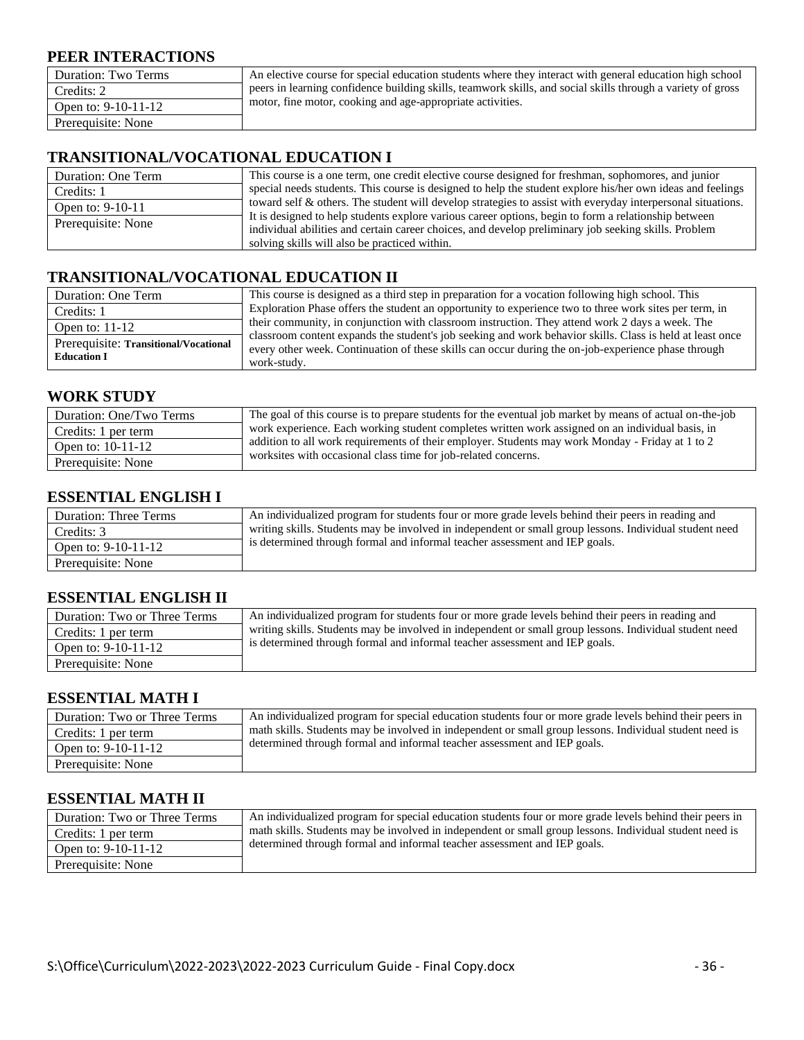## PEER INTERACTIONS

| Duration: Two Terms | An elective course for special education students where they interact with general education high school peers in learning confidence building skills, teamwork skills, and social skills through a variety of gross motor, fine motor, cooking and age-appropriate activities. |
|---|---|
| Credits: 2 | |
| Open to: 9-10-11-12 | |
| Prerequisite: None | |

## TRANSITIONAL/VOCATIONAL EDUCATION I

| Duration: One Term | This course is a one term, one credit elective course designed for freshman, sophomores, and junior special needs students. This course is designed to help the student explore his/her own ideas and feelings toward self & others. The student will develop strategies to assist with everyday interpersonal situations. It is designed to help students explore various career options, begin to form a relationship between individual abilities and certain career choices, and develop preliminary job seeking skills. Problem solving skills will also be practiced within. |
|---|---|
| Credits: 1 | |
| Open to: 9-10-11 | |
| Prerequisite: None | |

## TRANSITIONAL/VOCATIONAL EDUCATION II

| Duration: One Term | This course is designed as a third step in preparation for a vocation following high school. This Exploration Phase offers the student an opportunity to experience two to three work sites per term, in their community, in conjunction with classroom instruction. They attend work 2 days a week. The classroom content expands the student's job seeking and work behavior skills. Class is held at least once every other week. Continuation of these skills can occur during the on-job-experience phase through work-study. |
|---|---|
| Credits: 1 | |
| Open to: 11-12 | |
| Prerequisite: **Transitional/Vocational Education I** | |

## WORK STUDY

| Duration: One/Two Terms | The goal of this course is to prepare students for the eventual job market by means of actual on-the-job work experience. Each working student completes written work assigned on an individual basis, in addition to all work requirements of their employer. Students may work Monday - Friday at 1 to 2 worksites with occasional class time for job-related concerns. |
|---|---|
| Credits: 1 per term | |
| Open to: 10-11-12 | |
| Prerequisite: None | |

## ESSENTIAL ENGLISH I

| Duration: Three Terms | An individualized program for students four or more grade levels behind their peers in reading and writing skills. Students may be involved in independent or small group lessons. Individual student need is determined through formal and informal teacher assessment and IEP goals. |
|---|---|
| Credits: 3 | |
| Open to: 9-10-11-12 | |
| Prerequisite: None | |

## ESSENTIAL ENGLISH II

| Duration: Two or Three Terms | An individualized program for students four or more grade levels behind their peers in reading and writing skills. Students may be involved in independent or small group lessons. Individual student need is determined through formal and informal teacher assessment and IEP goals. |
|---|---|
| Credits: 1 per term | |
| Open to: 9-10-11-12 | |
| Prerequisite: None | |

## ESSENTIAL MATH I

| Duration: Two or Three Terms | An individualized program for special education students four or more grade levels behind their peers in math skills. Students may be involved in independent or small group lessons. Individual student need is determined through formal and informal teacher assessment and IEP goals. |
|---|---|
| Credits: 1 per term | |
| Open to: 9-10-11-12 | |
| Prerequisite: None | |

## ESSENTIAL MATH II

| Duration: Two or Three Terms | An individualized program for special education students four or more grade levels behind their peers in math skills. Students may be involved in independent or small group lessons. Individual student need is determined through formal and informal teacher assessment and IEP goals. |
|---|---|
| Credits: 1 per term | |
| Open to: 9-10-11-12 | |
| Prerequisite: None | |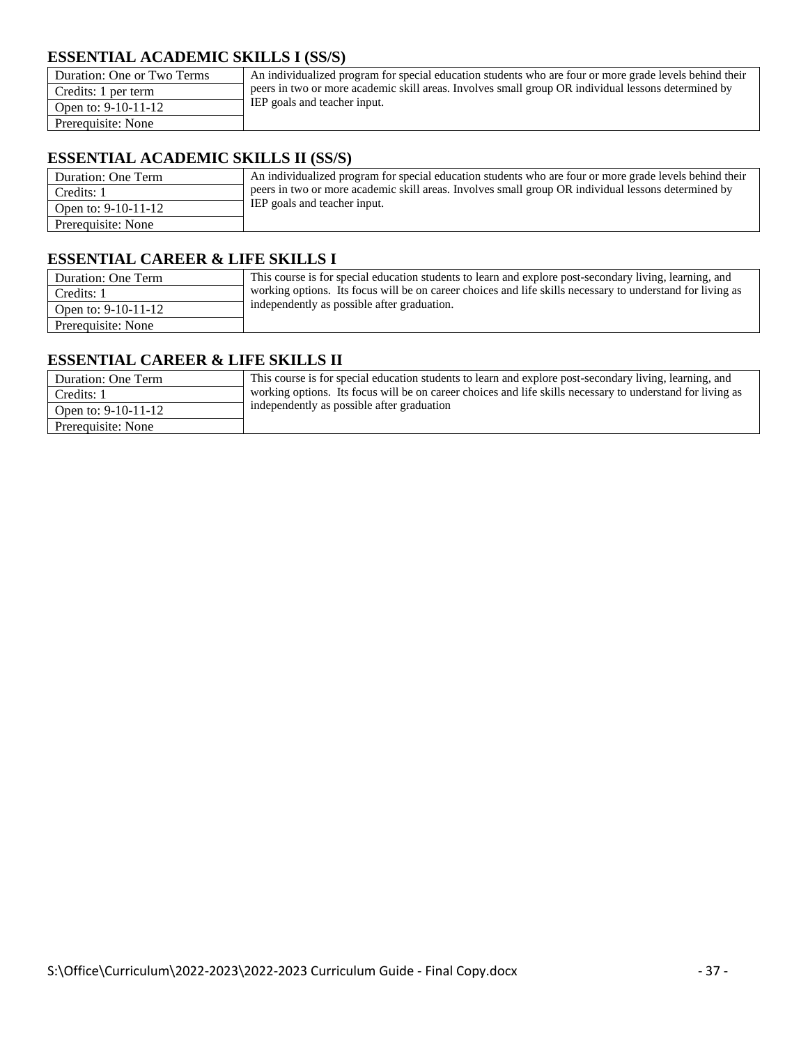## ESSENTIAL ACADEMIC SKILLS I (SS/S)

| Duration: One or Two Terms | An individualized program for special education students who are four or more grade levels behind their peers in two or more academic skill areas. Involves small group OR individual lessons determined by IEP goals and teacher input. |
|---|---|
| Credits: 1 per term | |
| Open to: 9-10-11-12 | |
| Prerequisite: None | |

## ESSENTIAL ACADEMIC SKILLS II (SS/S)

| Duration: One Term | An individualized program for special education students who are four or more grade levels behind their peers in two or more academic skill areas. Involves small group OR individual lessons determined by IEP goals and teacher input. |
|---|---|
| Credits: 1 | |
| Open to: 9-10-11-12 | |
| Prerequisite: None | |

## ESSENTIAL CAREER & LIFE SKILLS I

| Duration: One Term | This course is for special education students to learn and explore post-secondary living, learning, and working options. Its focus will be on career choices and life skills necessary to understand for living as independently as possible after graduation. |
|---|---|
| Credits: 1 | |
| Open to: 9-10-11-12 | |
| Prerequisite: None | |

## ESSENTIAL CAREER & LIFE SKILLS II

| Duration: One Term | This course is for special education students to learn and explore post-secondary living, learning, and working options. Its focus will be on career choices and life skills necessary to understand for living as independently as possible after graduation |
|---|---|
| Credits: 1 | |
| Open to: 9-10-11-12 | |
| Prerequisite: None | |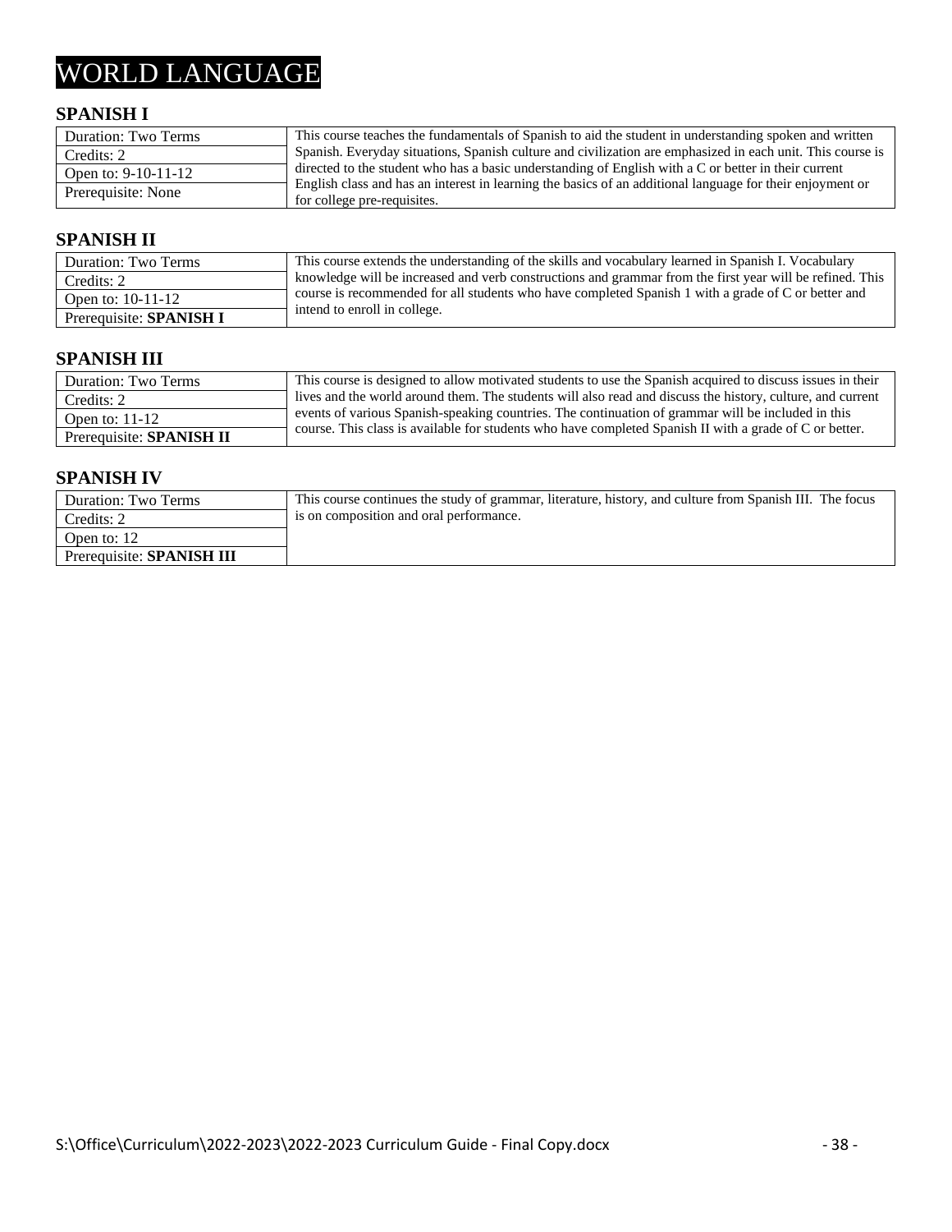# WORLD LANGUAGE

## SPANISH I

| Duration: Two Terms | This course teaches the fundamentals of Spanish to aid the student in understanding spoken and written Spanish. Everyday situations, Spanish culture and civilization are emphasized in each unit. This course is directed to the student who has a basic understanding of English with a C or better in their current English class and has an interest in learning the basics of an additional language for their enjoyment or for college pre-requisites. |
|---|---|
| Credits: 2 | |
| Open to: 9-10-11-12 | |
| Prerequisite: None | |

## SPANISH II

| Duration: Two Terms | This course extends the understanding of the skills and vocabulary learned in Spanish I. Vocabulary knowledge will be increased and verb constructions and grammar from the first year will be refined. This course is recommended for all students who have completed Spanish 1 with a grade of C or better and intend to enroll in college. |
|---|---|
| Credits: 2 | |
| Open to: 10-11-12 | |
| Prerequisite: **SPANISH I** | |

## SPANISH III

| Duration: Two Terms | This course is designed to allow motivated students to use the Spanish acquired to discuss issues in their lives and the world around them. The students will also read and discuss the history, culture, and current events of various Spanish-speaking countries. The continuation of grammar will be included in this course. This class is available for students who have completed Spanish II with a grade of C or better. |
|---|---|
| Credits: 2 | |
| Open to: 11-12 | |
| Prerequisite: **SPANISH II** | |

## SPANISH IV

| Duration: Two Terms | This course continues the study of grammar, literature, history, and culture from Spanish III. The focus is on composition and oral performance. |
|---|---|
| Credits: 2 | |
| Open to: 12 | |
| Prerequisite: **SPANISH III** | |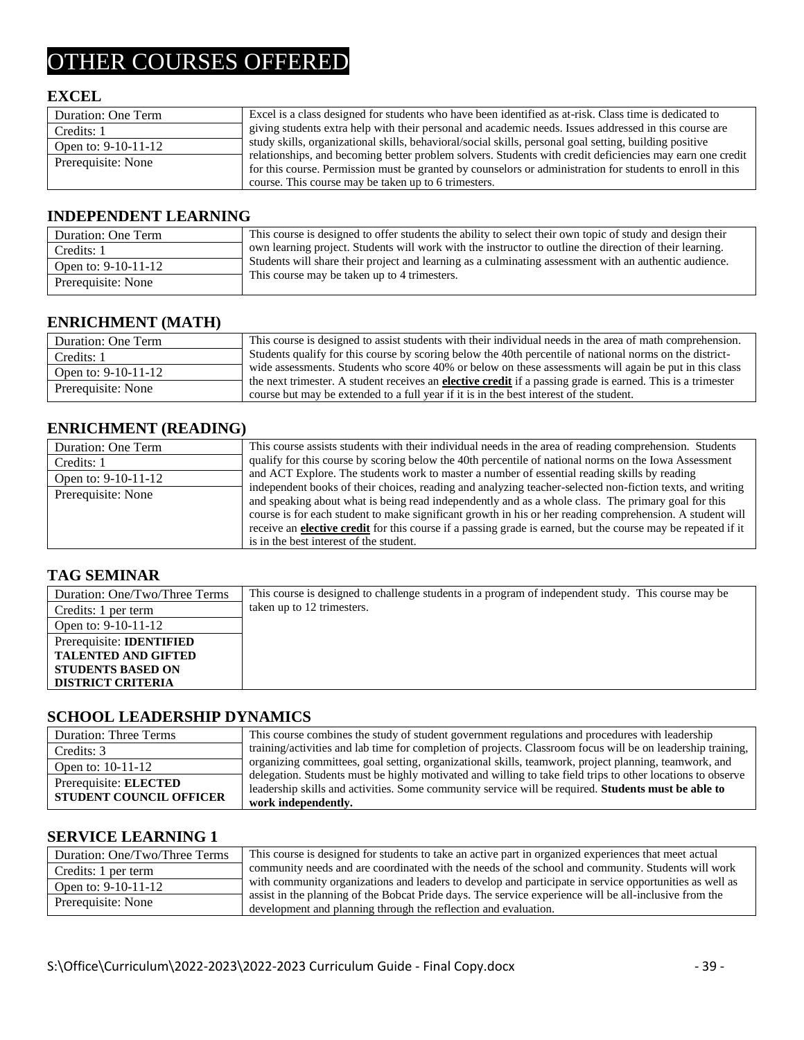# OTHER COURSES OFFERED

## EXCEL

| | |
|---|---|
| Duration: One Term | Excel is a class designed for students who have been identified as at-risk. Class time is dedicated to giving students extra help with their personal and academic needs. Issues addressed in this course are study skills, organizational skills, behavioral/social skills, personal goal setting, building positive relationships, and becoming better problem solvers. Students with credit deficiencies may earn one credit for this course. Permission must be granted by counselors or administration for students to enroll in this course. This course may be taken up to 6 trimesters. |
| Credits: 1 | |
| Open to: 9-10-11-12 | |
| Prerequisite: None | |

## INDEPENDENT LEARNING

| | |
|---|---|
| Duration: One Term | This course is designed to offer students the ability to select their own topic of study and design their own learning project. Students will work with the instructor to outline the direction of their learning. Students will share their project and learning as a culminating assessment with an authentic audience. This course may be taken up to 4 trimesters. |
| Credits: 1 | |
| Open to: 9-10-11-12 | |
| Prerequisite: None | |

## ENRICHMENT (MATH)

| | |
|---|---|
| Duration: One Term | This course is designed to assist students with their individual needs in the area of math comprehension. Students qualify for this course by scoring below the 40th percentile of national norms on the district-wide assessments. Students who score 40% or below on these assessments will again be put in this class the next trimester. A student receives an **elective credit** if a passing grade is earned. This is a trimester course but may be extended to a full year if it is in the best interest of the student. |
| Credits: 1 | |
| Open to: 9-10-11-12 | |
| Prerequisite: None | |

## ENRICHMENT (READING)

| | |
|---|---|
| Duration: One Term | This course assists students with their individual needs in the area of reading comprehension. Students qualify for this course by scoring below the 40th percentile of national norms on the Iowa Assessment and ACT Explore. The students work to master a number of essential reading skills by reading independent books of their choices, reading and analyzing teacher-selected non-fiction texts, and writing and speaking about what is being read independently and as a whole class. The primary goal for this course is for each student to make significant growth in his or her reading comprehension. A student will receive an **elective credit** for this course if a passing grade is earned, but the course may be repeated if it is in the best interest of the student. |
| Credits: 1 | |
| Open to: 9-10-11-12 | |
| Prerequisite: None | |

## TAG SEMINAR

| | |
|---|---|
| Duration: One/Two/Three Terms | This course is designed to challenge students in a program of independent study. This course may be taken up to 12 trimesters. |
| Credits: 1 per term | |
| Open to: 9-10-11-12 | |
| Prerequisite: **IDENTIFIED TALENTED AND GIFTED STUDENTS BASED ON DISTRICT CRITERIA** | |

## SCHOOL LEADERSHIP DYNAMICS

| | |
|---|---|
| Duration: Three Terms | This course combines the study of student government regulations and procedures with leadership training/activities and lab time for completion of projects. Classroom focus will be on leadership training, organizing committees, goal setting, organizational skills, teamwork, project planning, teamwork, and delegation. Students must be highly motivated and willing to take field trips to other locations to observe leadership skills and activities. Some community service will be required. **Students must be able to work independently.** |
| Credits: 3 | |
| Open to: 10-11-12 | |
| Prerequisite: **ELECTED STUDENT COUNCIL OFFICER** | |

## SERVICE LEARNING 1

| | |
|---|---|
| Duration: One/Two/Three Terms | This course is designed for students to take an active part in organized experiences that meet actual community needs and are coordinated with the needs of the school and community. Students will work with community organizations and leaders to develop and participate in service opportunities as well as assist in the planning of the Bobcat Pride days. The service experience will be all-inclusive from the development and planning through the reflection and evaluation. |
| Credits: 1 per term | |
| Open to: 9-10-11-12 | |
| Prerequisite: None | |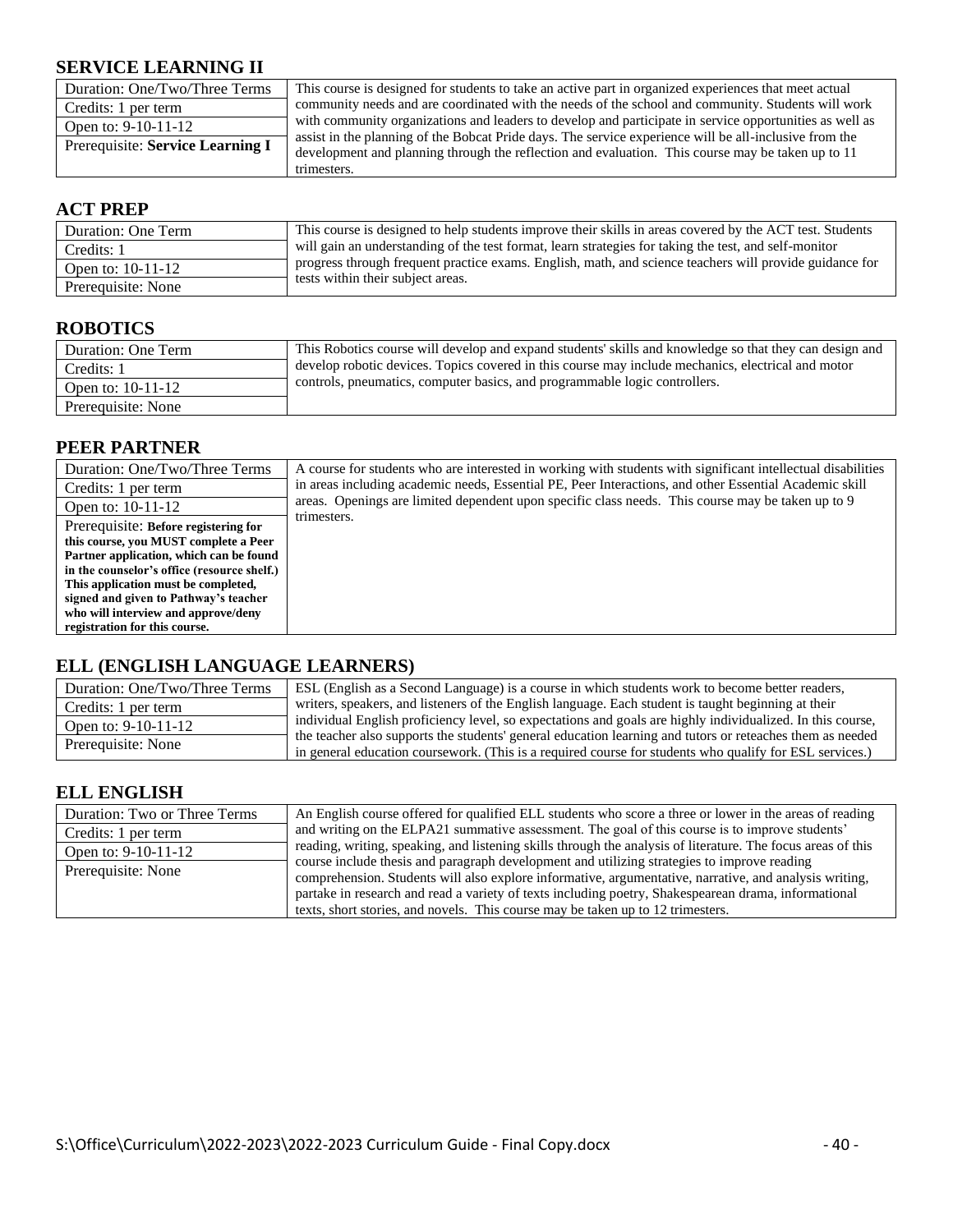## SERVICE LEARNING II

| Duration: One/Two/Three Terms | This course is designed for students to take an active part in organized experiences that meet actual community needs and are coordinated with the needs of the school and community. Students will work with community organizations and leaders to develop and participate in service opportunities as well as assist in the planning of the Bobcat Pride days. The service experience will be all-inclusive from the development and planning through the reflection and evaluation. This course may be taken up to 11 trimesters. |
|---|---|
| Credits: 1 per term | |
| Open to: 9-10-11-12 | |
| Prerequisite: **Service Learning I** | |

## ACT PREP

| Duration: One Term | This course is designed to help students improve their skills in areas covered by the ACT test. Students will gain an understanding of the test format, learn strategies for taking the test, and self-monitor progress through frequent practice exams. English, math, and science teachers will provide guidance for tests within their subject areas. |
|---|---|
| Credits: 1 | |
| Open to: 10-11-12 | |
| Prerequisite: None | |

## ROBOTICS

| Duration: One Term | This Robotics course will develop and expand students' skills and knowledge so that they can design and develop robotic devices. Topics covered in this course may include mechanics, electrical and motor controls, pneumatics, computer basics, and programmable logic controllers. |
|---|---|
| Credits: 1 | |
| Open to: 10-11-12 | |
| Prerequisite: None | |

## PEER PARTNER

| Duration: One/Two/Three Terms | A course for students who are interested in working with students with significant intellectual disabilities in areas including academic needs, Essential PE, Peer Interactions, and other Essential Academic skill areas. Openings are limited dependent upon specific class needs. This course may be taken up to 9 trimesters. |
|---|---|
| Credits: 1 per term | |
| Open to: 10-11-12 | |
| Prerequisite: **Before registering for this course, you MUST complete a Peer Partner application, which can be found in the counselor's office (resource shelf.) This application must be completed, signed and given to Pathway's teacher who will interview and approve/deny registration for this course.** | |

## ELL (ENGLISH LANGUAGE LEARNERS)

| Duration: One/Two/Three Terms | ESL (English as a Second Language) is a course in which students work to become better readers, writers, speakers, and listeners of the English language. Each student is taught beginning at their individual English proficiency level, so expectations and goals are highly individualized. In this course, the teacher also supports the students' general education learning and tutors or reteaches them as needed in general education coursework. (This is a required course for students who qualify for ESL services.) |
|---|---|
| Credits: 1 per term | |
| Open to: 9-10-11-12 | |
| Prerequisite: None | |

## ELL ENGLISH

| Duration: Two or Three Terms | An English course offered for qualified ELL students who score a three or lower in the areas of reading and writing on the ELPA21 summative assessment. The goal of this course is to improve students' reading, writing, speaking, and listening skills through the analysis of literature. The focus areas of this course include thesis and paragraph development and utilizing strategies to improve reading comprehension. Students will also explore informative, argumentative, narrative, and analysis writing, partake in research and read a variety of texts including poetry, Shakespearean drama, informational texts, short stories, and novels. This course may be taken up to 12 trimesters. |
|---|---|
| Credits: 1 per term | |
| Open to: 9-10-11-12 | |
| Prerequisite: None | |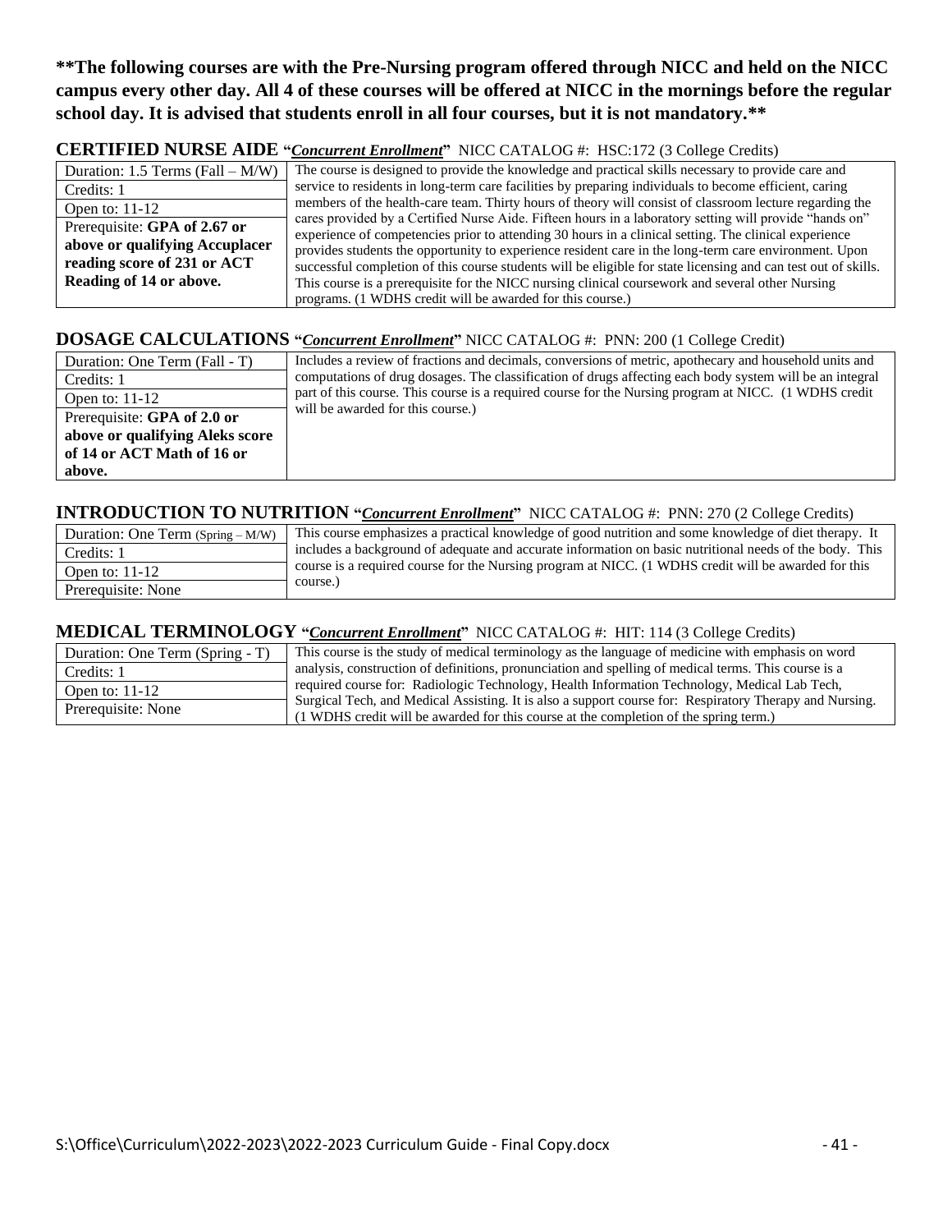**\*\*The following courses are with the Pre-Nursing program offered through NICC and held on the NICC campus every other day. All 4 of these courses will be offered at NICC in the mornings before the regular school day. It is advised that students enroll in all four courses, but it is not mandatory.\*\***

### CERTIFIED NURSE AIDE "*Concurrent Enrollment*" NICC CATALOG #: HSC:172 (3 College Credits)

| | |
|---|---|
| Duration: 1.5 Terms (Fall – M/W) | The course is designed to provide the knowledge and practical skills necessary to provide care and service to residents in long-term care facilities by preparing individuals to become efficient, caring members of the health-care team. Thirty hours of theory will consist of classroom lecture regarding the cares provided by a Certified Nurse Aide. Fifteen hours in a laboratory setting will provide "hands on" experience of competencies prior to attending 30 hours in a clinical setting. The clinical experience provides students the opportunity to experience resident care in the long-term care environment. Upon successful completion of this course students will be eligible for state licensing and can test out of skills. This course is a prerequisite for the NICC nursing clinical coursework and several other Nursing programs. (1 WDHS credit will be awarded for this course.) |
| Credits: 1 | |
| Open to: 11-12 | |
| Prerequisite: **GPA of 2.67 or above or qualifying Accuplacer reading score of 231 or ACT Reading of 14 or above.** | |

### DOSAGE CALCULATIONS "*Concurrent Enrollment*" NICC CATALOG #: PNN: 200 (1 College Credit)

| | |
|---|---|
| Duration: One Term (Fall - T) | Includes a review of fractions and decimals, conversions of metric, apothecary and household units and computations of drug dosages. The classification of drugs affecting each body system will be an integral part of this course. This course is a required course for the Nursing program at NICC. (1 WDHS credit will be awarded for this course.) |
| Credits: 1 | |
| Open to: 11-12 | |
| Prerequisite: **GPA of 2.0 or above or qualifying Aleks score of 14 or ACT Math of 16 or above.** | |

### INTRODUCTION TO NUTRITION "*Concurrent Enrollment*" NICC CATALOG #: PNN: 270 (2 College Credits)

| | |
|---|---|
| Duration: One Term (Spring – M/W) | This course emphasizes a practical knowledge of good nutrition and some knowledge of diet therapy. It includes a background of adequate and accurate information on basic nutritional needs of the body. This course is a required course for the Nursing program at NICC. (1 WDHS credit will be awarded for this course.) |
| Credits: 1 | |
| Open to: 11-12 | |
| Prerequisite: None | |

### MEDICAL TERMINOLOGY "*Concurrent Enrollment*" NICC CATALOG #: HIT: 114 (3 College Credits)

| | |
|---|---|
| Duration: One Term (Spring - T) | This course is the study of medical terminology as the language of medicine with emphasis on word analysis, construction of definitions, pronunciation and spelling of medical terms. This course is a required course for: Radiologic Technology, Health Information Technology, Medical Lab Tech, Surgical Tech, and Medical Assisting. It is also a support course for: Respiratory Therapy and Nursing. (1 WDHS credit will be awarded for this course at the completion of the spring term.) |
| Credits: 1 | |
| Open to: 11-12 | |
| Prerequisite: None | |